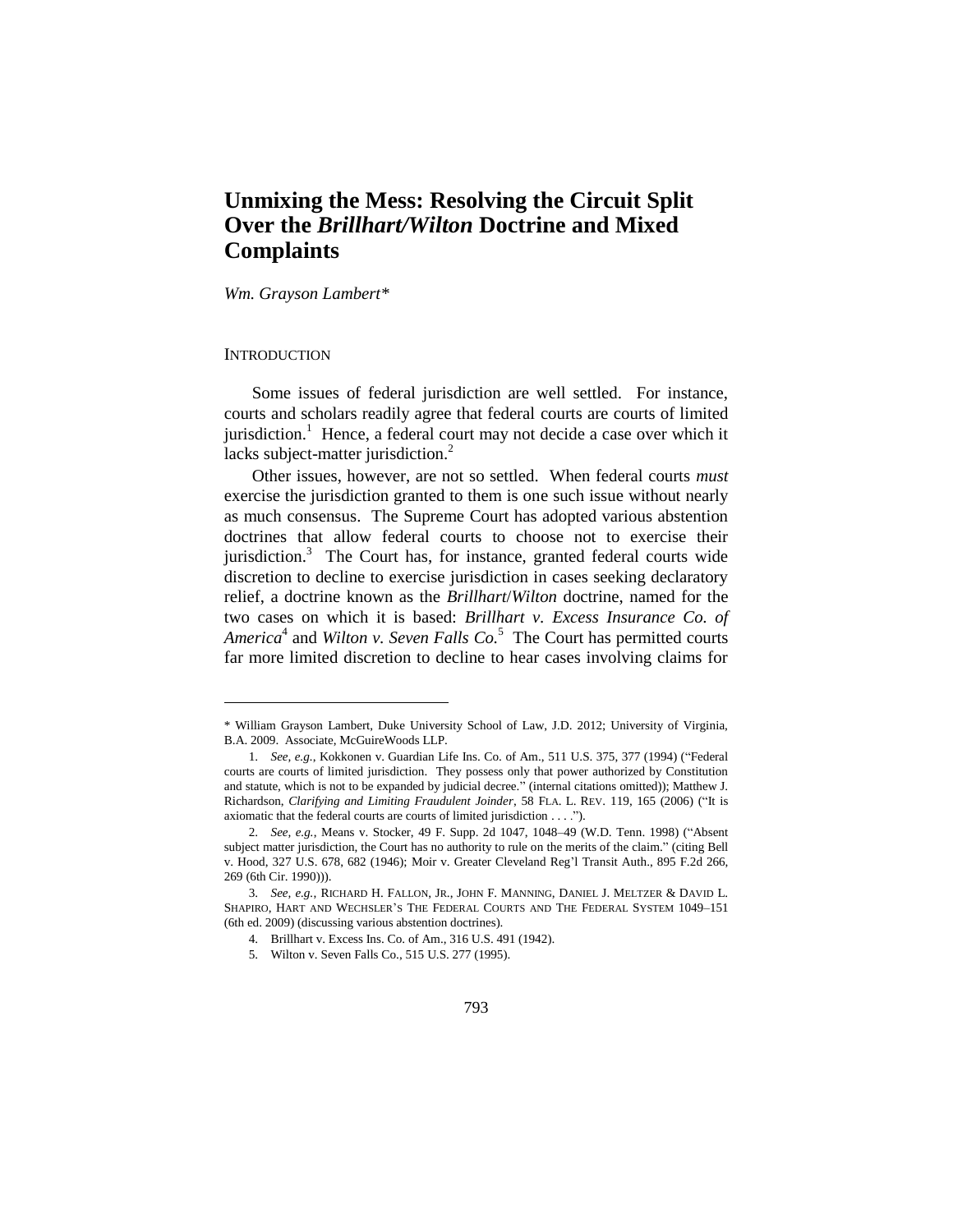# Unmixing the Mess: Resolving the Circuit Split Over the *Brillhart/Wilton* Doctrine and Mixed Complaints

*Wm. Grayson Lambert**

## INTRODUCTION

Some issues of federal jurisdiction are well settled. For instance, courts and scholars readily agree that federal courts are courts of limited jurisdiction.[1] Hence, a federal court may not decide a case over which it lacks subject-matter jurisdiction.[2]

Other issues, however, are not so settled. When federal courts *must* exercise the jurisdiction granted to them is one such issue without nearly as much consensus. The Supreme Court has adopted various abstention doctrines that allow federal courts to choose not to exercise their jurisdiction.[3] The Court has, for instance, granted federal courts wide discretion to decline to exercise jurisdiction in cases seeking declaratory relief, a doctrine known as the *Brillhart*/*Wilton* doctrine, named for the two cases on which it is based: *Brillhart v. Excess Insurance Co. of America*[4] and *Wilton v. Seven Falls Co.*[5] The Court has permitted courts far more limited discretion to decline to hear cases involving claims for

---

\* William Grayson Lambert, Duke University School of Law, J.D. 2012; University of Virginia, B.A. 2009. Associate, McGuireWoods LLP.

1. *See, e.g.*, Kokkonen v. Guardian Life Ins. Co. of Am., 511 U.S. 375, 377 (1994) ("Federal courts are courts of limited jurisdiction. They possess only that power authorized by Constitution and statute, which is not to be expanded by judicial decree." (internal citations omitted)); Matthew J. Richardson, *Clarifying and Limiting Fraudulent Joinder*, 58 FLA. L. REV. 119, 165 (2006) ("It is axiomatic that the federal courts are courts of limited jurisdiction . . . .").

2. *See, e.g.*, Means v. Stocker, 49 F. Supp. 2d 1047, 1048–49 (W.D. Tenn. 1998) ("Absent subject matter jurisdiction, the Court has no authority to rule on the merits of the claim." (citing Bell v. Hood, 327 U.S. 678, 682 (1946); Moir v. Greater Cleveland Reg'l Transit Auth., 895 F.2d 266, 269 (6th Cir. 1990))).

3. *See, e.g.*, RICHARD H. FALLON, JR., JOHN F. MANNING, DANIEL J. MELTZER & DAVID L. SHAPIRO, HART AND WECHSLER'S THE FEDERAL COURTS AND THE FEDERAL SYSTEM 1049–151 (6th ed. 2009) (discussing various abstention doctrines).

4. Brillhart v. Excess Ins. Co. of Am., 316 U.S. 491 (1942).

5. Wilton v. Seven Falls Co., 515 U.S. 277 (1995).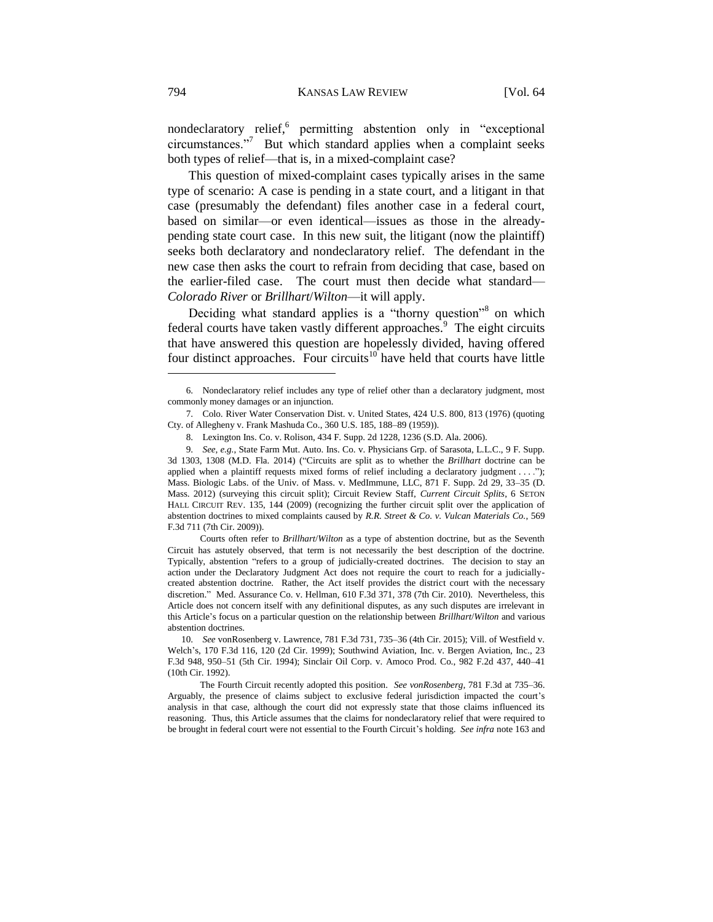nondeclaratory relief,[6] permitting abstention only in "exceptional circumstances."[7] But which standard applies when a complaint seeks both types of relief—that is, in a mixed-complaint case?

This question of mixed-complaint cases typically arises in the same type of scenario: A case is pending in a state court, and a litigant in that case (presumably the defendant) files another case in a federal court, based on similar—or even identical—issues as those in the already-pending state court case. In this new suit, the litigant (now the plaintiff) seeks both declaratory and nondeclaratory relief. The defendant in the new case then asks the court to refrain from deciding that case, based on the earlier-filed case. The court must then decide what standard—*Colorado River* or *Brillhart*/*Wilton*—it will apply.

Deciding what standard applies is a "thorny question"[8] on which federal courts have taken vastly different approaches.[9] The eight circuits that have answered this question are hopelessly divided, having offered four distinct approaches. Four circuits[10] have held that courts have little

---

6. Nondeclaratory relief includes any type of relief other than a declaratory judgment, most commonly money damages or an injunction.

7. Colo. River Water Conservation Dist. v. United States, 424 U.S. 800, 813 (1976) (quoting Cty. of Allegheny v. Frank Mashuda Co., 360 U.S. 185, 188–89 (1959)).

8. Lexington Ins. Co. v. Rolison, 434 F. Supp. 2d 1228, 1236 (S.D. Ala. 2006).

9. *See, e.g.*, State Farm Mut. Auto. Ins. Co. v. Physicians Grp. of Sarasota, L.L.C., 9 F. Supp. 3d 1303, 1308 (M.D. Fla. 2014) ("Circuits are split as to whether the *Brillhart* doctrine can be applied when a plaintiff requests mixed forms of relief including a declaratory judgment . . . ."); Mass. Biologic Labs. of the Univ. of Mass. v. MedImmune, LLC, 871 F. Supp. 2d 29, 33–35 (D. Mass. 2012) (surveying this circuit split); Circuit Review Staff, *Current Circuit Splits*, 6 SETON HALL CIRCUIT REV. 135, 144 (2009) (recognizing the further circuit split over the application of abstention doctrines to mixed complaints caused by *R.R. Street & Co. v. Vulcan Materials Co.*, 569 F.3d 711 (7th Cir. 2009)).

Courts often refer to *Brillhart*/*Wilton* as a type of abstention doctrine, but as the Seventh Circuit has astutely observed, that term is not necessarily the best description of the doctrine. Typically, abstention "refers to a group of judicially-created doctrines. The decision to stay an action under the Declaratory Judgment Act does not require the court to reach for a judicially-created abstention doctrine. Rather, the Act itself provides the district court with the necessary discretion." Med. Assurance Co. v. Hellman, 610 F.3d 371, 378 (7th Cir. 2010). Nevertheless, this Article does not concern itself with any definitional disputes, as any such disputes are irrelevant in this Article's focus on a particular question on the relationship between *Brillhart*/*Wilton* and various abstention doctrines.

10. *See* vonRosenberg v. Lawrence, 781 F.3d 731, 735–36 (4th Cir. 2015); Vill. of Westfield v. Welch's, 170 F.3d 116, 120 (2d Cir. 1999); Southwind Aviation, Inc. v. Bergen Aviation, Inc., 23 F.3d 948, 950–51 (5th Cir. 1994); Sinclair Oil Corp. v. Amoco Prod. Co., 982 F.2d 437, 440–41 (10th Cir. 1992).

The Fourth Circuit recently adopted this position. *See vonRosenberg*, 781 F.3d at 735–36. Arguably, the presence of claims subject to exclusive federal jurisdiction impacted the court's analysis in that case, although the court did not expressly state that those claims influenced its reasoning. Thus, this Article assumes that the claims for nondeclaratory relief that were required to be brought in federal court were not essential to the Fourth Circuit's holding. *See infra* note 163 and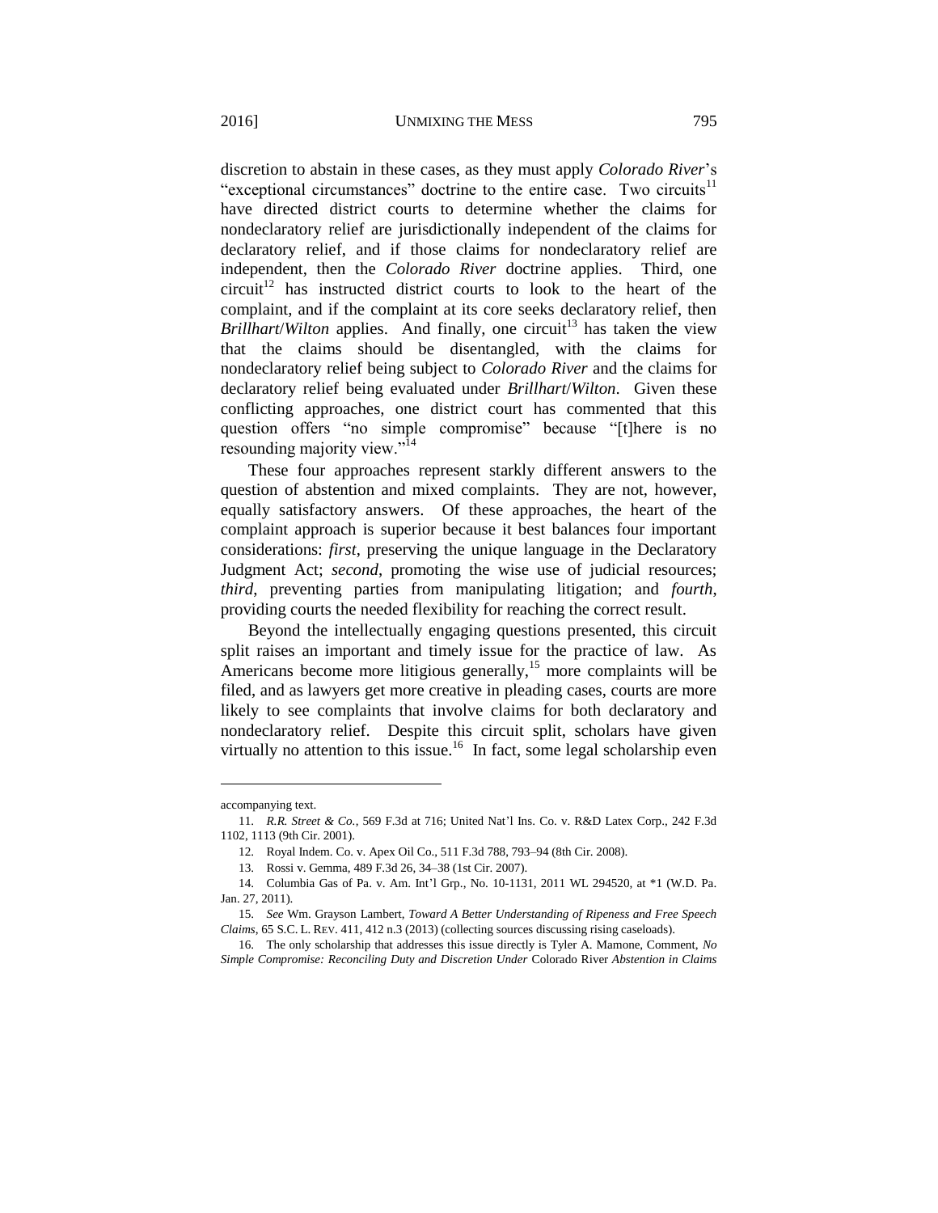discretion to abstain in these cases, as they must apply *Colorado River*'s "exceptional circumstances" doctrine to the entire case. Two circuits[11] have directed district courts to determine whether the claims for nondeclaratory relief are jurisdictionally independent of the claims for declaratory relief, and if those claims for nondeclaratory relief are independent, then the *Colorado River* doctrine applies. Third, one circuit[12] has instructed district courts to look to the heart of the complaint, and if the complaint at its core seeks declaratory relief, then *Brillhart*/*Wilton* applies. And finally, one circuit[13] has taken the view that the claims should be disentangled, with the claims for nondeclaratory relief being subject to *Colorado River* and the claims for declaratory relief being evaluated under *Brillhart*/*Wilton*. Given these conflicting approaches, one district court has commented that this question offers "no simple compromise" because "[t]here is no resounding majority view."[14]

These four approaches represent starkly different answers to the question of abstention and mixed complaints. They are not, however, equally satisfactory answers. Of these approaches, the heart of the complaint approach is superior because it best balances four important considerations: *first*, preserving the unique language in the Declaratory Judgment Act; *second*, promoting the wise use of judicial resources; *third*, preventing parties from manipulating litigation; and *fourth*, providing courts the needed flexibility for reaching the correct result.

Beyond the intellectually engaging questions presented, this circuit split raises an important and timely issue for the practice of law. As Americans become more litigious generally,[15] more complaints will be filed, and as lawyers get more creative in pleading cases, courts are more likely to see complaints that involve claims for both declaratory and nondeclaratory relief. Despite this circuit split, scholars have given virtually no attention to this issue.[16] In fact, some legal scholarship even

---

accompanying text.

11. *R.R. Street & Co.*, 569 F.3d at 716; United Nat'l Ins. Co. v. R&D Latex Corp., 242 F.3d 1102, 1113 (9th Cir. 2001).

12. Royal Indem. Co. v. Apex Oil Co., 511 F.3d 788, 793–94 (8th Cir. 2008).

13. Rossi v. Gemma, 489 F.3d 26, 34–38 (1st Cir. 2007).

14. Columbia Gas of Pa. v. Am. Int'l Grp., No. 10-1131, 2011 WL 294520, at *1 (W.D. Pa. Jan. 27, 2011).

15. *See* Wm. Grayson Lambert, *Toward A Better Understanding of Ripeness and Free Speech Claims*, 65 S.C. L. REV. 411, 412 n.3 (2013) (collecting sources discussing rising caseloads).

16. The only scholarship that addresses this issue directly is Tyler A. Mamone, Comment, *No Simple Compromise: Reconciling Duty and Discretion Under* Colorado River *Abstention in Claims*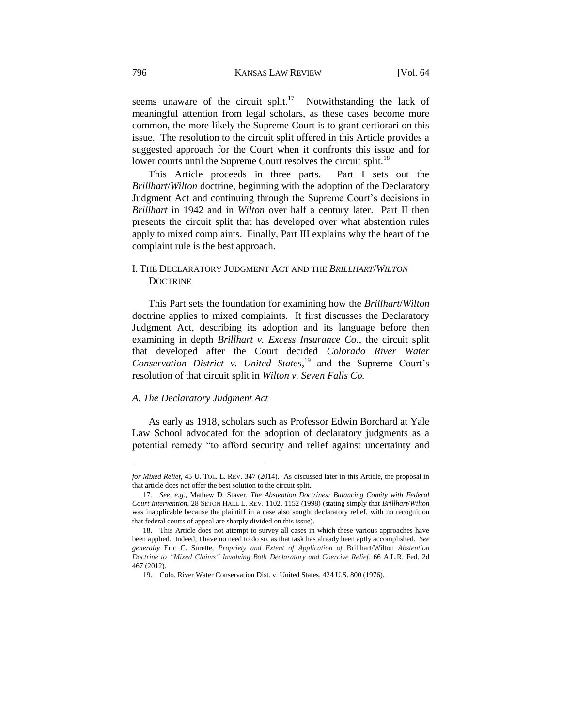seems unaware of the circuit split.[17] Notwithstanding the lack of meaningful attention from legal scholars, as these cases become more common, the more likely the Supreme Court is to grant certiorari on this issue. The resolution to the circuit split offered in this Article provides a suggested approach for the Court when it confronts this issue and for lower courts until the Supreme Court resolves the circuit split.[18]

This Article proceeds in three parts. Part I sets out the *Brillhart*/*Wilton* doctrine, beginning with the adoption of the Declaratory Judgment Act and continuing through the Supreme Court's decisions in *Brillhart* in 1942 and in *Wilton* over half a century later. Part II then presents the circuit split that has developed over what abstention rules apply to mixed complaints. Finally, Part III explains why the heart of the complaint rule is the best approach.

## I. The Declaratory Judgment Act and the *Brillhart*/*Wilton* Doctrine

This Part sets the foundation for examining how the *Brillhart*/*Wilton* doctrine applies to mixed complaints. It first discusses the Declaratory Judgment Act, describing its adoption and its language before then examining in depth *Brillhart v. Excess Insurance Co.*, the circuit split that developed after the Court decided *Colorado River Water Conservation District v. United States*,[19] and the Supreme Court's resolution of that circuit split in *Wilton v. Seven Falls Co.*

### *A. The Declaratory Judgment Act*

As early as 1918, scholars such as Professor Edwin Borchard at Yale Law School advocated for the adoption of declaratory judgments as a potential remedy "to afford security and relief against uncertainty and

---

*for Mixed Relief*, 45 U. Tol. L. Rev. 347 (2014). As discussed later in this Article, the proposal in that article does not offer the best solution to the circuit split.

17. *See, e.g.*, Mathew D. Staver, *The Abstention Doctrines: Balancing Comity with Federal Court Intervention*, 28 Seton Hall L. Rev. 1102, 1152 (1998) (stating simply that *Brillhart*/*Wilton* was inapplicable because the plaintiff in a case also sought declaratory relief, with no recognition that federal courts of appeal are sharply divided on this issue).

18. This Article does not attempt to survey all cases in which these various approaches have been applied. Indeed, I have no need to do so, as that task has already been aptly accomplished. *See generally* Eric C. Surette, *Propriety and Extent of Application of* Brillhart/Wilton *Abstention Doctrine to "Mixed Claims" Involving Both Declaratory and Coercive Relief*, 66 A.L.R. Fed. 2d 467 (2012).

19. Colo. River Water Conservation Dist. v. United States, 424 U.S. 800 (1976).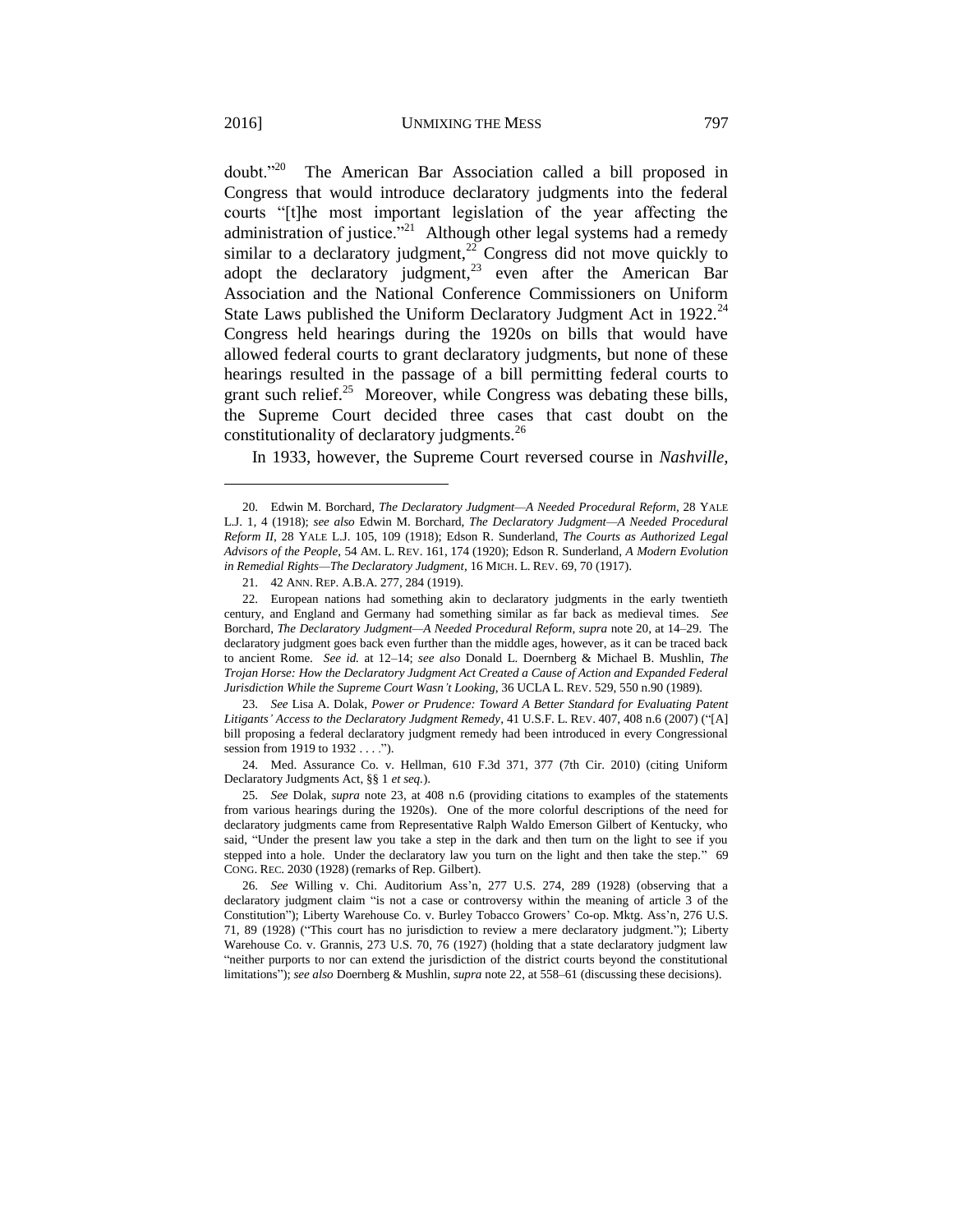doubt."[20] The American Bar Association called a bill proposed in Congress that would introduce declaratory judgments into the federal courts "[t]he most important legislation of the year affecting the administration of justice."[21] Although other legal systems had a remedy similar to a declaratory judgment,[22] Congress did not move quickly to adopt the declaratory judgment,[23] even after the American Bar Association and the National Conference Commissioners on Uniform State Laws published the Uniform Declaratory Judgment Act in 1922.[24] Congress held hearings during the 1920s on bills that would have allowed federal courts to grant declaratory judgments, but none of these hearings resulted in the passage of a bill permitting federal courts to grant such relief.[25] Moreover, while Congress was debating these bills, the Supreme Court decided three cases that cast doubt on the constitutionality of declaratory judgments.[26]

In 1933, however, the Supreme Court reversed course in *Nashville,*

---

20. Edwin M. Borchard, *The Declaratory Judgment—A Needed Procedural Reform*, 28 YALE L.J. 1, 4 (1918); *see also* Edwin M. Borchard, *The Declaratory Judgment—A Needed Procedural Reform II*, 28 YALE L.J. 105, 109 (1918); Edson R. Sunderland, *The Courts as Authorized Legal Advisors of the People*, 54 AM. L. REV. 161, 174 (1920); Edson R. Sunderland, *A Modern Evolution in Remedial Rights—The Declaratory Judgment*, 16 MICH. L. REV. 69, 70 (1917).

21. 42 ANN. REP. A.B.A. 277, 284 (1919).

22. European nations had something akin to declaratory judgments in the early twentieth century, and England and Germany had something similar as far back as medieval times. *See* Borchard, *The Declaratory Judgment—A Needed Procedural Reform*, *supra* note 20, at 14–29. The declaratory judgment goes back even further than the middle ages, however, as it can be traced back to ancient Rome. *See id.* at 12–14; *see also* Donald L. Doernberg & Michael B. Mushlin, *The Trojan Horse: How the Declaratory Judgment Act Created a Cause of Action and Expanded Federal Jurisdiction While the Supreme Court Wasn't Looking*, 36 UCLA L. REV. 529, 550 n.90 (1989).

23. *See* Lisa A. Dolak, *Power or Prudence: Toward A Better Standard for Evaluating Patent Litigants' Access to the Declaratory Judgment Remedy*, 41 U.S.F. L. REV. 407, 408 n.6 (2007) ("[A] bill proposing a federal declaratory judgment remedy had been introduced in every Congressional session from 1919 to 1932 . . . .").

24. Med. Assurance Co. v. Hellman, 610 F.3d 371, 377 (7th Cir. 2010) (citing Uniform Declaratory Judgments Act, §§ 1 *et seq.*).

25. *See* Dolak, *supra* note 23, at 408 n.6 (providing citations to examples of the statements from various hearings during the 1920s). One of the more colorful descriptions of the need for declaratory judgments came from Representative Ralph Waldo Emerson Gilbert of Kentucky, who said, "Under the present law you take a step in the dark and then turn on the light to see if you stepped into a hole. Under the declaratory law you turn on the light and then take the step." 69 CONG. REC. 2030 (1928) (remarks of Rep. Gilbert).

26. *See* Willing v. Chi. Auditorium Ass'n, 277 U.S. 274, 289 (1928) (observing that a declaratory judgment claim "is not a case or controversy within the meaning of article 3 of the Constitution"); Liberty Warehouse Co. v. Burley Tobacco Growers' Co-op. Mktg. Ass'n, 276 U.S. 71, 89 (1928) ("This court has no jurisdiction to review a mere declaratory judgment."); Liberty Warehouse Co. v. Grannis, 273 U.S. 70, 76 (1927) (holding that a state declaratory judgment law "neither purports to nor can extend the jurisdiction of the district courts beyond the constitutional limitations"); *see also* Doernberg & Mushlin, *supra* note 22, at 558–61 (discussing these decisions).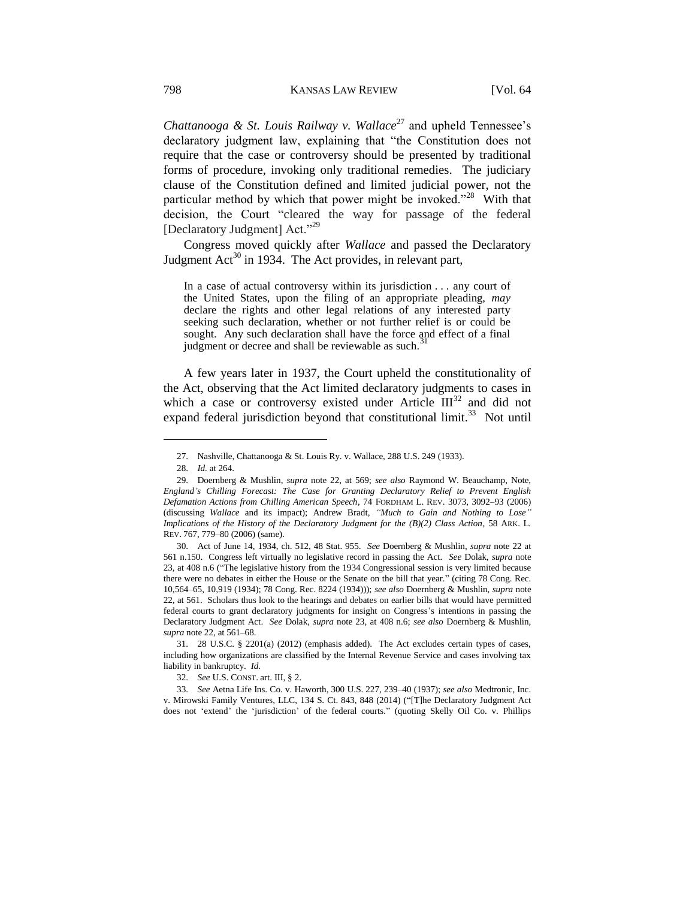*Chattanooga & St. Louis Railway v. Wallace*[27] and upheld Tennessee's declaratory judgment law, explaining that "the Constitution does not require that the case or controversy should be presented by traditional forms of procedure, invoking only traditional remedies. The judiciary clause of the Constitution defined and limited judicial power, not the particular method by which that power might be invoked."[28] With that decision, the Court "cleared the way for passage of the federal [Declaratory Judgment] Act."[29]

Congress moved quickly after *Wallace* and passed the Declaratory Judgment Act[30] in 1934. The Act provides, in relevant part,

> In a case of actual controversy within its jurisdiction . . . any court of the United States, upon the filing of an appropriate pleading, *may* declare the rights and other legal relations of any interested party seeking such declaration, whether or not further relief is or could be sought. Any such declaration shall have the force and effect of a final judgment or decree and shall be reviewable as such.[31]

A few years later in 1937, the Court upheld the constitutionality of the Act, observing that the Act limited declaratory judgments to cases in which a case or controversy existed under Article III[32] and did not expand federal jurisdiction beyond that constitutional limit.[33] Not until

---

27. Nashville, Chattanooga & St. Louis Ry. v. Wallace, 288 U.S. 249 (1933).

28. *Id.* at 264.

29. Doernberg & Mushlin, *supra* note 22, at 569; *see also* Raymond W. Beauchamp, Note, *England's Chilling Forecast: The Case for Granting Declaratory Relief to Prevent English Defamation Actions from Chilling American Speech*, 74 FORDHAM L. REV. 3073, 3092–93 (2006) (discussing *Wallace* and its impact); Andrew Bradt, *"Much to Gain and Nothing to Lose" Implications of the History of the Declaratory Judgment for the (B)(2) Class Action*, 58 ARK. L. REV. 767, 779–80 (2006) (same).

30. Act of June 14, 1934, ch. 512, 48 Stat. 955. *See* Doernberg & Mushlin, *supra* note 22 at 561 n.150. Congress left virtually no legislative record in passing the Act. *See* Dolak, *supra* note 23, at 408 n.6 ("The legislative history from the 1934 Congressional session is very limited because there were no debates in either the House or the Senate on the bill that year." (citing 78 Cong. Rec. 10,564–65, 10,919 (1934); 78 Cong. Rec. 8224 (1934))); *see also* Doernberg & Mushlin, *supra* note 22, at 561. Scholars thus look to the hearings and debates on earlier bills that would have permitted federal courts to grant declaratory judgments for insight on Congress's intentions in passing the Declaratory Judgment Act. *See* Dolak, *supra* note 23, at 408 n.6; *see also* Doernberg & Mushlin, *supra* note 22, at 561–68.

31. 28 U.S.C. § 2201(a) (2012) (emphasis added). The Act excludes certain types of cases, including how organizations are classified by the Internal Revenue Service and cases involving tax liability in bankruptcy. *Id.*

32. *See* U.S. CONST. art. III, § 2.

33. *See* Aetna Life Ins. Co. v. Haworth, 300 U.S. 227, 239–40 (1937); *see also* Medtronic, Inc. v. Mirowski Family Ventures, LLC, 134 S. Ct. 843, 848 (2014) ("[T]he Declaratory Judgment Act does not 'extend' the 'jurisdiction' of the federal courts." (quoting Skelly Oil Co. v. Phillips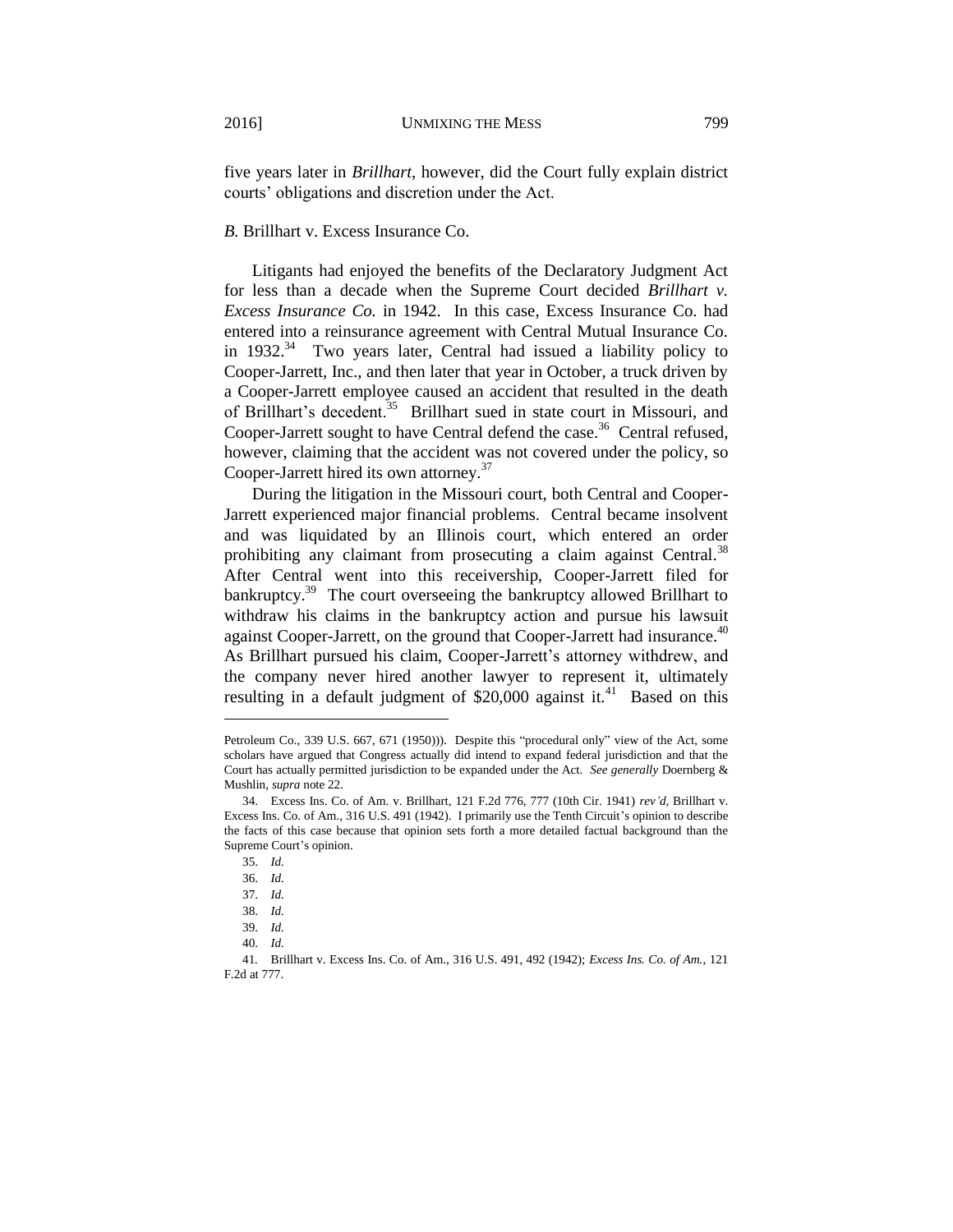five years later in *Brillhart*, however, did the Court fully explain district courts' obligations and discretion under the Act.

### *B.* Brillhart v. Excess Insurance Co.

Litigants had enjoyed the benefits of the Declaratory Judgment Act for less than a decade when the Supreme Court decided *Brillhart v. Excess Insurance Co.* in 1942. In this case, Excess Insurance Co. had entered into a reinsurance agreement with Central Mutual Insurance Co. in 1932.[34] Two years later, Central had issued a liability policy to Cooper-Jarrett, Inc., and then later that year in October, a truck driven by a Cooper-Jarrett employee caused an accident that resulted in the death of Brillhart's decedent.[35] Brillhart sued in state court in Missouri, and Cooper-Jarrett sought to have Central defend the case.[36] Central refused, however, claiming that the accident was not covered under the policy, so Cooper-Jarrett hired its own attorney.[37]

During the litigation in the Missouri court, both Central and Cooper-Jarrett experienced major financial problems. Central became insolvent and was liquidated by an Illinois court, which entered an order prohibiting any claimant from prosecuting a claim against Central.[38] After Central went into this receivership, Cooper-Jarrett filed for bankruptcy.[39] The court overseeing the bankruptcy allowed Brillhart to withdraw his claims in the bankruptcy action and pursue his lawsuit against Cooper-Jarrett, on the ground that Cooper-Jarrett had insurance.[40] As Brillhart pursued his claim, Cooper-Jarrett's attorney withdrew, and the company never hired another lawyer to represent it, ultimately resulting in a default judgment of $20,000 against it.[41] Based on this

---

Petroleum Co., 339 U.S. 667, 671 (1950))). Despite this "procedural only" view of the Act, some scholars have argued that Congress actually did intend to expand federal jurisdiction and that the Court has actually permitted jurisdiction to be expanded under the Act. *See generally* Doernberg & Mushlin, *supra* note 22.

34. Excess Ins. Co. of Am. v. Brillhart, 121 F.2d 776, 777 (10th Cir. 1941) *rev'd*, Brillhart v. Excess Ins. Co. of Am., 316 U.S. 491 (1942). I primarily use the Tenth Circuit's opinion to describe the facts of this case because that opinion sets forth a more detailed factual background than the Supreme Court's opinion.

35. *Id.*

36. *Id.*

37. *Id.*

38. *Id.*

39. *Id.*

40. *Id.*

41. Brillhart v. Excess Ins. Co. of Am., 316 U.S. 491, 492 (1942); *Excess Ins. Co. of Am.*, 121 F.2d at 777.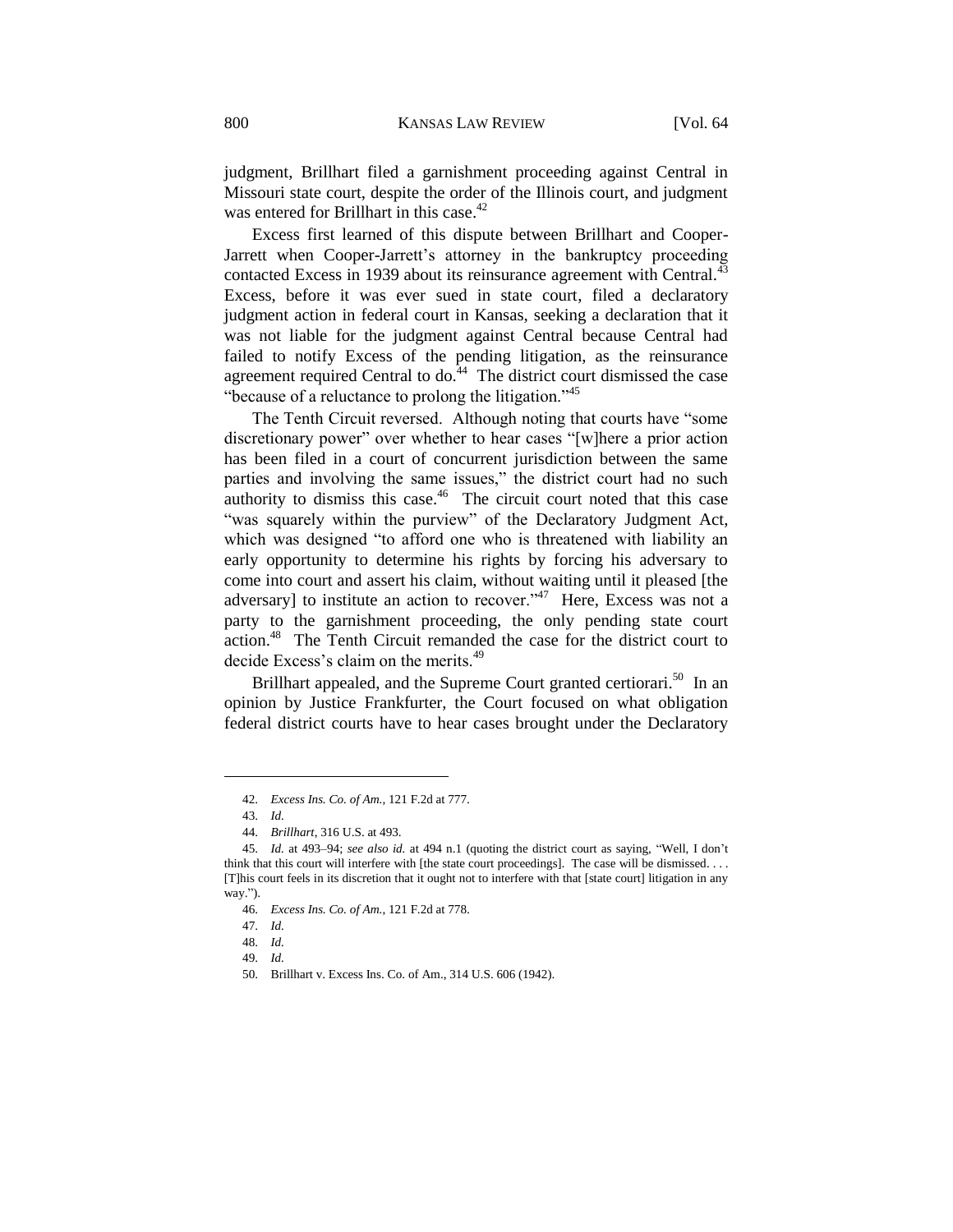judgment, Brillhart filed a garnishment proceeding against Central in Missouri state court, despite the order of the Illinois court, and judgment was entered for Brillhart in this case.[42]

Excess first learned of this dispute between Brillhart and Cooper-Jarrett when Cooper-Jarrett's attorney in the bankruptcy proceeding contacted Excess in 1939 about its reinsurance agreement with Central.[43] Excess, before it was ever sued in state court, filed a declaratory judgment action in federal court in Kansas, seeking a declaration that it was not liable for the judgment against Central because Central had failed to notify Excess of the pending litigation, as the reinsurance agreement required Central to do.[44] The district court dismissed the case "because of a reluctance to prolong the litigation."[45]

The Tenth Circuit reversed. Although noting that courts have "some discretionary power" over whether to hear cases "[w]here a prior action has been filed in a court of concurrent jurisdiction between the same parties and involving the same issues," the district court had no such authority to dismiss this case.[46] The circuit court noted that this case "was squarely within the purview" of the Declaratory Judgment Act, which was designed "to afford one who is threatened with liability an early opportunity to determine his rights by forcing his adversary to come into court and assert his claim, without waiting until it pleased [the adversary] to institute an action to recover."[47] Here, Excess was not a party to the garnishment proceeding, the only pending state court action.[48] The Tenth Circuit remanded the case for the district court to decide Excess's claim on the merits.[49]

Brillhart appealed, and the Supreme Court granted certiorari.[50] In an opinion by Justice Frankfurter, the Court focused on what obligation federal district courts have to hear cases brought under the Declaratory

---

42. *Excess Ins. Co. of Am.*, 121 F.2d at 777.

43. *Id.*

44. *Brillhart*, 316 U.S. at 493.

45. *Id.* at 493–94; *see also id.* at 494 n.1 (quoting the district court as saying, "Well, I don't think that this court will interfere with [the state court proceedings]. The case will be dismissed. . . . [T]his court feels in its discretion that it ought not to interfere with that [state court] litigation in any way.").

46. *Excess Ins. Co. of Am.*, 121 F.2d at 778.

47. *Id.*

48. *Id.*

49. *Id.*

50. Brillhart v. Excess Ins. Co. of Am., 314 U.S. 606 (1942).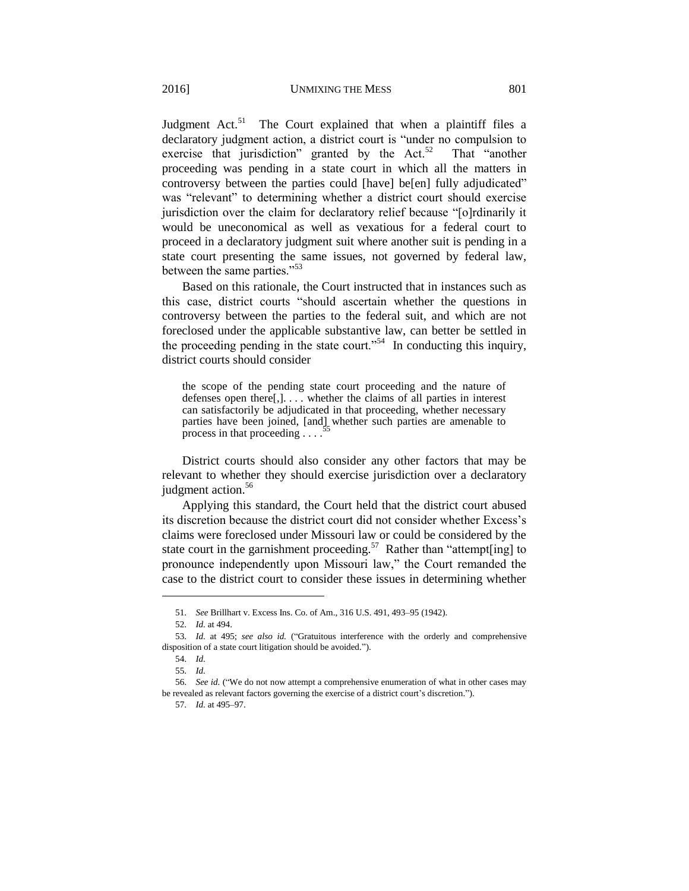Judgment Act.[51] The Court explained that when a plaintiff files a declaratory judgment action, a district court is "under no compulsion to exercise that jurisdiction" granted by the Act.[52] That "another proceeding was pending in a state court in which all the matters in controversy between the parties could [have] be[en] fully adjudicated" was "relevant" to determining whether a district court should exercise jurisdiction over the claim for declaratory relief because "[o]rdinarily it would be uneconomical as well as vexatious for a federal court to proceed in a declaratory judgment suit where another suit is pending in a state court presenting the same issues, not governed by federal law, between the same parties."[53]

Based on this rationale, the Court instructed that in instances such as this case, district courts "should ascertain whether the questions in controversy between the parties to the federal suit, and which are not foreclosed under the applicable substantive law, can better be settled in the proceeding pending in the state court."[54] In conducting this inquiry, district courts should consider

> the scope of the pending state court proceeding and the nature of defenses open there[,]. . . . whether the claims of all parties in interest can satisfactorily be adjudicated in that proceeding, whether necessary parties have been joined, [and] whether such parties are amenable to process in that proceeding . . . .[55]

District courts should also consider any other factors that may be relevant to whether they should exercise jurisdiction over a declaratory judgment action.[56]

Applying this standard, the Court held that the district court abused its discretion because the district court did not consider whether Excess's claims were foreclosed under Missouri law or could be considered by the state court in the garnishment proceeding.[57] Rather than "attempt[ing] to pronounce independently upon Missouri law," the Court remanded the case to the district court to consider these issues in determining whether

---

51. *See* Brillhart v. Excess Ins. Co. of Am., 316 U.S. 491, 493–95 (1942).

52. *Id.* at 494.

53. *Id.* at 495; *see also id.* ("Gratuitous interference with the orderly and comprehensive disposition of a state court litigation should be avoided.").

54. *Id.*

55. *Id.*

56. *See id.* ("We do not now attempt a comprehensive enumeration of what in other cases may be revealed as relevant factors governing the exercise of a district court's discretion.").

57. *Id.* at 495–97.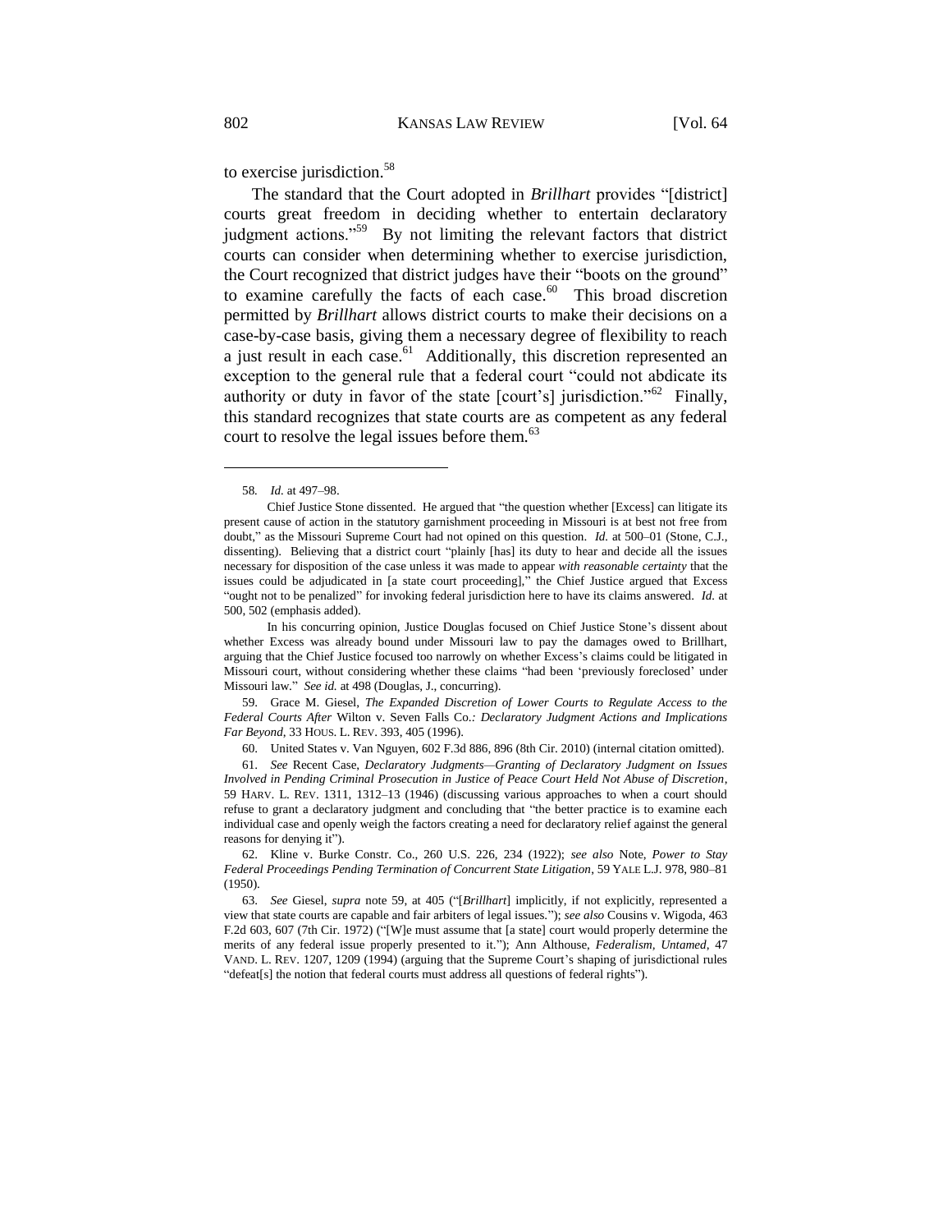to exercise jurisdiction.[58]

The standard that the Court adopted in *Brillhart* provides "[district] courts great freedom in deciding whether to entertain declaratory judgment actions."[59] By not limiting the relevant factors that district courts can consider when determining whether to exercise jurisdiction, the Court recognized that district judges have their "boots on the ground" to examine carefully the facts of each case.[60] This broad discretion permitted by *Brillhart* allows district courts to make their decisions on a case-by-case basis, giving them a necessary degree of flexibility to reach a just result in each case.[61] Additionally, this discretion represented an exception to the general rule that a federal court "could not abdicate its authority or duty in favor of the state [court's] jurisdiction."[62] Finally, this standard recognizes that state courts are as competent as any federal court to resolve the legal issues before them.[63]

---

58. *Id.* at 497–98.

Chief Justice Stone dissented. He argued that "the question whether [Excess] can litigate its present cause of action in the statutory garnishment proceeding in Missouri is at best not free from doubt," as the Missouri Supreme Court had not opined on this question. *Id.* at 500–01 (Stone, C.J., dissenting). Believing that a district court "plainly [has] its duty to hear and decide all the issues necessary for disposition of the case unless it was made to appear *with reasonable certainty* that the issues could be adjudicated in [a state court proceeding]," the Chief Justice argued that Excess "ought not to be penalized" for invoking federal jurisdiction here to have its claims answered. *Id.* at 500, 502 (emphasis added).

In his concurring opinion, Justice Douglas focused on Chief Justice Stone's dissent about whether Excess was already bound under Missouri law to pay the damages owed to Brillhart, arguing that the Chief Justice focused too narrowly on whether Excess's claims could be litigated in Missouri court, without considering whether these claims "had been 'previously foreclosed' under Missouri law." *See id.* at 498 (Douglas, J., concurring).

59. Grace M. Giesel, *The Expanded Discretion of Lower Courts to Regulate Access to the Federal Courts After* Wilton v. Seven Falls Co.*: Declaratory Judgment Actions and Implications Far Beyond*, 33 HOUS. L. REV. 393, 405 (1996).

60. United States v. Van Nguyen, 602 F.3d 886, 896 (8th Cir. 2010) (internal citation omitted).

61. *See* Recent Case, *Declaratory Judgments—Granting of Declaratory Judgment on Issues Involved in Pending Criminal Prosecution in Justice of Peace Court Held Not Abuse of Discretion*, 59 HARV. L. REV. 1311, 1312–13 (1946) (discussing various approaches to when a court should refuse to grant a declaratory judgment and concluding that "the better practice is to examine each individual case and openly weigh the factors creating a need for declaratory relief against the general reasons for denying it").

62. Kline v. Burke Constr. Co., 260 U.S. 226, 234 (1922); *see also* Note, *Power to Stay Federal Proceedings Pending Termination of Concurrent State Litigation*, 59 YALE L.J. 978, 980–81 (1950).

63. *See* Giesel, *supra* note 59, at 405 ("[*Brillhart*] implicitly, if not explicitly, represented a view that state courts are capable and fair arbiters of legal issues."); *see also* Cousins v. Wigoda, 463 F.2d 603, 607 (7th Cir. 1972) ("[W]e must assume that [a state] court would properly determine the merits of any federal issue properly presented to it."); Ann Althouse, *Federalism, Untamed*, 47 VAND. L. REV. 1207, 1209 (1994) (arguing that the Supreme Court's shaping of jurisdictional rules "defeat[s] the notion that federal courts must address all questions of federal rights").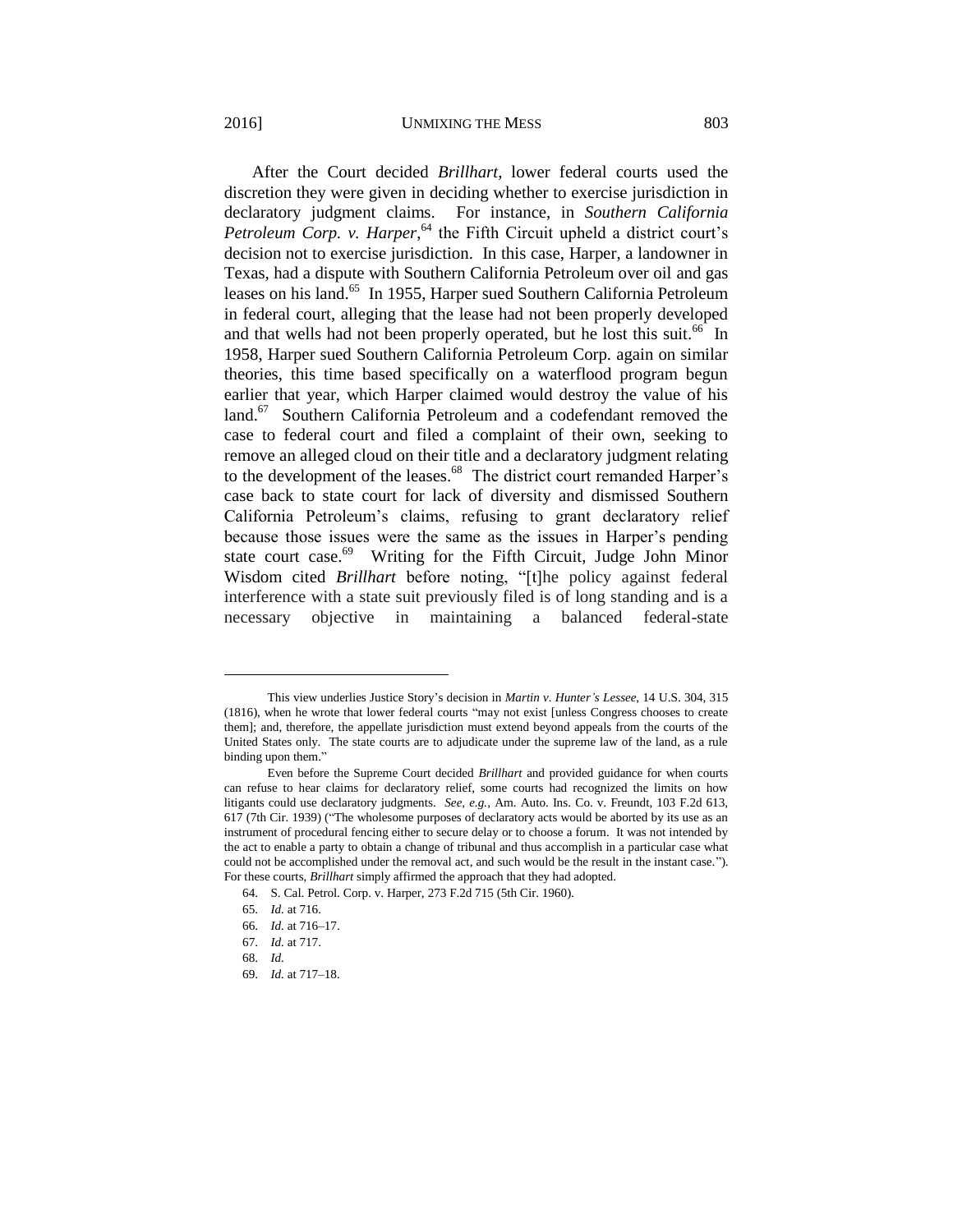After the Court decided *Brillhart*, lower federal courts used the discretion they were given in deciding whether to exercise jurisdiction in declaratory judgment claims. For instance, in *Southern California Petroleum Corp. v. Harper*,[64] the Fifth Circuit upheld a district court's decision not to exercise jurisdiction. In this case, Harper, a landowner in Texas, had a dispute with Southern California Petroleum over oil and gas leases on his land.[65] In 1955, Harper sued Southern California Petroleum in federal court, alleging that the lease had not been properly developed and that wells had not been properly operated, but he lost this suit.[66] In 1958, Harper sued Southern California Petroleum Corp. again on similar theories, this time based specifically on a waterflood program begun earlier that year, which Harper claimed would destroy the value of his land.[67] Southern California Petroleum and a codefendant removed the case to federal court and filed a complaint of their own, seeking to remove an alleged cloud on their title and a declaratory judgment relating to the development of the leases.[68] The district court remanded Harper's case back to state court for lack of diversity and dismissed Southern California Petroleum's claims, refusing to grant declaratory relief because those issues were the same as the issues in Harper's pending state court case.[69] Writing for the Fifth Circuit, Judge John Minor Wisdom cited *Brillhart* before noting, "[t]he policy against federal interference with a state suit previously filed is of long standing and is a necessary objective in maintaining a balanced federal-state

---

This view underlies Justice Story's decision in *Martin v. Hunter's Lessee*, 14 U.S. 304, 315 (1816), when he wrote that lower federal courts "may not exist [unless Congress chooses to create them]; and, therefore, the appellate jurisdiction must extend beyond appeals from the courts of the United States only. The state courts are to adjudicate under the supreme law of the land, as a rule binding upon them."

Even before the Supreme Court decided *Brillhart* and provided guidance for when courts can refuse to hear claims for declaratory relief, some courts had recognized the limits on how litigants could use declaratory judgments. *See, e.g.*, Am. Auto. Ins. Co. v. Freundt, 103 F.2d 613, 617 (7th Cir. 1939) ("The wholesome purposes of declaratory acts would be aborted by its use as an instrument of procedural fencing either to secure delay or to choose a forum. It was not intended by the act to enable a party to obtain a change of tribunal and thus accomplish in a particular case what could not be accomplished under the removal act, and such would be the result in the instant case."). For these courts, *Brillhart* simply affirmed the approach that they had adopted.

64. S. Cal. Petrol. Corp. v. Harper, 273 F.2d 715 (5th Cir. 1960).

65. *Id.* at 716.

66. *Id.* at 716–17.

67. *Id.* at 717.

68. *Id.*

69. *Id.* at 717–18.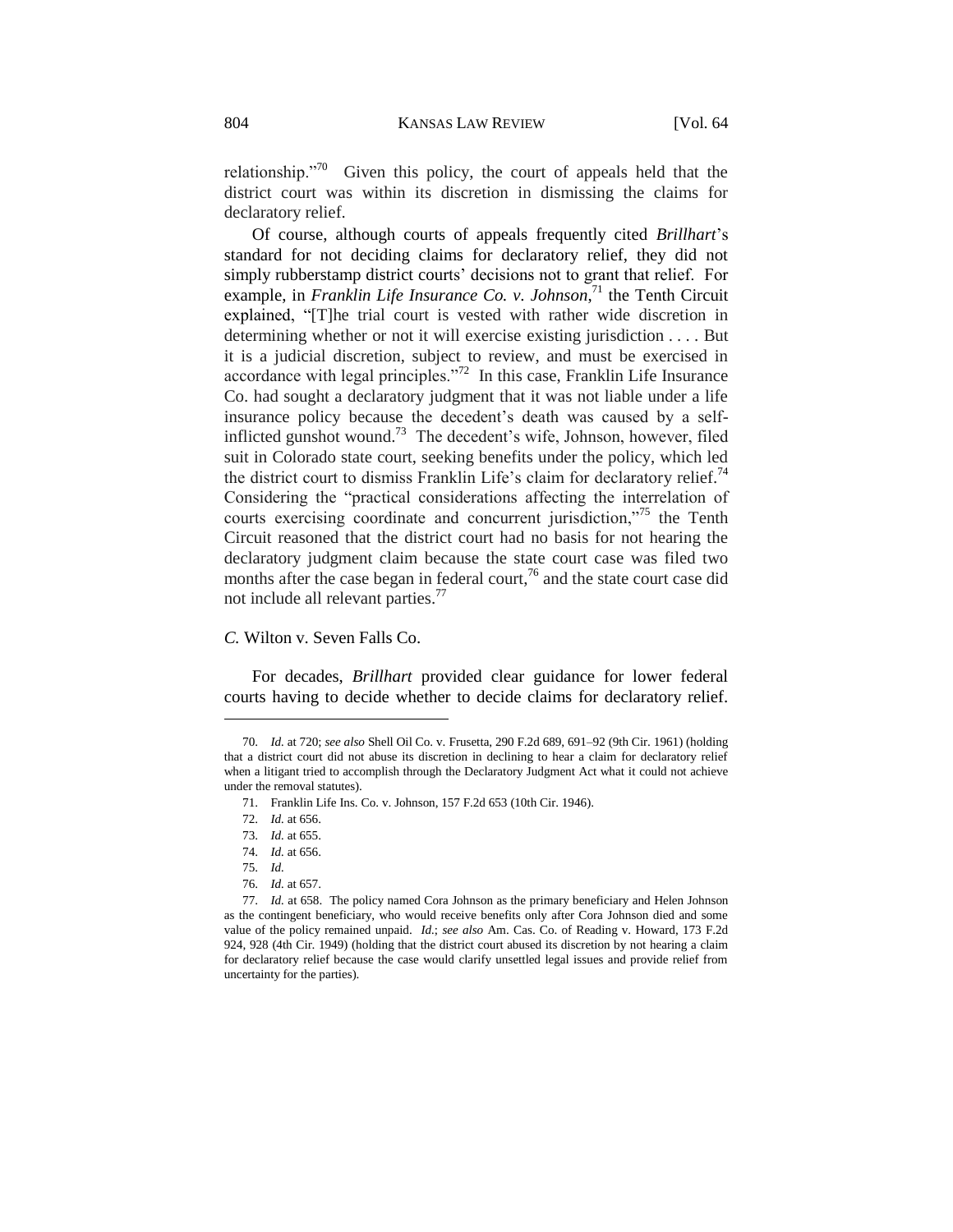relationship."[70] Given this policy, the court of appeals held that the district court was within its discretion in dismissing the claims for declaratory relief.

Of course, although courts of appeals frequently cited *Brillhart*'s standard for not deciding claims for declaratory relief, they did not simply rubberstamp district courts' decisions not to grant that relief. For example, in *Franklin Life Insurance Co. v. Johnson*,[71] the Tenth Circuit explained, "[T]he trial court is vested with rather wide discretion in determining whether or not it will exercise existing jurisdiction . . . . But it is a judicial discretion, subject to review, and must be exercised in accordance with legal principles."[72] In this case, Franklin Life Insurance Co. had sought a declaratory judgment that it was not liable under a life insurance policy because the decedent's death was caused by a self-inflicted gunshot wound.[73] The decedent's wife, Johnson, however, filed suit in Colorado state court, seeking benefits under the policy, which led the district court to dismiss Franklin Life's claim for declaratory relief.[74] Considering the "practical considerations affecting the interrelation of courts exercising coordinate and concurrent jurisdiction,"[75] the Tenth Circuit reasoned that the district court had no basis for not hearing the declaratory judgment claim because the state court case was filed two months after the case began in federal court,[76] and the state court case did not include all relevant parties.[77]

### *C.* Wilton v. Seven Falls Co.

For decades, *Brillhart* provided clear guidance for lower federal courts having to decide whether to decide claims for declaratory relief.

---

70. *Id.* at 720; *see also* Shell Oil Co. v. Frusetta, 290 F.2d 689, 691–92 (9th Cir. 1961) (holding that a district court did not abuse its discretion in declining to hear a claim for declaratory relief when a litigant tried to accomplish through the Declaratory Judgment Act what it could not achieve under the removal statutes).

71. Franklin Life Ins. Co. v. Johnson, 157 F.2d 653 (10th Cir. 1946).

72. *Id.* at 656.

73. *Id.* at 655.

74. *Id.* at 656.

75. *Id.*

76. *Id.* at 657.

77. *Id.* at 658. The policy named Cora Johnson as the primary beneficiary and Helen Johnson as the contingent beneficiary, who would receive benefits only after Cora Johnson died and some value of the policy remained unpaid. *Id.*; *see also* Am. Cas. Co. of Reading v. Howard, 173 F.2d 924, 928 (4th Cir. 1949) (holding that the district court abused its discretion by not hearing a claim for declaratory relief because the case would clarify unsettled legal issues and provide relief from uncertainty for the parties).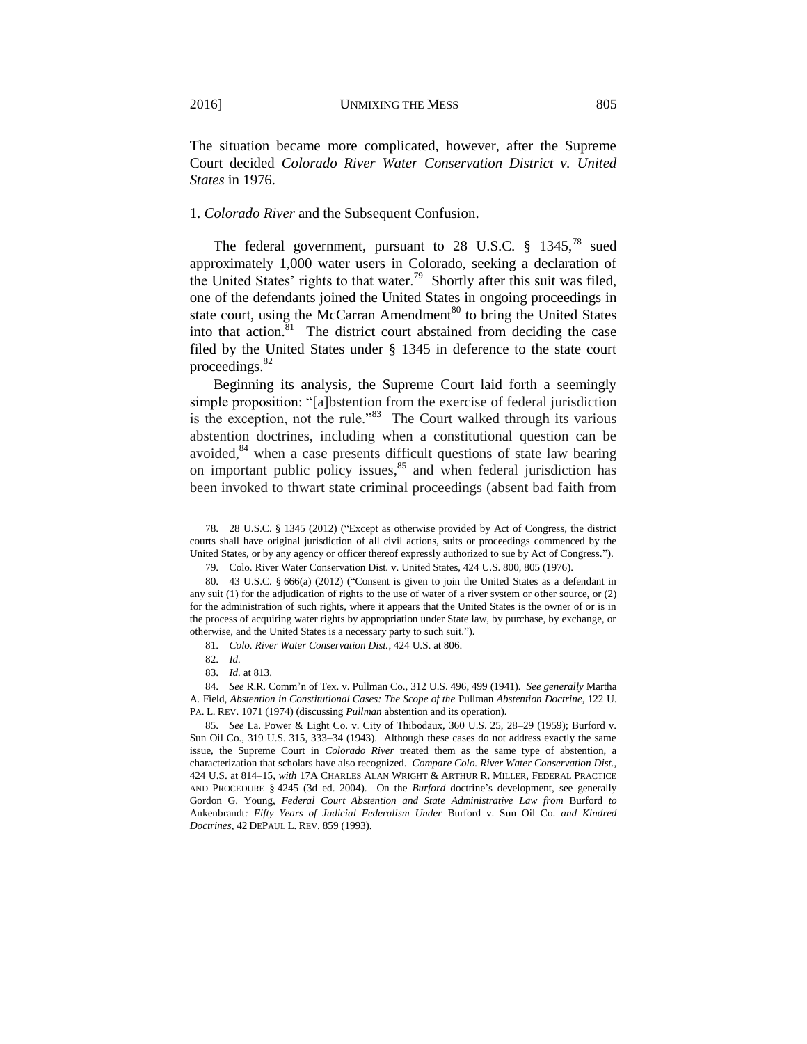The situation became more complicated, however, after the Supreme Court decided *Colorado River Water Conservation District v. United States* in 1976.

1. *Colorado River* and the Subsequent Confusion.

The federal government, pursuant to 28 U.S.C. § 1345,[78] sued approximately 1,000 water users in Colorado, seeking a declaration of the United States' rights to that water.[79] Shortly after this suit was filed, one of the defendants joined the United States in ongoing proceedings in state court, using the McCarran Amendment[80] to bring the United States into that action.[81] The district court abstained from deciding the case filed by the United States under § 1345 in deference to the state court proceedings.[82]

Beginning its analysis, the Supreme Court laid forth a seemingly simple proposition: "[a]bstention from the exercise of federal jurisdiction is the exception, not the rule."[83] The Court walked through its various abstention doctrines, including when a constitutional question can be avoided,[84] when a case presents difficult questions of state law bearing on important public policy issues,[85] and when federal jurisdiction has been invoked to thwart state criminal proceedings (absent bad faith from

---

78. 28 U.S.C. § 1345 (2012) ("Except as otherwise provided by Act of Congress, the district courts shall have original jurisdiction of all civil actions, suits or proceedings commenced by the United States, or by any agency or officer thereof expressly authorized to sue by Act of Congress.").

79. Colo. River Water Conservation Dist. v. United States, 424 U.S. 800, 805 (1976).

80. 43 U.S.C. § 666(a) (2012) ("Consent is given to join the United States as a defendant in any suit (1) for the adjudication of rights to the use of water of a river system or other source, or (2) for the administration of such rights, where it appears that the United States is the owner of or is in the process of acquiring water rights by appropriation under State law, by purchase, by exchange, or otherwise, and the United States is a necessary party to such suit.").

81. *Colo. River Water Conservation Dist.*, 424 U.S. at 806.

82. *Id.*

83. *Id.* at 813.

84. *See* R.R. Comm'n of Tex. v. Pullman Co., 312 U.S. 496, 499 (1941). *See generally* Martha A. Field, *Abstention in Constitutional Cases: The Scope of the* Pullman *Abstention Doctrine*, 122 U. PA. L. REV. 1071 (1974) (discussing *Pullman* abstention and its operation).

85. *See* La. Power & Light Co. v. City of Thibodaux, 360 U.S. 25, 28–29 (1959); Burford v. Sun Oil Co., 319 U.S. 315, 333–34 (1943). Although these cases do not address exactly the same issue, the Supreme Court in *Colorado River* treated them as the same type of abstention, a characterization that scholars have also recognized. *Compare Colo. River Water Conservation Dist.*, 424 U.S. at 814–15, *with* 17A CHARLES ALAN WRIGHT & ARTHUR R. MILLER, FEDERAL PRACTICE AND PROCEDURE § 4245 (3d ed. 2004). On the *Burford* doctrine's development, see generally Gordon G. Young, *Federal Court Abstention and State Administrative Law from* Burford *to* Ankenbrandt*: Fifty Years of Judicial Federalism Under* Burford v. Sun Oil Co. *and Kindred Doctrines*, 42 DEPAUL L. REV. 859 (1993).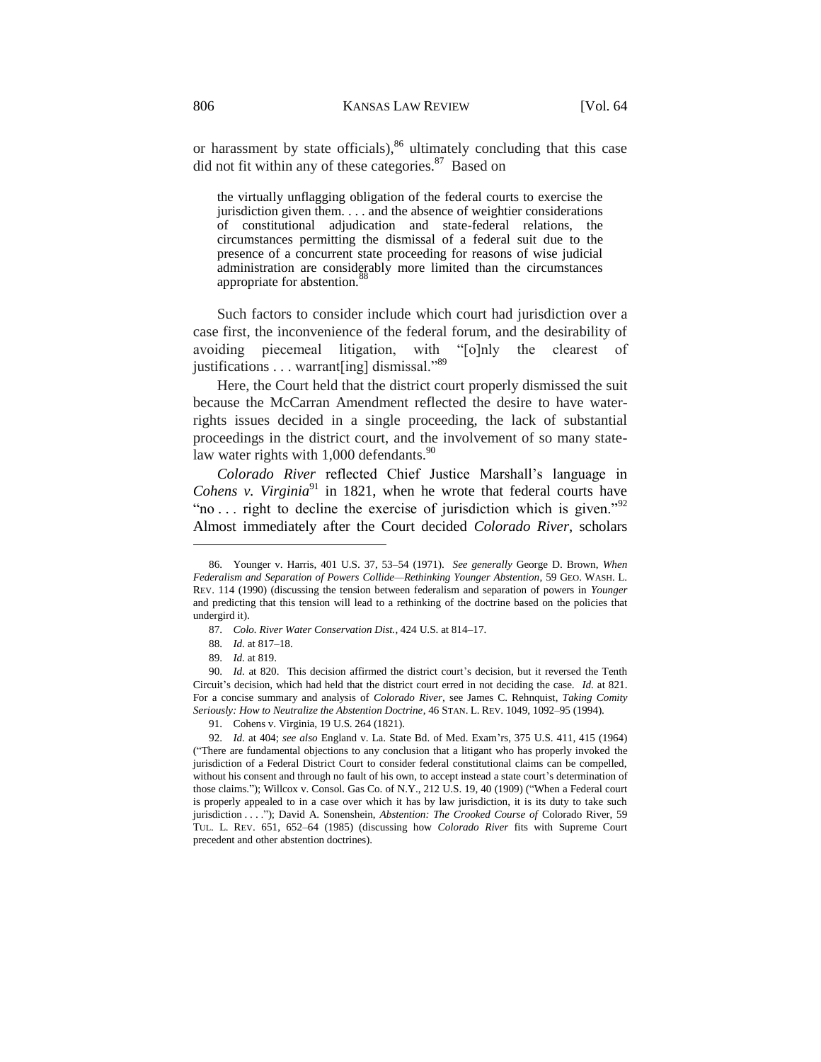or harassment by state officials),[86] ultimately concluding that this case did not fit within any of these categories.[87] Based on

> the virtually unflagging obligation of the federal courts to exercise the jurisdiction given them. . . . and the absence of weightier considerations of constitutional adjudication and state-federal relations, the circumstances permitting the dismissal of a federal suit due to the presence of a concurrent state proceeding for reasons of wise judicial administration are considerably more limited than the circumstances appropriate for abstention.[88]

Such factors to consider include which court had jurisdiction over a case first, the inconvenience of the federal forum, and the desirability of avoiding piecemeal litigation, with "[o]nly the clearest of justifications . . . warrant[ing] dismissal."[89]

Here, the Court held that the district court properly dismissed the suit because the McCarran Amendment reflected the desire to have water-rights issues decided in a single proceeding, the lack of substantial proceedings in the district court, and the involvement of so many state-law water rights with 1,000 defendants.[90]

*Colorado River* reflected Chief Justice Marshall's language in *Cohens v. Virginia*[91] in 1821, when he wrote that federal courts have "no . . . right to decline the exercise of jurisdiction which is given."[92] Almost immediately after the Court decided *Colorado River*, scholars

---

86. Younger v. Harris, 401 U.S. 37, 53–54 (1971). *See generally* George D. Brown, *When Federalism and Separation of Powers Collide—Rethinking Younger Abstention*, 59 GEO. WASH. L. REV. 114 (1990) (discussing the tension between federalism and separation of powers in *Younger* and predicting that this tension will lead to a rethinking of the doctrine based on the policies that undergird it).

87. *Colo. River Water Conservation Dist.*, 424 U.S. at 814–17.

88. *Id.* at 817–18.

89. *Id.* at 819.

90. *Id.* at 820. This decision affirmed the district court's decision, but it reversed the Tenth Circuit's decision, which had held that the district court erred in not deciding the case. *Id.* at 821. For a concise summary and analysis of *Colorado River*, see James C. Rehnquist, *Taking Comity Seriously: How to Neutralize the Abstention Doctrine*, 46 STAN. L. REV. 1049, 1092–95 (1994).

91. Cohens v. Virginia, 19 U.S. 264 (1821).

92. *Id.* at 404; *see also* England v. La. State Bd. of Med. Exam'rs, 375 U.S. 411, 415 (1964) ("There are fundamental objections to any conclusion that a litigant who has properly invoked the jurisdiction of a Federal District Court to consider federal constitutional claims can be compelled, without his consent and through no fault of his own, to accept instead a state court's determination of those claims."); Willcox v. Consol. Gas Co. of N.Y., 212 U.S. 19, 40 (1909) ("When a Federal court is properly appealed to in a case over which it has by law jurisdiction, it is its duty to take such jurisdiction . . . ."); David A. Sonenshein, *Abstention: The Crooked Course of* Colorado River, 59 TUL. L. REV. 651, 652–64 (1985) (discussing how *Colorado River* fits with Supreme Court precedent and other abstention doctrines).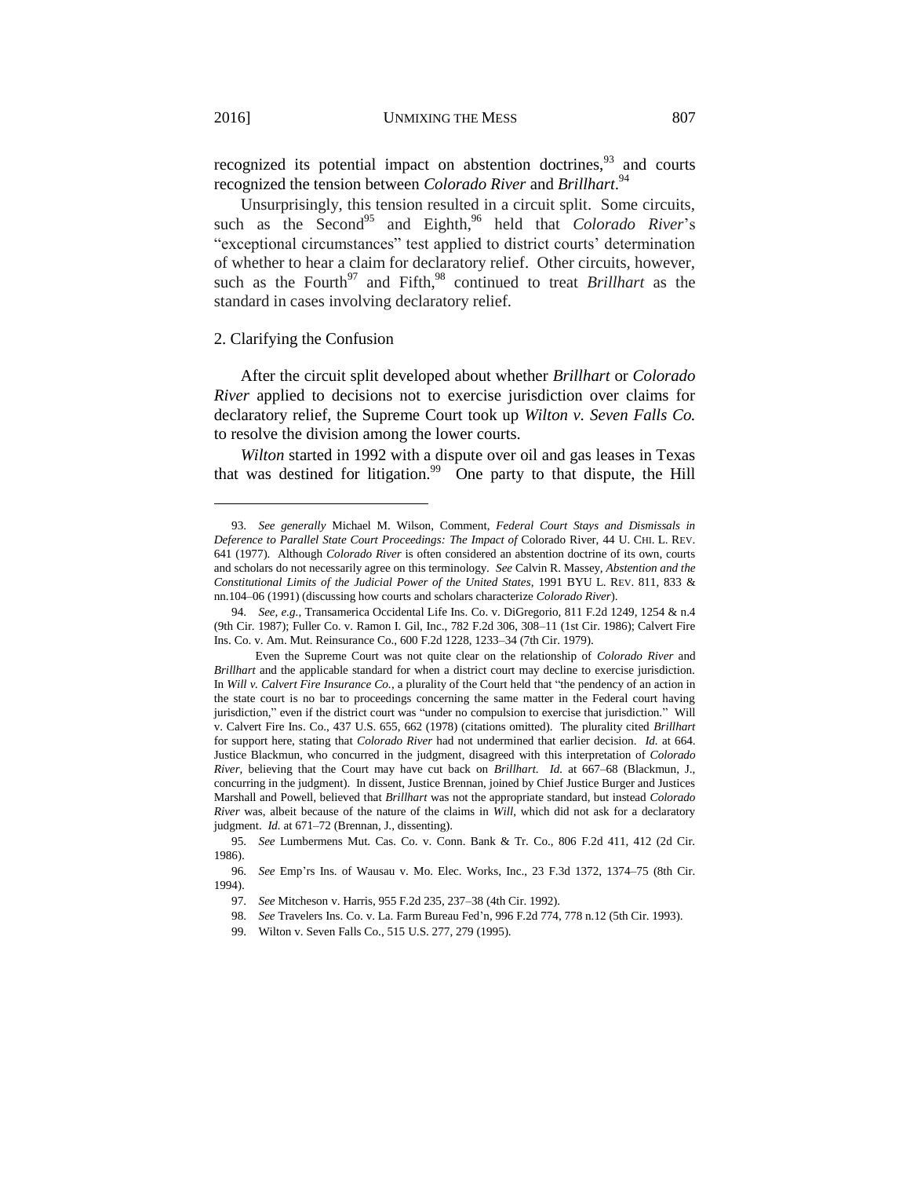recognized its potential impact on abstention doctrines,[93] and courts recognized the tension between *Colorado River* and *Brillhart*.[94]

Unsurprisingly, this tension resulted in a circuit split. Some circuits, such as the Second[95] and Eighth,[96] held that *Colorado River*'s "exceptional circumstances" test applied to district courts' determination of whether to hear a claim for declaratory relief. Other circuits, however, such as the Fourth[97] and Fifth,[98] continued to treat *Brillhart* as the standard in cases involving declaratory relief.

### 2. Clarifying the Confusion

After the circuit split developed about whether *Brillhart* or *Colorado River* applied to decisions not to exercise jurisdiction over claims for declaratory relief, the Supreme Court took up *Wilton v. Seven Falls Co.* to resolve the division among the lower courts.

*Wilton* started in 1992 with a dispute over oil and gas leases in Texas that was destined for litigation.[99] One party to that dispute, the Hill

---

93. *See generally* Michael M. Wilson, Comment, *Federal Court Stays and Dismissals in Deference to Parallel State Court Proceedings: The Impact of* Colorado River, 44 U. CHI. L. REV. 641 (1977). Although *Colorado River* is often considered an abstention doctrine of its own, courts and scholars do not necessarily agree on this terminology. *See* Calvin R. Massey, *Abstention and the Constitutional Limits of the Judicial Power of the United States*, 1991 BYU L. REV. 811, 833 & nn.104–06 (1991) (discussing how courts and scholars characterize *Colorado River*).

94. *See, e.g.*, Transamerica Occidental Life Ins. Co. v. DiGregorio, 811 F.2d 1249, 1254 & n.4 (9th Cir. 1987); Fuller Co. v. Ramon I. Gil, Inc., 782 F.2d 306, 308–11 (1st Cir. 1986); Calvert Fire Ins. Co. v. Am. Mut. Reinsurance Co., 600 F.2d 1228, 1233–34 (7th Cir. 1979).

Even the Supreme Court was not quite clear on the relationship of *Colorado River* and *Brillhart* and the applicable standard for when a district court may decline to exercise jurisdiction. In *Will v. Calvert Fire Insurance Co.*, a plurality of the Court held that "the pendency of an action in the state court is no bar to proceedings concerning the same matter in the Federal court having jurisdiction," even if the district court was "under no compulsion to exercise that jurisdiction." Will v. Calvert Fire Ins. Co., 437 U.S. 655, 662 (1978) (citations omitted). The plurality cited *Brillhart* for support here, stating that *Colorado River* had not undermined that earlier decision. *Id.* at 664. Justice Blackmun, who concurred in the judgment, disagreed with this interpretation of *Colorado River*, believing that the Court may have cut back on *Brillhart*. *Id.* at 667–68 (Blackmun, J., concurring in the judgment). In dissent, Justice Brennan, joined by Chief Justice Burger and Justices Marshall and Powell, believed that *Brillhart* was not the appropriate standard, but instead *Colorado River* was, albeit because of the nature of the claims in *Will*, which did not ask for a declaratory judgment. *Id.* at 671–72 (Brennan, J., dissenting).

95. *See* Lumbermens Mut. Cas. Co. v. Conn. Bank & Tr. Co., 806 F.2d 411, 412 (2d Cir. 1986).

96. *See* Emp'rs Ins. of Wausau v. Mo. Elec. Works, Inc., 23 F.3d 1372, 1374–75 (8th Cir. 1994).

97. *See* Mitcheson v. Harris, 955 F.2d 235, 237–38 (4th Cir. 1992).

98. *See* Travelers Ins. Co. v. La. Farm Bureau Fed'n, 996 F.2d 774, 778 n.12 (5th Cir. 1993).

99. Wilton v. Seven Falls Co., 515 U.S. 277, 279 (1995).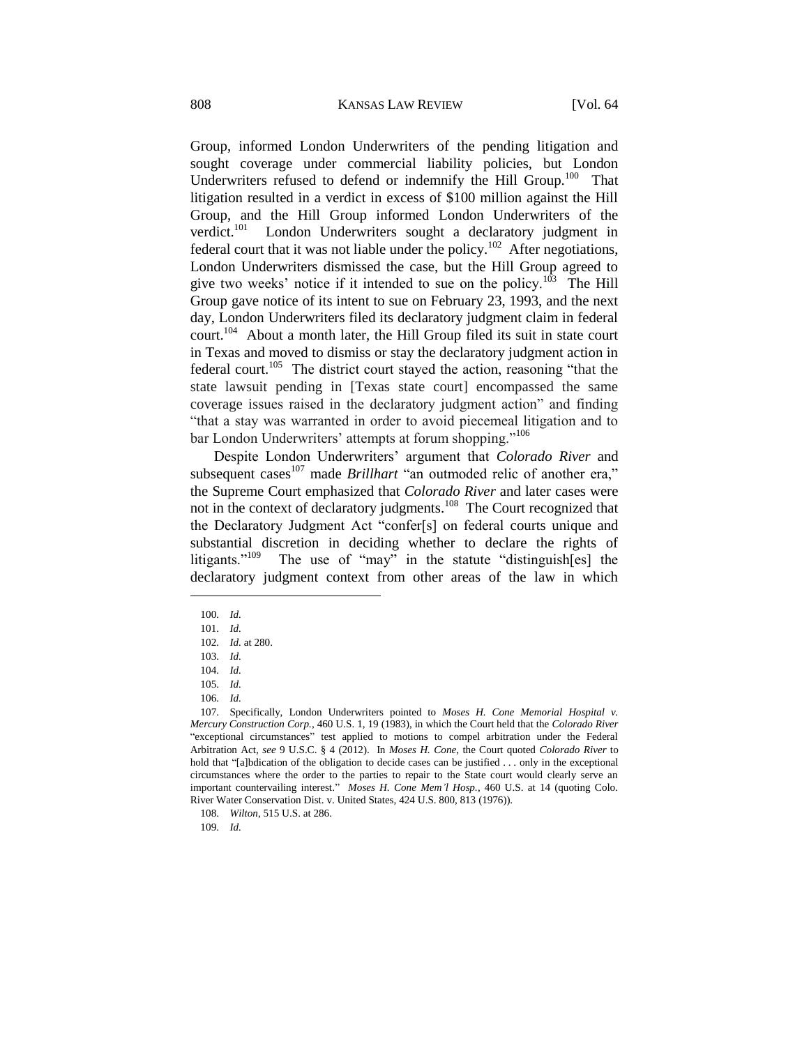Group, informed London Underwriters of the pending litigation and sought coverage under commercial liability policies, but London Underwriters refused to defend or indemnify the Hill Group.[100] That litigation resulted in a verdict in excess of $100 million against the Hill Group, and the Hill Group informed London Underwriters of the verdict.[101] London Underwriters sought a declaratory judgment in federal court that it was not liable under the policy.[102] After negotiations, London Underwriters dismissed the case, but the Hill Group agreed to give two weeks' notice if it intended to sue on the policy.[103] The Hill Group gave notice of its intent to sue on February 23, 1993, and the next day, London Underwriters filed its declaratory judgment claim in federal court.[104] About a month later, the Hill Group filed its suit in state court in Texas and moved to dismiss or stay the declaratory judgment action in federal court.[105] The district court stayed the action, reasoning "that the state lawsuit pending in [Texas state court] encompassed the same coverage issues raised in the declaratory judgment action" and finding "that a stay was warranted in order to avoid piecemeal litigation and to bar London Underwriters' attempts at forum shopping."[106]

Despite London Underwriters' argument that *Colorado River* and subsequent cases[107] made *Brillhart* "an outmoded relic of another era," the Supreme Court emphasized that *Colorado River* and later cases were not in the context of declaratory judgments.[108] The Court recognized that the Declaratory Judgment Act "confer[s] on federal courts unique and substantial discretion in deciding whether to declare the rights of litigants."[109] The use of "may" in the statute "distinguish[es] the declaratory judgment context from other areas of the law in which

---

100. *Id.*

101. *Id.*

102. *Id.* at 280.

103. *Id.*

104. *Id.*

105. *Id.*

106. *Id.*

107. Specifically, London Underwriters pointed to *Moses H. Cone Memorial Hospital v. Mercury Construction Corp.*, 460 U.S. 1, 19 (1983), in which the Court held that the *Colorado River* "exceptional circumstances" test applied to motions to compel arbitration under the Federal Arbitration Act, *see* 9 U.S.C. § 4 (2012). In *Moses H. Cone*, the Court quoted *Colorado River* to hold that "[a]bdication of the obligation to decide cases can be justified . . . only in the exceptional circumstances where the order to the parties to repair to the State court would clearly serve an important countervailing interest." *Moses H. Cone Mem'l Hosp.*, 460 U.S. at 14 (quoting Colo. River Water Conservation Dist. v. United States, 424 U.S. 800, 813 (1976)).

108. *Wilton*, 515 U.S. at 286.

109. *Id.*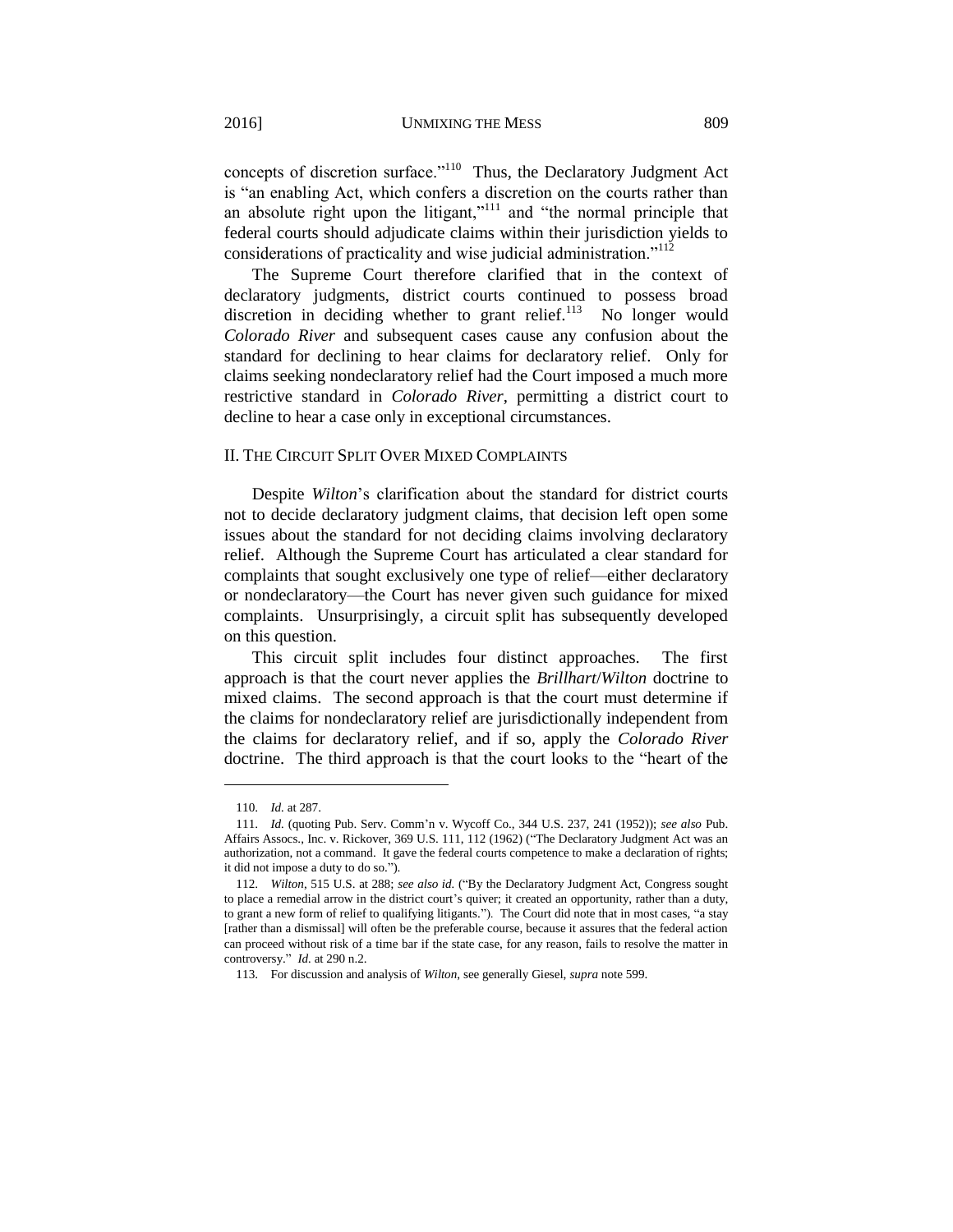concepts of discretion surface."[110] Thus, the Declaratory Judgment Act is "an enabling Act, which confers a discretion on the courts rather than an absolute right upon the litigant,"[111] and "the normal principle that federal courts should adjudicate claims within their jurisdiction yields to considerations of practicality and wise judicial administration."[112]

The Supreme Court therefore clarified that in the context of declaratory judgments, district courts continued to possess broad discretion in deciding whether to grant relief.[113] No longer would *Colorado River* and subsequent cases cause any confusion about the standard for declining to hear claims for declaratory relief. Only for claims seeking nondeclaratory relief had the Court imposed a much more restrictive standard in *Colorado River*, permitting a district court to decline to hear a case only in exceptional circumstances.

## II. The Circuit Split Over Mixed Complaints

Despite *Wilton*'s clarification about the standard for district courts not to decide declaratory judgment claims, that decision left open some issues about the standard for not deciding claims involving declaratory relief. Although the Supreme Court has articulated a clear standard for complaints that sought exclusively one type of relief—either declaratory or nondeclaratory—the Court has never given such guidance for mixed complaints. Unsurprisingly, a circuit split has subsequently developed on this question.

This circuit split includes four distinct approaches. The first approach is that the court never applies the *Brillhart*/*Wilton* doctrine to mixed claims. The second approach is that the court must determine if the claims for nondeclaratory relief are jurisdictionally independent from the claims for declaratory relief, and if so, apply the *Colorado River* doctrine. The third approach is that the court looks to the "heart of the

---

110. *Id.* at 287.

111. *Id.* (quoting Pub. Serv. Comm'n v. Wycoff Co., 344 U.S. 237, 241 (1952)); *see also* Pub. Affairs Assocs., Inc. v. Rickover, 369 U.S. 111, 112 (1962) ("The Declaratory Judgment Act was an authorization, not a command. It gave the federal courts competence to make a declaration of rights; it did not impose a duty to do so.").

112. *Wilton*, 515 U.S. at 288; *see also id.* ("By the Declaratory Judgment Act, Congress sought to place a remedial arrow in the district court's quiver; it created an opportunity, rather than a duty, to grant a new form of relief to qualifying litigants."). The Court did note that in most cases, "a stay [rather than a dismissal] will often be the preferable course, because it assures that the federal action can proceed without risk of a time bar if the state case, for any reason, fails to resolve the matter in controversy." *Id.* at 290 n.2.

113. For discussion and analysis of *Wilton*, see generally Giesel, *supra* note 599.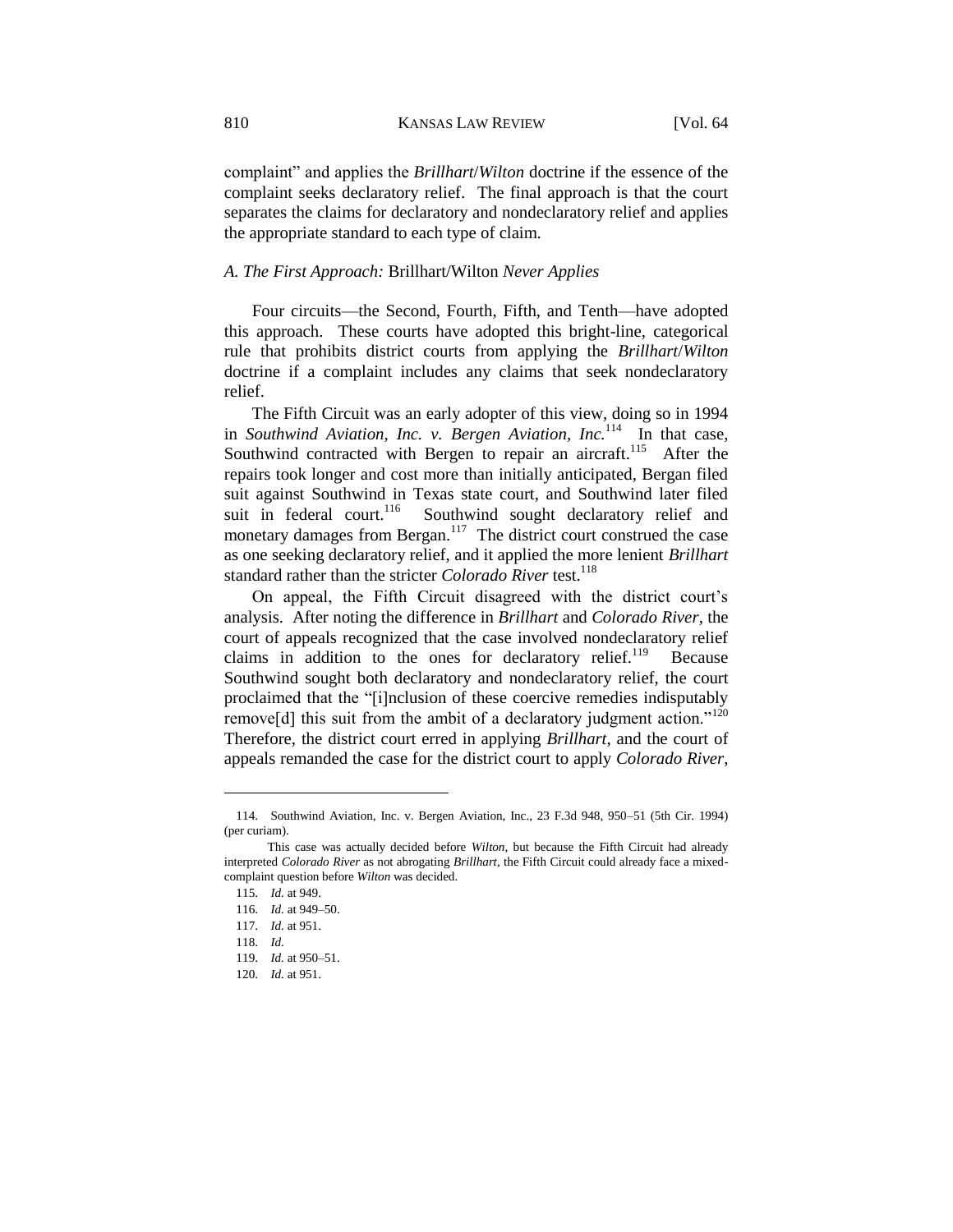complaint" and applies the *Brillhart*/*Wilton* doctrine if the essence of the complaint seeks declaratory relief. The final approach is that the court separates the claims for declaratory and nondeclaratory relief and applies the appropriate standard to each type of claim.

### *A. The First Approach:* Brillhart/Wilton *Never Applies*

Four circuits—the Second, Fourth, Fifth, and Tenth—have adopted this approach. These courts have adopted this bright-line, categorical rule that prohibits district courts from applying the *Brillhart*/*Wilton* doctrine if a complaint includes any claims that seek nondeclaratory relief.

The Fifth Circuit was an early adopter of this view, doing so in 1994 in *Southwind Aviation, Inc. v. Bergen Aviation, Inc.*[114] In that case, Southwind contracted with Bergen to repair an aircraft.[115] After the repairs took longer and cost more than initially anticipated, Bergan filed suit against Southwind in Texas state court, and Southwind later filed suit in federal court.[116] Southwind sought declaratory relief and monetary damages from Bergan.[117] The district court construed the case as one seeking declaratory relief, and it applied the more lenient *Brillhart* standard rather than the stricter *Colorado River* test.[118]

On appeal, the Fifth Circuit disagreed with the district court's analysis. After noting the difference in *Brillhart* and *Colorado River*, the court of appeals recognized that the case involved nondeclaratory relief claims in addition to the ones for declaratory relief.[119] Because Southwind sought both declaratory and nondeclaratory relief, the court proclaimed that the "[i]nclusion of these coercive remedies indisputably remove[d] this suit from the ambit of a declaratory judgment action."[120] Therefore, the district court erred in applying *Brillhart*, and the court of appeals remanded the case for the district court to apply *Colorado River*,

---

114. Southwind Aviation, Inc. v. Bergen Aviation, Inc., 23 F.3d 948, 950–51 (5th Cir. 1994) (per curiam).

This case was actually decided before *Wilton*, but because the Fifth Circuit had already interpreted *Colorado River* as not abrogating *Brillhart*, the Fifth Circuit could already face a mixed-complaint question before *Wilton* was decided.

115. *Id.* at 949.

116. *Id.* at 949–50.

117. *Id.* at 951.

118. *Id.*

119. *Id.* at 950–51.

120. *Id.* at 951.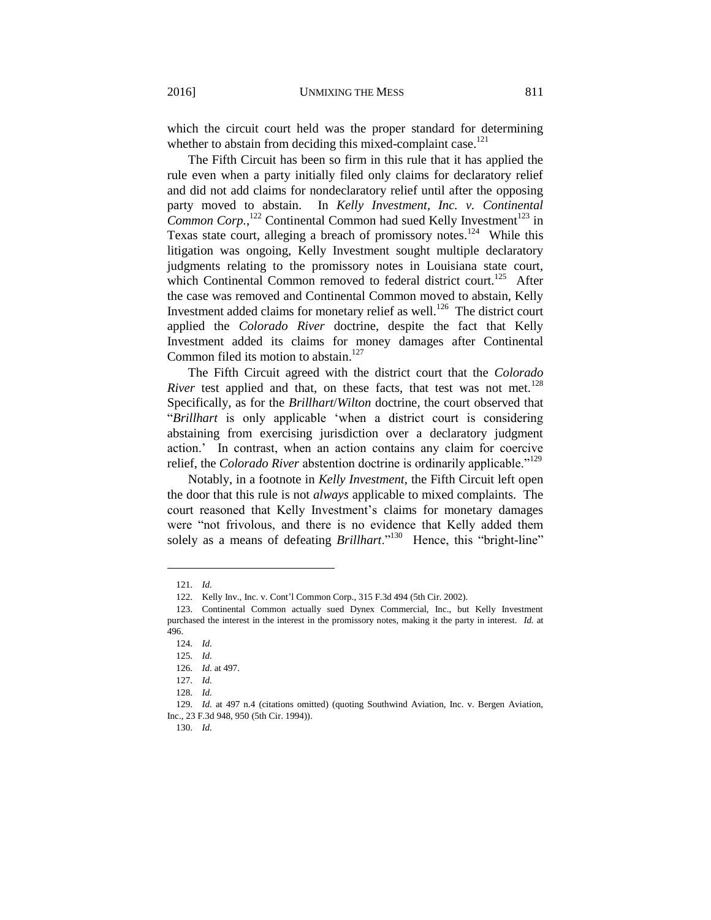which the circuit court held was the proper standard for determining whether to abstain from deciding this mixed-complaint case.[121]

The Fifth Circuit has been so firm in this rule that it has applied the rule even when a party initially filed only claims for declaratory relief and did not add claims for nondeclaratory relief until after the opposing party moved to abstain. In *Kelly Investment, Inc. v. Continental Common Corp.*,[122] Continental Common had sued Kelly Investment[123] in Texas state court, alleging a breach of promissory notes.[124] While this litigation was ongoing, Kelly Investment sought multiple declaratory judgments relating to the promissory notes in Louisiana state court, which Continental Common removed to federal district court.[125] After the case was removed and Continental Common moved to abstain, Kelly Investment added claims for monetary relief as well.[126] The district court applied the *Colorado River* doctrine, despite the fact that Kelly Investment added its claims for money damages after Continental Common filed its motion to abstain.[127]

The Fifth Circuit agreed with the district court that the *Colorado River* test applied and that, on these facts, that test was not met.[128] Specifically, as for the *Brillhart*/*Wilton* doctrine, the court observed that "*Brillhart* is only applicable 'when a district court is considering abstaining from exercising jurisdiction over a declaratory judgment action.' In contrast, when an action contains any claim for coercive relief, the *Colorado River* abstention doctrine is ordinarily applicable."[129]

Notably, in a footnote in *Kelly Investment*, the Fifth Circuit left open the door that this rule is not *always* applicable to mixed complaints. The court reasoned that Kelly Investment's claims for monetary damages were "not frivolous, and there is no evidence that Kelly added them solely as a means of defeating *Brillhart*."[130] Hence, this "bright-line"

---

121. *Id.*

122. Kelly Inv., Inc. v. Cont'l Common Corp., 315 F.3d 494 (5th Cir. 2002).

123. Continental Common actually sued Dynex Commercial, Inc., but Kelly Investment purchased the interest in the interest in the promissory notes, making it the party in interest. *Id.* at 496.

124. *Id.*

125. *Id.*

126. *Id.* at 497.

127. *Id.*

128. *Id.*

129. *Id.* at 497 n.4 (citations omitted) (quoting Southwind Aviation, Inc. v. Bergen Aviation, Inc., 23 F.3d 948, 950 (5th Cir. 1994)).

130. *Id.*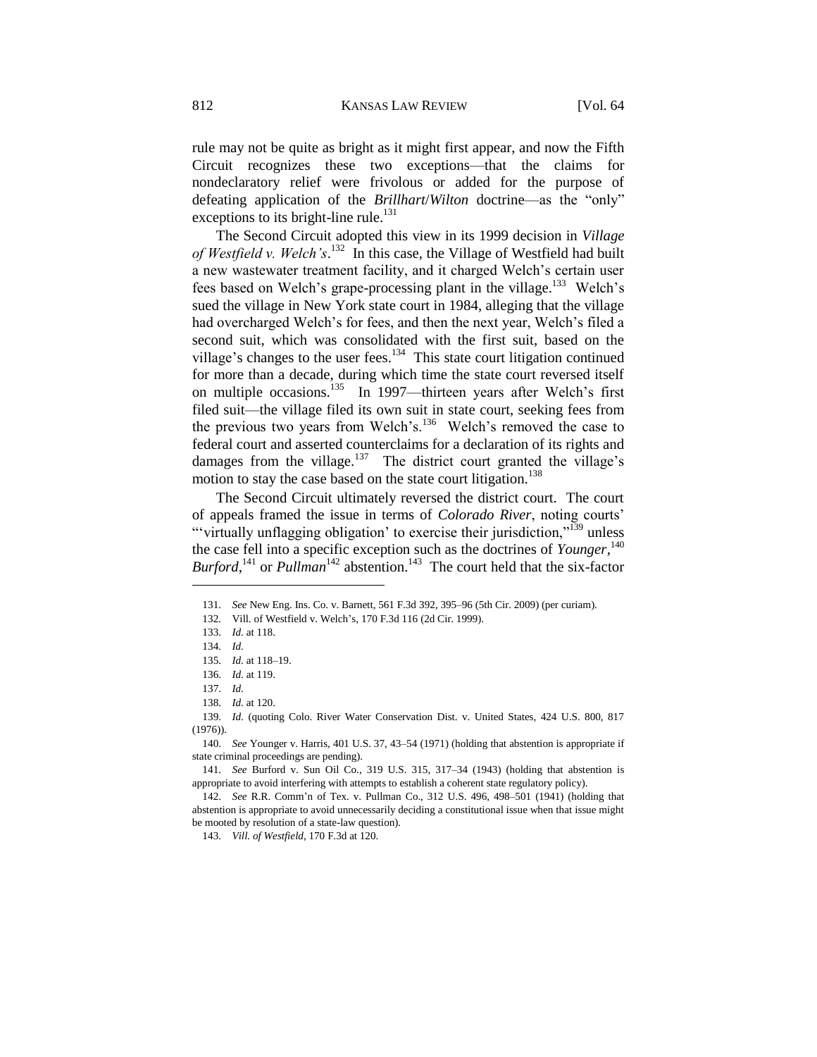rule may not be quite as bright as it might first appear, and now the Fifth Circuit recognizes these two exceptions—that the claims for nondeclaratory relief were frivolous or added for the purpose of defeating application of the *Brillhart*/*Wilton* doctrine—as the "only" exceptions to its bright-line rule.[131]

The Second Circuit adopted this view in its 1999 decision in *Village of Westfield v. Welch's*.[132] In this case, the Village of Westfield had built a new wastewater treatment facility, and it charged Welch's certain user fees based on Welch's grape-processing plant in the village.[133] Welch's sued the village in New York state court in 1984, alleging that the village had overcharged Welch's for fees, and then the next year, Welch's filed a second suit, which was consolidated with the first suit, based on the village's changes to the user fees.[134] This state court litigation continued for more than a decade, during which time the state court reversed itself on multiple occasions.[135] In 1997—thirteen years after Welch's first filed suit—the village filed its own suit in state court, seeking fees from the previous two years from Welch's.[136] Welch's removed the case to federal court and asserted counterclaims for a declaration of its rights and damages from the village.[137] The district court granted the village's motion to stay the case based on the state court litigation.[138]

The Second Circuit ultimately reversed the district court. The court of appeals framed the issue in terms of *Colorado River*, noting courts' "'virtually unflagging obligation' to exercise their jurisdiction,"[139] unless the case fell into a specific exception such as the doctrines of *Younger*,[140] *Burford*,[141] or *Pullman*[142] abstention.[143] The court held that the six-factor

---

131. *See* New Eng. Ins. Co. v. Barnett, 561 F.3d 392, 395–96 (5th Cir. 2009) (per curiam).

132. Vill. of Westfield v. Welch's, 170 F.3d 116 (2d Cir. 1999).

133. *Id.* at 118.

134. *Id.*

135. *Id.* at 118–19.

136. *Id.* at 119.

137. *Id.*

138. *Id.* at 120.

139. *Id.* (quoting Colo. River Water Conservation Dist. v. United States, 424 U.S. 800, 817 (1976)).

140. *See* Younger v. Harris, 401 U.S. 37, 43–54 (1971) (holding that abstention is appropriate if state criminal proceedings are pending).

141. *See* Burford v. Sun Oil Co., 319 U.S. 315, 317–34 (1943) (holding that abstention is appropriate to avoid interfering with attempts to establish a coherent state regulatory policy).

142. *See* R.R. Comm'n of Tex. v. Pullman Co., 312 U.S. 496, 498–501 (1941) (holding that abstention is appropriate to avoid unnecessarily deciding a constitutional issue when that issue might be mooted by resolution of a state-law question).

143. *Vill. of Westfield*, 170 F.3d at 120.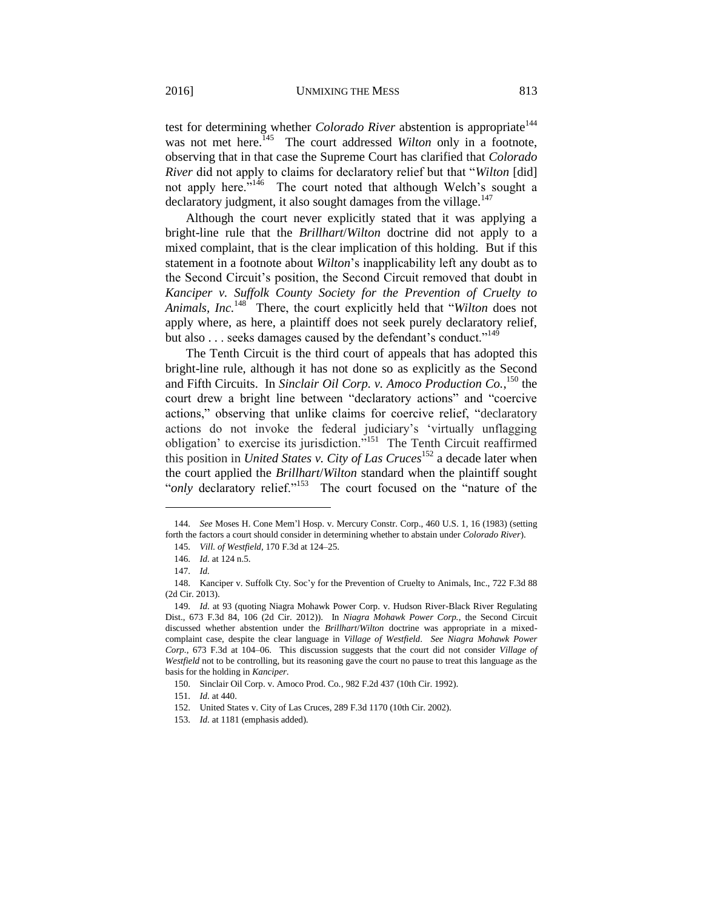test for determining whether *Colorado River* abstention is appropriate[144] was not met here.[145] The court addressed *Wilton* only in a footnote, observing that in that case the Supreme Court has clarified that *Colorado River* did not apply to claims for declaratory relief but that "*Wilton* [did] not apply here."[146] The court noted that although Welch's sought a declaratory judgment, it also sought damages from the village.[147]

Although the court never explicitly stated that it was applying a bright-line rule that the *Brillhart*/*Wilton* doctrine did not apply to a mixed complaint, that is the clear implication of this holding. But if this statement in a footnote about *Wilton*'s inapplicability left any doubt as to the Second Circuit's position, the Second Circuit removed that doubt in *Kanciper v. Suffolk County Society for the Prevention of Cruelty to Animals, Inc.*[148] There, the court explicitly held that "*Wilton* does not apply where, as here, a plaintiff does not seek purely declaratory relief, but also . . . seeks damages caused by the defendant's conduct."[149]

The Tenth Circuit is the third court of appeals that has adopted this bright-line rule, although it has not done so as explicitly as the Second and Fifth Circuits. In *Sinclair Oil Corp. v. Amoco Production Co.*,[150] the court drew a bright line between "declaratory actions" and "coercive actions," observing that unlike claims for coercive relief, "declaratory actions do not invoke the federal judiciary's 'virtually unflagging obligation' to exercise its jurisdiction."[151] The Tenth Circuit reaffirmed this position in *United States v. City of Las Cruces*[152] a decade later when the court applied the *Brillhart*/*Wilton* standard when the plaintiff sought "*only* declaratory relief."[153] The court focused on the "nature of the

---

144. *See* Moses H. Cone Mem'l Hosp. v. Mercury Constr. Corp., 460 U.S. 1, 16 (1983) (setting forth the factors a court should consider in determining whether to abstain under *Colorado River*).

145. *Vill. of Westfield*, 170 F.3d at 124–25.

146. *Id.* at 124 n.5.

147. *Id.*

148. Kanciper v. Suffolk Cty. Soc'y for the Prevention of Cruelty to Animals, Inc., 722 F.3d 88 (2d Cir. 2013).

149. *Id.* at 93 (quoting Niagra Mohawk Power Corp. v. Hudson River-Black River Regulating Dist., 673 F.3d 84, 106 (2d Cir. 2012)). In *Niagra Mohawk Power Corp.*, the Second Circuit discussed whether abstention under the *Brillhart*/*Wilton* doctrine was appropriate in a mixed-complaint case, despite the clear language in *Village of Westfield*. *See Niagra Mohawk Power Corp.*, 673 F.3d at 104–06. This discussion suggests that the court did not consider *Village of Westfield* not to be controlling, but its reasoning gave the court no pause to treat this language as the basis for the holding in *Kanciper*.

150. Sinclair Oil Corp. v. Amoco Prod. Co., 982 F.2d 437 (10th Cir. 1992).

151. *Id.* at 440.

152. United States v. City of Las Cruces, 289 F.3d 1170 (10th Cir. 2002).

153. *Id.* at 1181 (emphasis added).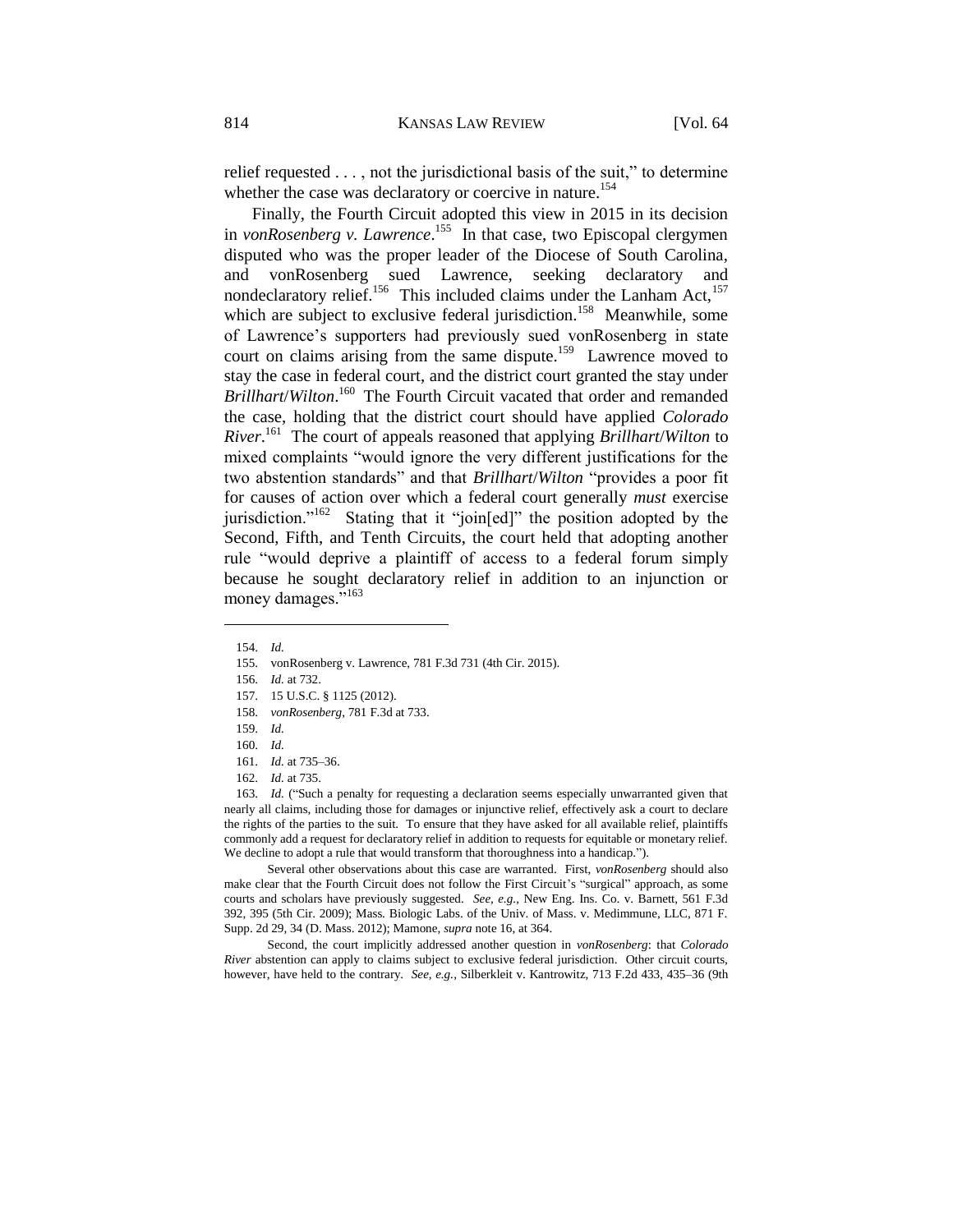relief requested . . . , not the jurisdictional basis of the suit," to determine whether the case was declaratory or coercive in nature.[154]

Finally, the Fourth Circuit adopted this view in 2015 in its decision in *vonRosenberg v. Lawrence*.[155] In that case, two Episcopal clergymen disputed who was the proper leader of the Diocese of South Carolina, and vonRosenberg sued Lawrence, seeking declaratory and nondeclaratory relief.[156] This included claims under the Lanham Act,[157] which are subject to exclusive federal jurisdiction.[158] Meanwhile, some of Lawrence's supporters had previously sued vonRosenberg in state court on claims arising from the same dispute.[159] Lawrence moved to stay the case in federal court, and the district court granted the stay under *Brillhart*/*Wilton*.[160] The Fourth Circuit vacated that order and remanded the case, holding that the district court should have applied *Colorado River*.[161] The court of appeals reasoned that applying *Brillhart*/*Wilton* to mixed complaints "would ignore the very different justifications for the two abstention standards" and that *Brillhart*/*Wilton* "provides a poor fit for causes of action over which a federal court generally *must* exercise jurisdiction."[162] Stating that it "join[ed]" the position adopted by the Second, Fifth, and Tenth Circuits, the court held that adopting another rule "would deprive a plaintiff of access to a federal forum simply because he sought declaratory relief in addition to an injunction or money damages."[163]

---

154. *Id.*

155. vonRosenberg v. Lawrence, 781 F.3d 731 (4th Cir. 2015).

156. *Id.* at 732.

157. 15 U.S.C. § 1125 (2012).

158. *vonRosenberg*, 781 F.3d at 733.

159. *Id.*

160. *Id.*

161. *Id.* at 735–36.

162. *Id.* at 735.

163. *Id.* ("Such a penalty for requesting a declaration seems especially unwarranted given that nearly all claims, including those for damages or injunctive relief, effectively ask a court to declare the rights of the parties to the suit. To ensure that they have asked for all available relief, plaintiffs commonly add a request for declaratory relief in addition to requests for equitable or monetary relief. We decline to adopt a rule that would transform that thoroughness into a handicap.").

Several other observations about this case are warranted. First, *vonRosenberg* should also make clear that the Fourth Circuit does not follow the First Circuit's "surgical" approach, as some courts and scholars have previously suggested. *See, e.g.*, New Eng. Ins. Co. v. Barnett, 561 F.3d 392, 395 (5th Cir. 2009); Mass. Biologic Labs. of the Univ. of Mass. v. Medimmune, LLC, 871 F. Supp. 2d 29, 34 (D. Mass. 2012); Mamone, *supra* note 16, at 364.

Second, the court implicitly addressed another question in *vonRosenberg*: that *Colorado River* abstention can apply to claims subject to exclusive federal jurisdiction. Other circuit courts, however, have held to the contrary. *See, e.g.*, Silberkleit v. Kantrowitz, 713 F.2d 433, 435–36 (9th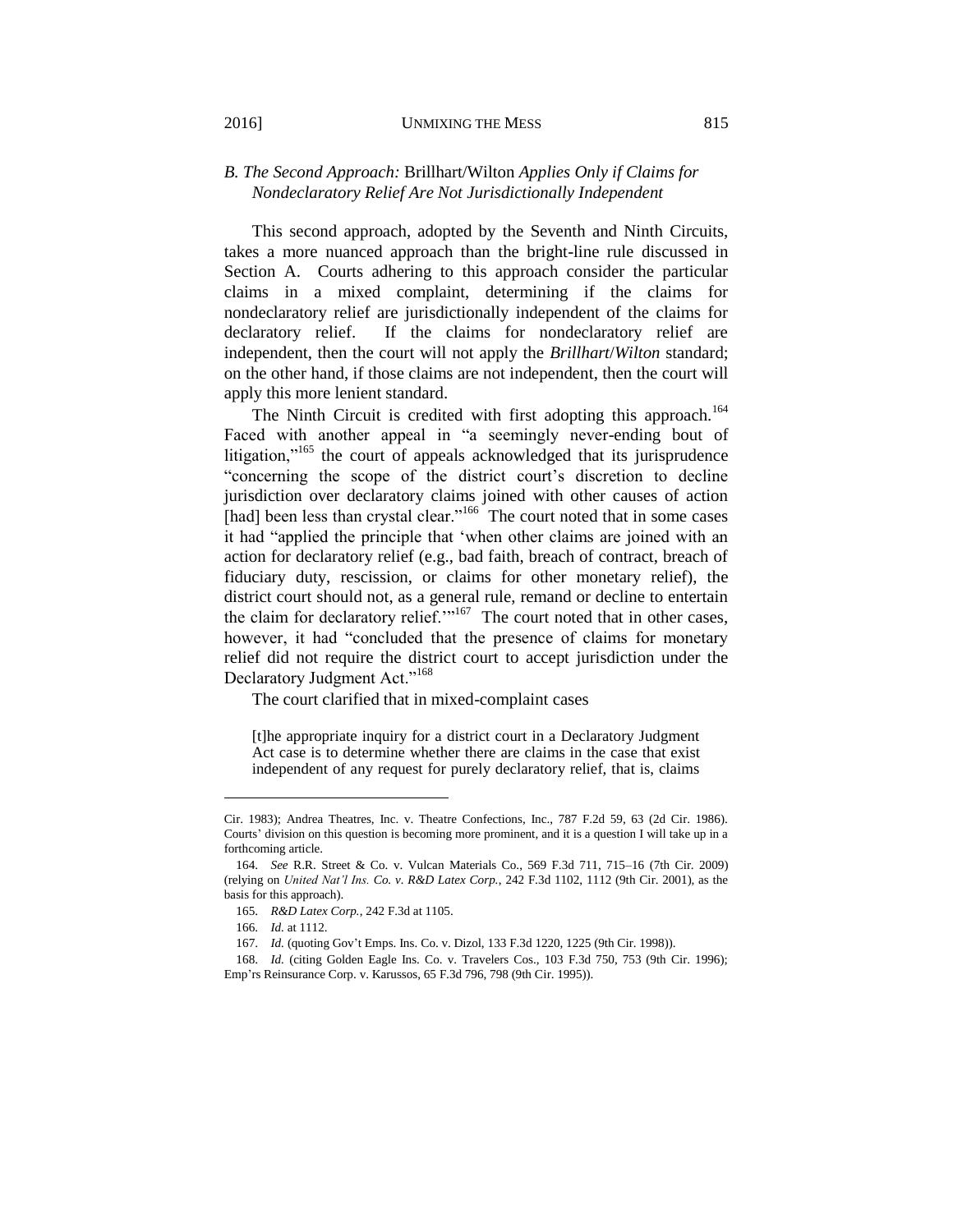### *B. The Second Approach:* Brillhart/Wilton *Applies Only if Claims for Nondeclaratory Relief Are Not Jurisdictionally Independent*

This second approach, adopted by the Seventh and Ninth Circuits, takes a more nuanced approach than the bright-line rule discussed in Section A. Courts adhering to this approach consider the particular claims in a mixed complaint, determining if the claims for nondeclaratory relief are jurisdictionally independent of the claims for declaratory relief. If the claims for nondeclaratory relief are independent, then the court will not apply the *Brillhart*/*Wilton* standard; on the other hand, if those claims are not independent, then the court will apply this more lenient standard.

The Ninth Circuit is credited with first adopting this approach.[164] Faced with another appeal in "a seemingly never-ending bout of litigation,"[165] the court of appeals acknowledged that its jurisprudence "concerning the scope of the district court's discretion to decline jurisdiction over declaratory claims joined with other causes of action [had] been less than crystal clear."[166] The court noted that in some cases it had "applied the principle that 'when other claims are joined with an action for declaratory relief (e.g., bad faith, breach of contract, breach of fiduciary duty, rescission, or claims for other monetary relief), the district court should not, as a general rule, remand or decline to entertain the claim for declaratory relief.'"[167] The court noted that in other cases, however, it had "concluded that the presence of claims for monetary relief did not require the district court to accept jurisdiction under the Declaratory Judgment Act."[168]

The court clarified that in mixed-complaint cases

> [t]he appropriate inquiry for a district court in a Declaratory Judgment Act case is to determine whether there are claims in the case that exist independent of any request for purely declaratory relief, that is, claims

---

Cir. 1983); Andrea Theatres, Inc. v. Theatre Confections, Inc., 787 F.2d 59, 63 (2d Cir. 1986). Courts' division on this question is becoming more prominent, and it is a question I will take up in a forthcoming article.

164. *See* R.R. Street & Co. v. Vulcan Materials Co., 569 F.3d 711, 715–16 (7th Cir. 2009) (relying on *United Nat'l Ins. Co. v. R&D Latex Corp.*, 242 F.3d 1102, 1112 (9th Cir. 2001), as the basis for this approach).

165. *R&D Latex Corp.*, 242 F.3d at 1105.

166. *Id.* at 1112.

167. *Id.* (quoting Gov't Emps. Ins. Co. v. Dizol, 133 F.3d 1220, 1225 (9th Cir. 1998)).

168. *Id.* (citing Golden Eagle Ins. Co. v. Travelers Cos., 103 F.3d 750, 753 (9th Cir. 1996); Emp'rs Reinsurance Corp. v. Karussos, 65 F.3d 796, 798 (9th Cir. 1995)).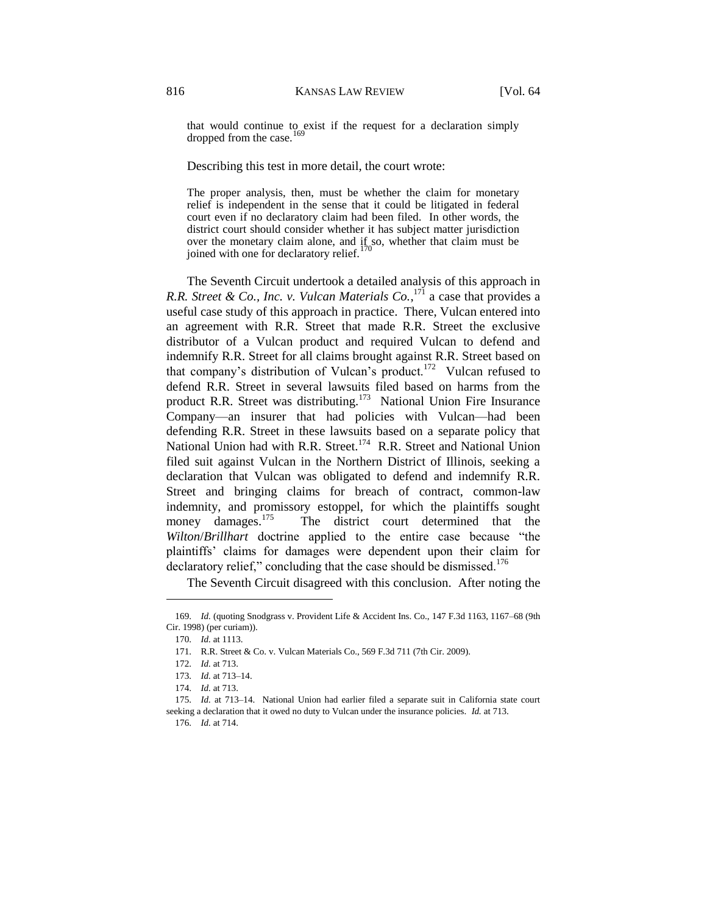> that would continue to exist if the request for a declaration simply dropped from the case.[169]

Describing this test in more detail, the court wrote:

> The proper analysis, then, must be whether the claim for monetary relief is independent in the sense that it could be litigated in federal court even if no declaratory claim had been filed. In other words, the district court should consider whether it has subject matter jurisdiction over the monetary claim alone, and if so, whether that claim must be joined with one for declaratory relief.[170]

The Seventh Circuit undertook a detailed analysis of this approach in *R.R. Street & Co., Inc. v. Vulcan Materials Co.*,[171] a case that provides a useful case study of this approach in practice. There, Vulcan entered into an agreement with R.R. Street that made R.R. Street the exclusive distributor of a Vulcan product and required Vulcan to defend and indemnify R.R. Street for all claims brought against R.R. Street based on that company's distribution of Vulcan's product.[172] Vulcan refused to defend R.R. Street in several lawsuits filed based on harms from the product R.R. Street was distributing.[173] National Union Fire Insurance Company—an insurer that had policies with Vulcan—had been defending R.R. Street in these lawsuits based on a separate policy that National Union had with R.R. Street.[174] R.R. Street and National Union filed suit against Vulcan in the Northern District of Illinois, seeking a declaration that Vulcan was obligated to defend and indemnify R.R. Street and bringing claims for breach of contract, common-law indemnity, and promissory estoppel, for which the plaintiffs sought money damages.[175] The district court determined that the *Wilton*/*Brillhart* doctrine applied to the entire case because "the plaintiffs' claims for damages were dependent upon their claim for declaratory relief," concluding that the case should be dismissed.[176]

The Seventh Circuit disagreed with this conclusion. After noting the

---

169. *Id.* (quoting Snodgrass v. Provident Life & Accident Ins. Co., 147 F.3d 1163, 1167–68 (9th Cir. 1998) (per curiam)).

170. *Id.* at 1113.

171. R.R. Street & Co. v. Vulcan Materials Co., 569 F.3d 711 (7th Cir. 2009).

172. *Id.* at 713.

173. *Id.* at 713–14.

174. *Id.* at 713.

175. *Id.* at 713–14. National Union had earlier filed a separate suit in California state court seeking a declaration that it owed no duty to Vulcan under the insurance policies. *Id.* at 713.

176. *Id.* at 714.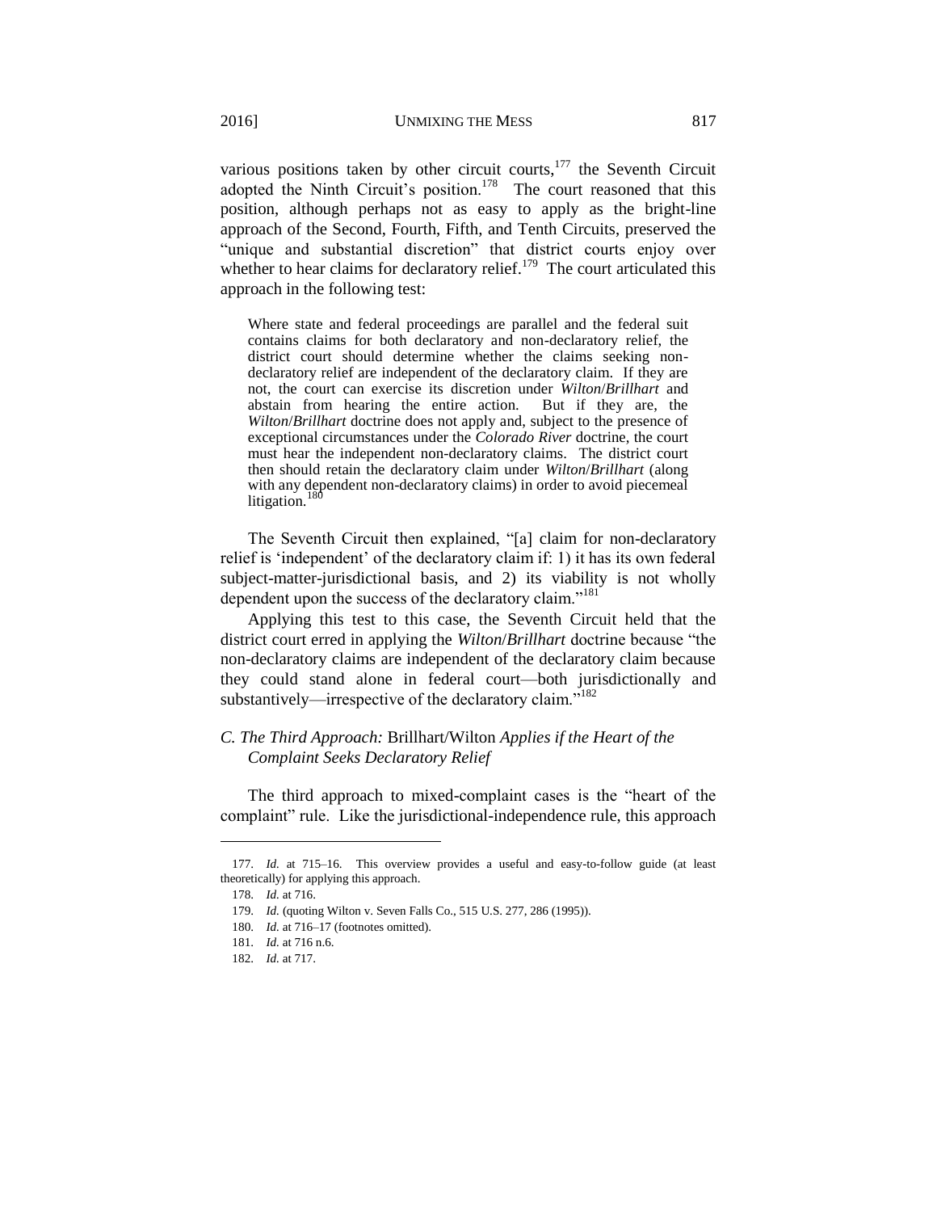various positions taken by other circuit courts,[177] the Seventh Circuit adopted the Ninth Circuit's position.[178] The court reasoned that this position, although perhaps not as easy to apply as the bright-line approach of the Second, Fourth, Fifth, and Tenth Circuits, preserved the "unique and substantial discretion" that district courts enjoy over whether to hear claims for declaratory relief.[179] The court articulated this approach in the following test:

> Where state and federal proceedings are parallel and the federal suit contains claims for both declaratory and non-declaratory relief, the district court should determine whether the claims seeking non-declaratory relief are independent of the declaratory claim. If they are not, the court can exercise its discretion under *Wilton*/*Brillhart* and abstain from hearing the entire action. But if they are, the *Wilton*/*Brillhart* doctrine does not apply and, subject to the presence of exceptional circumstances under the *Colorado River* doctrine, the court must hear the independent non-declaratory claims. The district court then should retain the declaratory claim under *Wilton*/*Brillhart* (along with any dependent non-declaratory claims) in order to avoid piecemeal litigation.[180]

The Seventh Circuit then explained, "[a] claim for non-declaratory relief is 'independent' of the declaratory claim if: 1) it has its own federal subject-matter-jurisdictional basis, and 2) its viability is not wholly dependent upon the success of the declaratory claim."[181]

Applying this test to this case, the Seventh Circuit held that the district court erred in applying the *Wilton*/*Brillhart* doctrine because "the non-declaratory claims are independent of the declaratory claim because they could stand alone in federal court—both jurisdictionally and substantively—irrespective of the declaratory claim."[182]

### *C. The Third Approach:* Brillhart/Wilton *Applies if the Heart of the Complaint Seeks Declaratory Relief*

The third approach to mixed-complaint cases is the "heart of the complaint" rule. Like the jurisdictional-independence rule, this approach

---

177. *Id.* at 715–16. This overview provides a useful and easy-to-follow guide (at least theoretically) for applying this approach.

178. *Id.* at 716.

179. *Id.* (quoting Wilton v. Seven Falls Co., 515 U.S. 277, 286 (1995)).

180. *Id.* at 716–17 (footnotes omitted).

181. *Id.* at 716 n.6.

182. *Id.* at 717.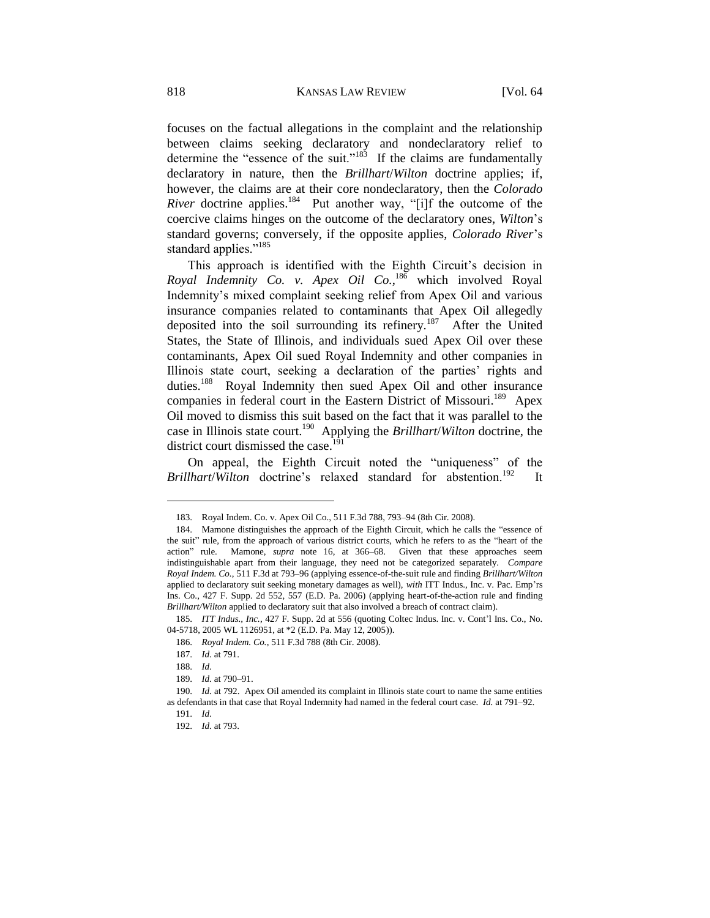focuses on the factual allegations in the complaint and the relationship between claims seeking declaratory and nondeclaratory relief to determine the "essence of the suit."[183] If the claims are fundamentally declaratory in nature, then the *Brillhart*/*Wilton* doctrine applies; if, however, the claims are at their core nondeclaratory, then the *Colorado River* doctrine applies.[184] Put another way, "[i]f the outcome of the coercive claims hinges on the outcome of the declaratory ones, *Wilton*'s standard governs; conversely, if the opposite applies, *Colorado River*'s standard applies."[185]

This approach is identified with the Eighth Circuit's decision in *Royal Indemnity Co. v. Apex Oil Co.*,[186] which involved Royal Indemnity's mixed complaint seeking relief from Apex Oil and various insurance companies related to contaminants that Apex Oil allegedly deposited into the soil surrounding its refinery.[187] After the United States, the State of Illinois, and individuals sued Apex Oil over these contaminants, Apex Oil sued Royal Indemnity and other companies in Illinois state court, seeking a declaration of the parties' rights and duties.[188] Royal Indemnity then sued Apex Oil and other insurance companies in federal court in the Eastern District of Missouri.[189] Apex Oil moved to dismiss this suit based on the fact that it was parallel to the case in Illinois state court.[190] Applying the *Brillhart*/*Wilton* doctrine, the district court dismissed the case.[191]

On appeal, the Eighth Circuit noted the "uniqueness" of the *Brillhart*/*Wilton* doctrine's relaxed standard for abstention.[192] It

---

183. Royal Indem. Co. v. Apex Oil Co., 511 F.3d 788, 793–94 (8th Cir. 2008).

184. Mamone distinguishes the approach of the Eighth Circuit, which he calls the "essence of the suit" rule, from the approach of various district courts, which he refers to as the "heart of the action" rule. Mamone, *supra* note 16, at 366–68. Given that these approaches seem indistinguishable apart from their language, they need not be categorized separately. *Compare Royal Indem. Co.*, 511 F.3d at 793–96 (applying essence-of-the-suit rule and finding *Brillhart/Wilton* applied to declaratory suit seeking monetary damages as well), *with* ITT Indus., Inc. v. Pac. Emp'rs Ins. Co., 427 F. Supp. 2d 552, 557 (E.D. Pa. 2006) (applying heart-of-the-action rule and finding *Brillhart/Wilton* applied to declaratory suit that also involved a breach of contract claim).

185. *ITT Indus., Inc.*, 427 F. Supp. 2d at 556 (quoting Coltec Indus. Inc. v. Cont'l Ins. Co., No. 04-5718, 2005 WL 1126951, at *2 (E.D. Pa. May 12, 2005)).

186. *Royal Indem. Co.*, 511 F.3d 788 (8th Cir. 2008).

187. *Id.* at 791.

188. *Id.*

189. *Id.* at 790–91.

190. *Id.* at 792. Apex Oil amended its complaint in Illinois state court to name the same entities as defendants in that case that Royal Indemnity had named in the federal court case. *Id.* at 791–92.

191. *Id.*

192. *Id.* at 793.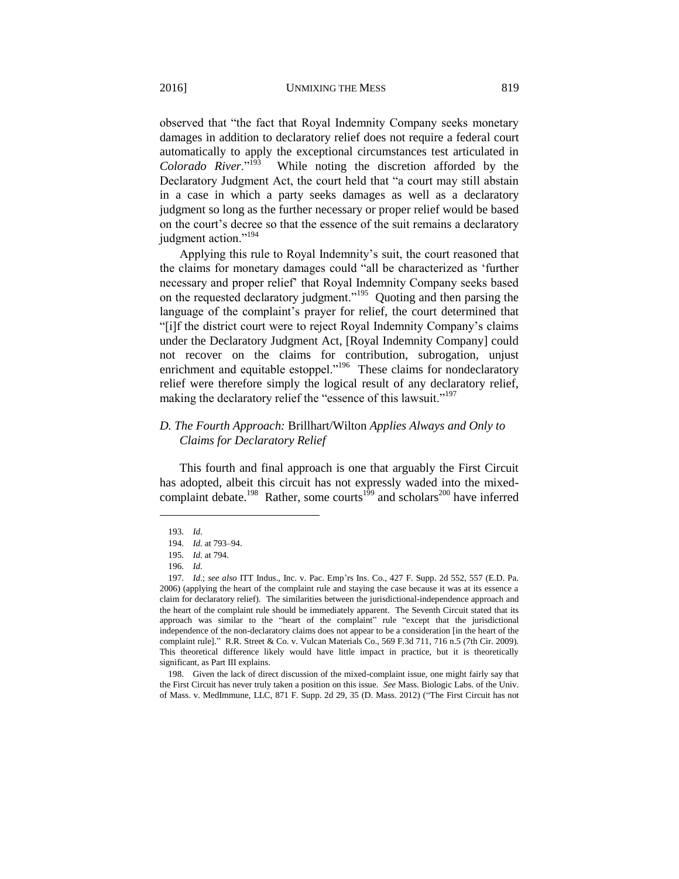observed that "the fact that Royal Indemnity Company seeks monetary damages in addition to declaratory relief does not require a federal court automatically to apply the exceptional circumstances test articulated in *Colorado River*."[193] While noting the discretion afforded by the Declaratory Judgment Act, the court held that "a court may still abstain in a case in which a party seeks damages as well as a declaratory judgment so long as the further necessary or proper relief would be based on the court's decree so that the essence of the suit remains a declaratory judgment action."[194]

Applying this rule to Royal Indemnity's suit, the court reasoned that the claims for monetary damages could "all be characterized as 'further necessary and proper relief' that Royal Indemnity Company seeks based on the requested declaratory judgment."[195] Quoting and then parsing the language of the complaint's prayer for relief, the court determined that "[i]f the district court were to reject Royal Indemnity Company's claims under the Declaratory Judgment Act, [Royal Indemnity Company] could not recover on the claims for contribution, subrogation, unjust enrichment and equitable estoppel."[196] These claims for nondeclaratory relief were therefore simply the logical result of any declaratory relief, making the declaratory relief the "essence of this lawsuit."[197]

### *D. The Fourth Approach:* Brillhart/Wilton *Applies Always and Only to Claims for Declaratory Relief*

This fourth and final approach is one that arguably the First Circuit has adopted, albeit this circuit has not expressly waded into the mixed-complaint debate.[198] Rather, some courts[199] and scholars[200] have inferred

---

193. *Id.*

194. *Id.* at 793–94.

195. *Id.* at 794.

196. *Id.*

197. *Id.*; *see also* ITT Indus., Inc. v. Pac. Emp'rs Ins. Co., 427 F. Supp. 2d 552, 557 (E.D. Pa. 2006) (applying the heart of the complaint rule and staying the case because it was at its essence a claim for declaratory relief). The similarities between the jurisdictional-independence approach and the heart of the complaint rule should be immediately apparent. The Seventh Circuit stated that its approach was similar to the "heart of the complaint" rule "except that the jurisdictional independence of the non-declaratory claims does not appear to be a consideration [in the heart of the complaint rule]." R.R. Street & Co. v. Vulcan Materials Co., 569 F.3d 711, 716 n.5 (7th Cir. 2009). This theoretical difference likely would have little impact in practice, but it is theoretically significant, as Part III explains.

198. Given the lack of direct discussion of the mixed-complaint issue, one might fairly say that the First Circuit has never truly taken a position on this issue. *See* Mass. Biologic Labs. of the Univ. of Mass. v. MedImmune, LLC, 871 F. Supp. 2d 29, 35 (D. Mass. 2012) ("The First Circuit has not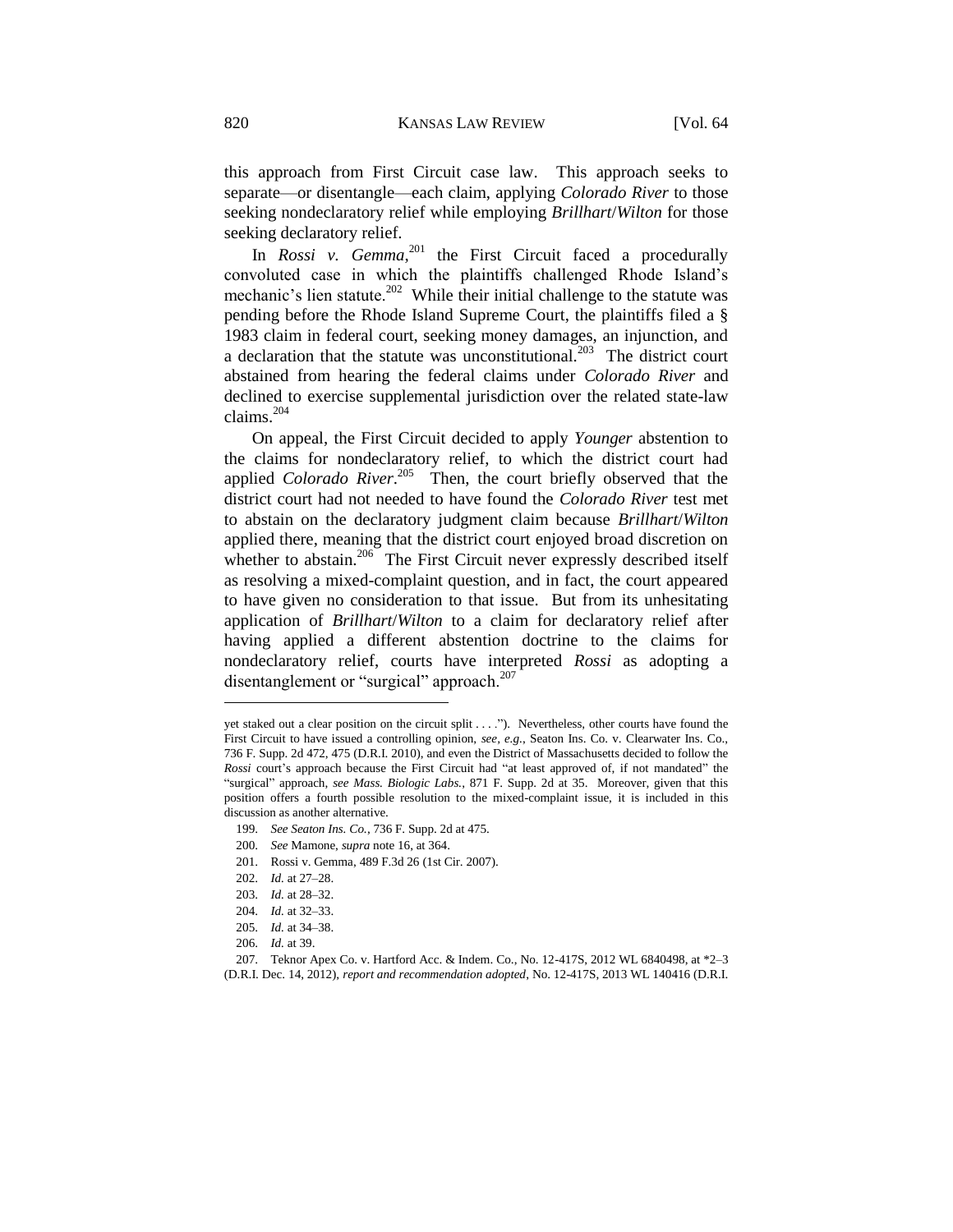this approach from First Circuit case law. This approach seeks to separate—or disentangle—each claim, applying *Colorado River* to those seeking nondeclaratory relief while employing *Brillhart*/*Wilton* for those seeking declaratory relief.

In *Rossi v. Gemma*,[201] the First Circuit faced a procedurally convoluted case in which the plaintiffs challenged Rhode Island's mechanic's lien statute.[202] While their initial challenge to the statute was pending before the Rhode Island Supreme Court, the plaintiffs filed a § 1983 claim in federal court, seeking money damages, an injunction, and a declaration that the statute was unconstitutional.[203] The district court abstained from hearing the federal claims under *Colorado River* and declined to exercise supplemental jurisdiction over the related state-law claims.[204]

On appeal, the First Circuit decided to apply *Younger* abstention to the claims for nondeclaratory relief, to which the district court had applied *Colorado River*.[205] Then, the court briefly observed that the district court had not needed to have found the *Colorado River* test met to abstain on the declaratory judgment claim because *Brillhart*/*Wilton* applied there, meaning that the district court enjoyed broad discretion on whether to abstain.[206] The First Circuit never expressly described itself as resolving a mixed-complaint question, and in fact, the court appeared to have given no consideration to that issue. But from its unhesitating application of *Brillhart*/*Wilton* to a claim for declaratory relief after having applied a different abstention doctrine to the claims for nondeclaratory relief, courts have interpreted *Rossi* as adopting a disentanglement or "surgical" approach.[207]

---

yet staked out a clear position on the circuit split . . . ."). Nevertheless, other courts have found the First Circuit to have issued a controlling opinion, *see, e.g.*, Seaton Ins. Co. v. Clearwater Ins. Co., 736 F. Supp. 2d 472, 475 (D.R.I. 2010), and even the District of Massachusetts decided to follow the *Rossi* court's approach because the First Circuit had "at least approved of, if not mandated" the "surgical" approach, *see Mass. Biologic Labs.*, 871 F. Supp. 2d at 35. Moreover, given that this position offers a fourth possible resolution to the mixed-complaint issue, it is included in this discussion as another alternative.

199. *See Seaton Ins. Co.*, 736 F. Supp. 2d at 475.

200. *See* Mamone, *supra* note 16, at 364.

201. Rossi v. Gemma, 489 F.3d 26 (1st Cir. 2007).

202. *Id.* at 27–28.

203. *Id.* at 28–32.

204. *Id.* at 32–33.

205. *Id.* at 34–38.

206. *Id.* at 39.

207. Teknor Apex Co. v. Hartford Acc. & Indem. Co., No. 12-417S, 2012 WL 6840498, at *2–3 (D.R.I. Dec. 14, 2012), *report and recommendation adopted*, No. 12-417S, 2013 WL 140416 (D.R.I.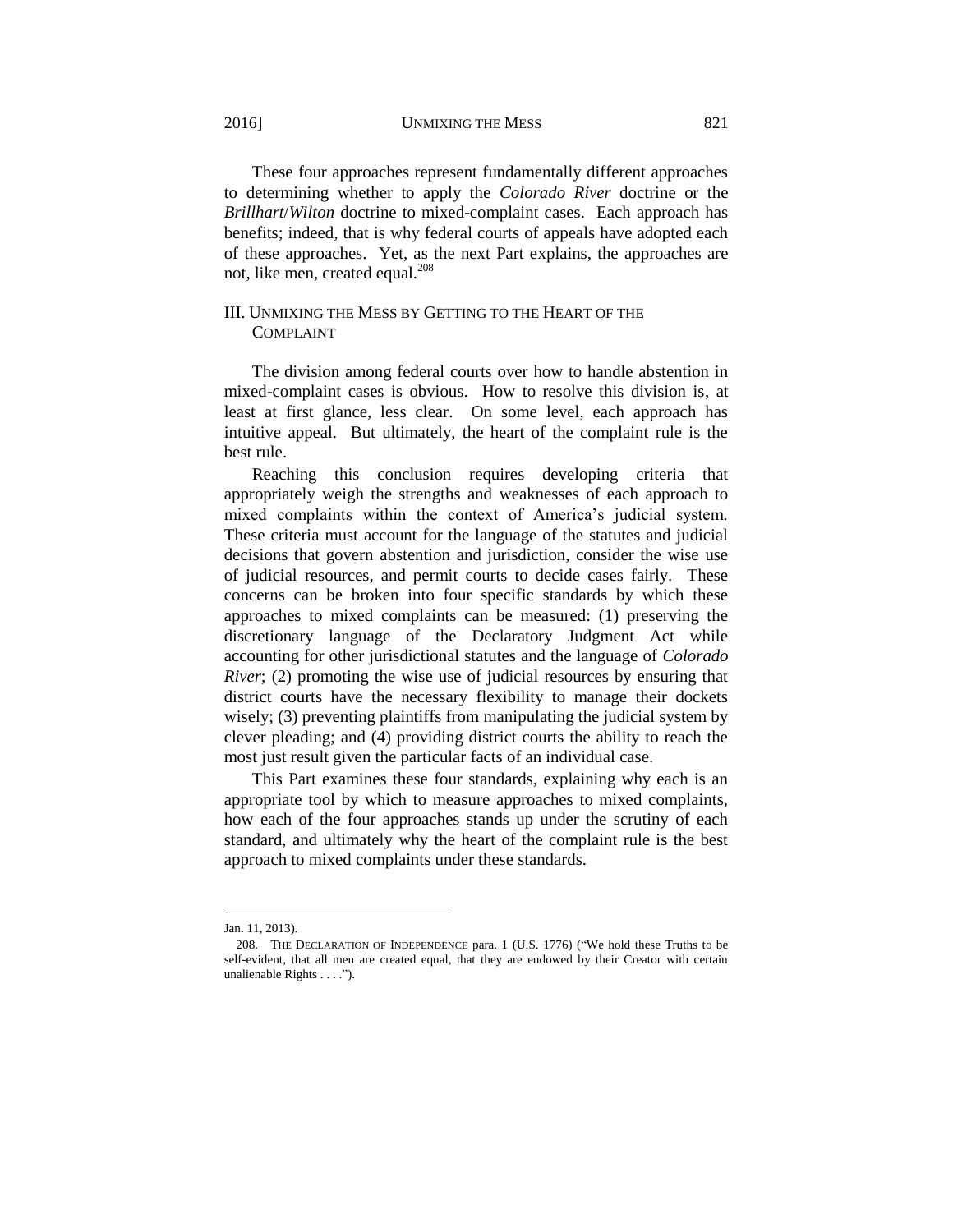These four approaches represent fundamentally different approaches to determining whether to apply the *Colorado River* doctrine or the *Brillhart*/*Wilton* doctrine to mixed-complaint cases. Each approach has benefits; indeed, that is why federal courts of appeals have adopted each of these approaches. Yet, as the next Part explains, the approaches are not, like men, created equal.[208]

## III. UNMIXING THE MESS BY GETTING TO THE HEART OF THE COMPLAINT

The division among federal courts over how to handle abstention in mixed-complaint cases is obvious. How to resolve this division is, at least at first glance, less clear. On some level, each approach has intuitive appeal. But ultimately, the heart of the complaint rule is the best rule.

Reaching this conclusion requires developing criteria that appropriately weigh the strengths and weaknesses of each approach to mixed complaints within the context of America's judicial system. These criteria must account for the language of the statutes and judicial decisions that govern abstention and jurisdiction, consider the wise use of judicial resources, and permit courts to decide cases fairly. These concerns can be broken into four specific standards by which these approaches to mixed complaints can be measured: (1) preserving the discretionary language of the Declaratory Judgment Act while accounting for other jurisdictional statutes and the language of *Colorado River*; (2) promoting the wise use of judicial resources by ensuring that district courts have the necessary flexibility to manage their dockets wisely; (3) preventing plaintiffs from manipulating the judicial system by clever pleading; and (4) providing district courts the ability to reach the most just result given the particular facts of an individual case.

This Part examines these four standards, explaining why each is an appropriate tool by which to measure approaches to mixed complaints, how each of the four approaches stands up under the scrutiny of each standard, and ultimately why the heart of the complaint rule is the best approach to mixed complaints under these standards.

---

Jan. 11, 2013).

208. THE DECLARATION OF INDEPENDENCE para. 1 (U.S. 1776) ("We hold these Truths to be self-evident, that all men are created equal, that they are endowed by their Creator with certain unalienable Rights . . . .").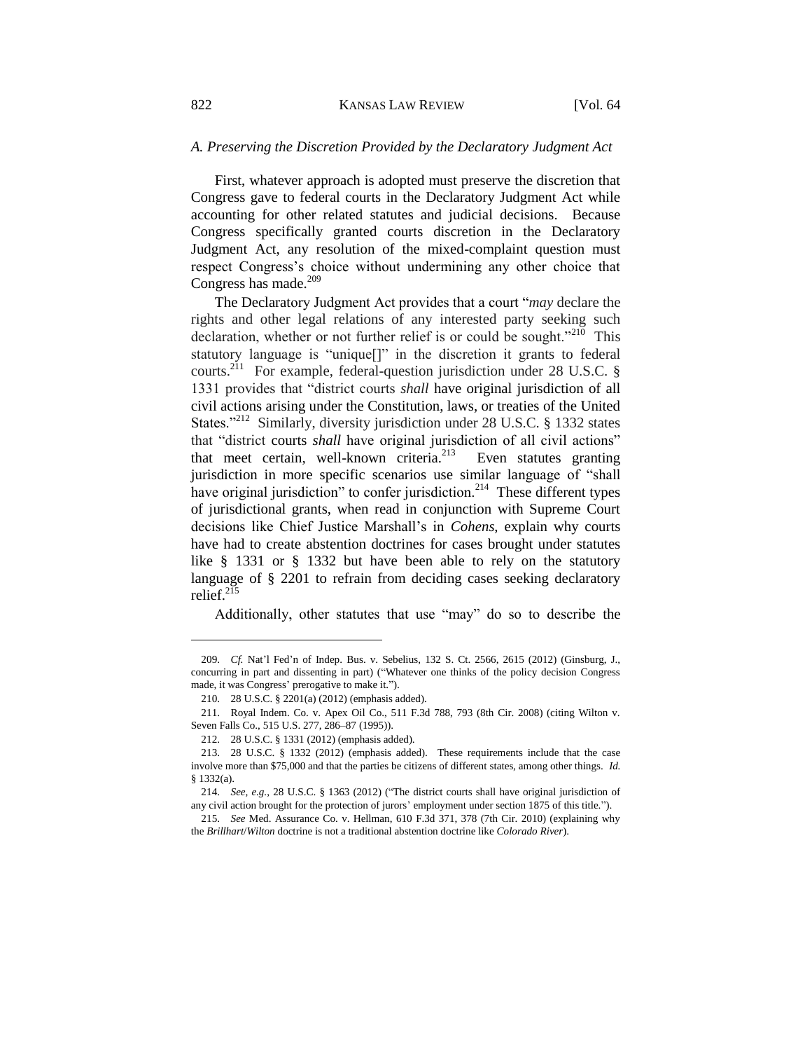### *A. Preserving the Discretion Provided by the Declaratory Judgment Act*

First, whatever approach is adopted must preserve the discretion that Congress gave to federal courts in the Declaratory Judgment Act while accounting for other related statutes and judicial decisions. Because Congress specifically granted courts discretion in the Declaratory Judgment Act, any resolution of the mixed-complaint question must respect Congress's choice without undermining any other choice that Congress has made.[209]

The Declaratory Judgment Act provides that a court "*may* declare the rights and other legal relations of any interested party seeking such declaration, whether or not further relief is or could be sought."[210] This statutory language is "unique[]" in the discretion it grants to federal courts.[211] For example, federal-question jurisdiction under 28 U.S.C. § 1331 provides that "district courts *shall* have original jurisdiction of all civil actions arising under the Constitution, laws, or treaties of the United States."[212] Similarly, diversity jurisdiction under 28 U.S.C. § 1332 states that "district courts *shall* have original jurisdiction of all civil actions" that meet certain, well-known criteria.[213] Even statutes granting jurisdiction in more specific scenarios use similar language of "shall have original jurisdiction" to confer jurisdiction.[214] These different types of jurisdictional grants, when read in conjunction with Supreme Court decisions like Chief Justice Marshall's in *Cohens*, explain why courts have had to create abstention doctrines for cases brought under statutes like § 1331 or § 1332 but have been able to rely on the statutory language of § 2201 to refrain from deciding cases seeking declaratory relief.[215]

Additionally, other statutes that use "may" do so to describe the

---

209. *Cf.* Nat'l Fed'n of Indep. Bus. v. Sebelius, 132 S. Ct. 2566, 2615 (2012) (Ginsburg, J., concurring in part and dissenting in part) ("Whatever one thinks of the policy decision Congress made, it was Congress' prerogative to make it.").

210. 28 U.S.C. § 2201(a) (2012) (emphasis added).

211. Royal Indem. Co. v. Apex Oil Co., 511 F.3d 788, 793 (8th Cir. 2008) (citing Wilton v. Seven Falls Co., 515 U.S. 277, 286–87 (1995)).

212. 28 U.S.C. § 1331 (2012) (emphasis added).

213. 28 U.S.C. § 1332 (2012) (emphasis added). These requirements include that the case involve more than $75,000 and that the parties be citizens of different states, among other things. *Id.* § 1332(a).

214. *See, e.g.*, 28 U.S.C. § 1363 (2012) ("The district courts shall have original jurisdiction of any civil action brought for the protection of jurors' employment under section 1875 of this title.").

215. *See* Med. Assurance Co. v. Hellman, 610 F.3d 371, 378 (7th Cir. 2010) (explaining why the *Brillhart*/*Wilton* doctrine is not a traditional abstention doctrine like *Colorado River*).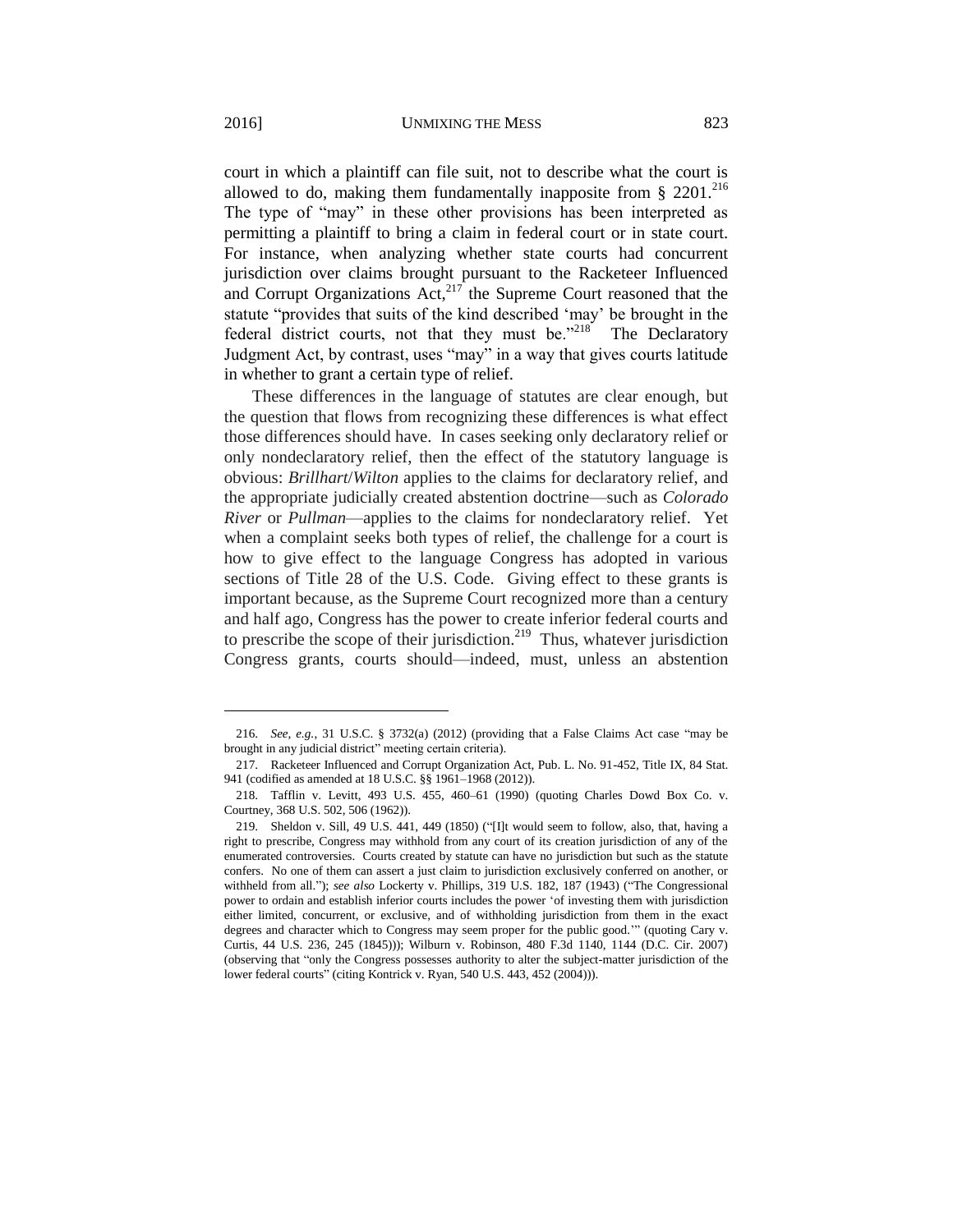court in which a plaintiff can file suit, not to describe what the court is allowed to do, making them fundamentally inapposite from § 2201.[216] The type of "may" in these other provisions has been interpreted as permitting a plaintiff to bring a claim in federal court or in state court. For instance, when analyzing whether state courts had concurrent jurisdiction over claims brought pursuant to the Racketeer Influenced and Corrupt Organizations Act,[217] the Supreme Court reasoned that the statute "provides that suits of the kind described 'may' be brought in the federal district courts, not that they must be."[218] The Declaratory Judgment Act, by contrast, uses "may" in a way that gives courts latitude in whether to grant a certain type of relief.

These differences in the language of statutes are clear enough, but the question that flows from recognizing these differences is what effect those differences should have. In cases seeking only declaratory relief or only nondeclaratory relief, then the effect of the statutory language is obvious: *Brillhart*/*Wilton* applies to the claims for declaratory relief, and the appropriate judicially created abstention doctrine—such as *Colorado River* or *Pullman*—applies to the claims for nondeclaratory relief. Yet when a complaint seeks both types of relief, the challenge for a court is how to give effect to the language Congress has adopted in various sections of Title 28 of the U.S. Code. Giving effect to these grants is important because, as the Supreme Court recognized more than a century and half ago, Congress has the power to create inferior federal courts and to prescribe the scope of their jurisdiction.[219] Thus, whatever jurisdiction Congress grants, courts should—indeed, must, unless an abstention

---

216. *See, e.g.*, 31 U.S.C. § 3732(a) (2012) (providing that a False Claims Act case "may be brought in any judicial district" meeting certain criteria).

217. Racketeer Influenced and Corrupt Organization Act, Pub. L. No. 91-452, Title IX, 84 Stat. 941 (codified as amended at 18 U.S.C. §§ 1961–1968 (2012)).

218. Tafflin v. Levitt, 493 U.S. 455, 460–61 (1990) (quoting Charles Dowd Box Co. v. Courtney, 368 U.S. 502, 506 (1962)).

219. Sheldon v. Sill, 49 U.S. 441, 449 (1850) ("[I]t would seem to follow, also, that, having a right to prescribe, Congress may withhold from any court of its creation jurisdiction of any of the enumerated controversies. Courts created by statute can have no jurisdiction but such as the statute confers. No one of them can assert a just claim to jurisdiction exclusively conferred on another, or withheld from all."); *see also* Lockerty v. Phillips, 319 U.S. 182, 187 (1943) ("The Congressional power to ordain and establish inferior courts includes the power 'of investing them with jurisdiction either limited, concurrent, or exclusive, and of withholding jurisdiction from them in the exact degrees and character which to Congress may seem proper for the public good.'" (quoting Cary v. Curtis, 44 U.S. 236, 245 (1845))); Wilburn v. Robinson, 480 F.3d 1140, 1144 (D.C. Cir. 2007) (observing that "only the Congress possesses authority to alter the subject-matter jurisdiction of the lower federal courts" (citing Kontrick v. Ryan, 540 U.S. 443, 452 (2004))).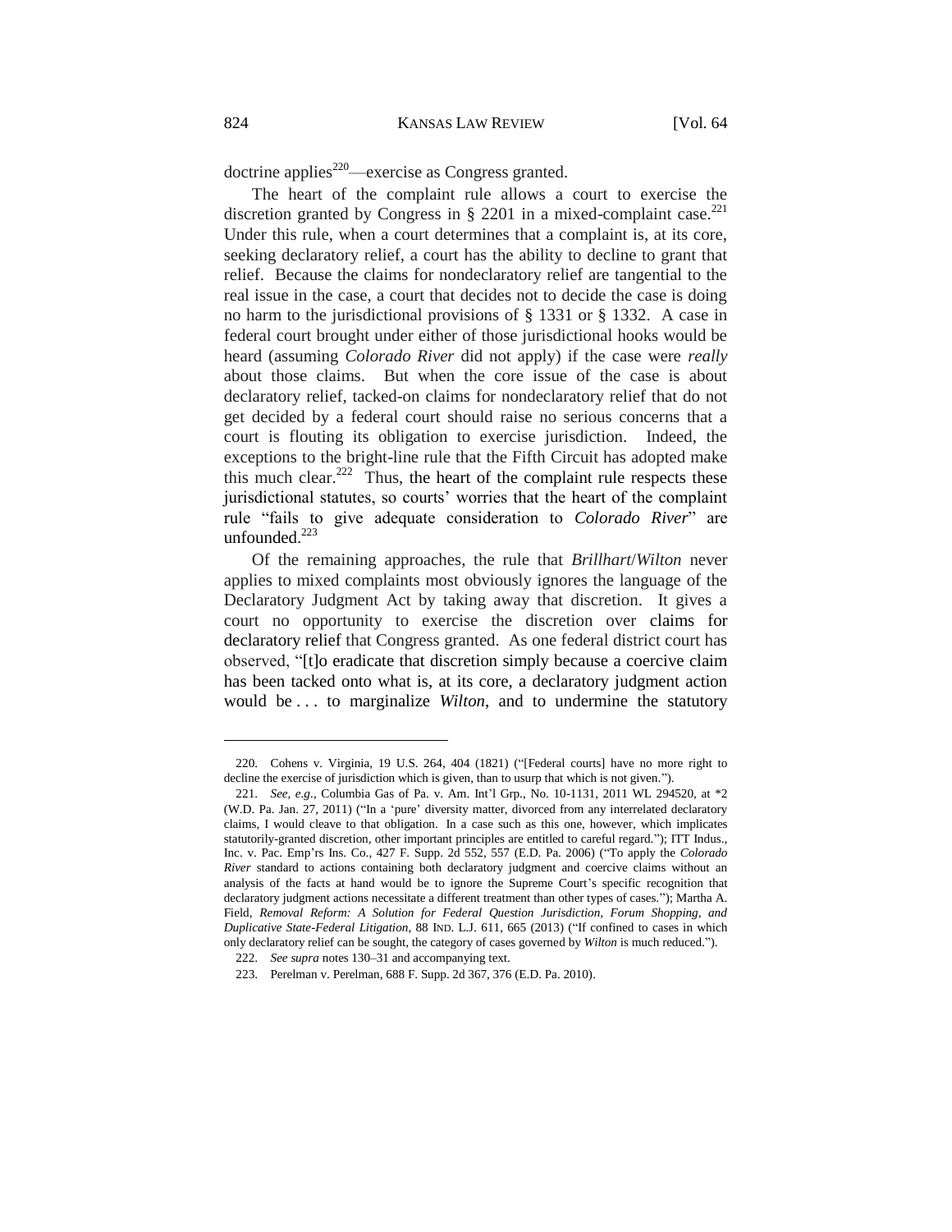doctrine applies[220]—exercise as Congress granted.

The heart of the complaint rule allows a court to exercise the discretion granted by Congress in § 2201 in a mixed-complaint case.[221] Under this rule, when a court determines that a complaint is, at its core, seeking declaratory relief, a court has the ability to decline to grant that relief. Because the claims for nondeclaratory relief are tangential to the real issue in the case, a court that decides not to decide the case is doing no harm to the jurisdictional provisions of § 1331 or § 1332. A case in federal court brought under either of those jurisdictional hooks would be heard (assuming *Colorado River* did not apply) if the case were *really* about those claims. But when the core issue of the case is about declaratory relief, tacked-on claims for nondeclaratory relief that do not get decided by a federal court should raise no serious concerns that a court is flouting its obligation to exercise jurisdiction. Indeed, the exceptions to the bright-line rule that the Fifth Circuit has adopted make this much clear.[222] Thus, the heart of the complaint rule respects these jurisdictional statutes, so courts' worries that the heart of the complaint rule "fails to give adequate consideration to *Colorado River*" are unfounded.[223]

Of the remaining approaches, the rule that *Brillhart*/*Wilton* never applies to mixed complaints most obviously ignores the language of the Declaratory Judgment Act by taking away that discretion. It gives a court no opportunity to exercise the discretion over claims for declaratory relief that Congress granted. As one federal district court has observed, "[t]o eradicate that discretion simply because a coercive claim has been tacked onto what is, at its core, a declaratory judgment action would be . . . to marginalize *Wilton*, and to undermine the statutory

---

220. Cohens v. Virginia, 19 U.S. 264, 404 (1821) ("[Federal courts] have no more right to decline the exercise of jurisdiction which is given, than to usurp that which is not given.").

221. *See, e.g.*, Columbia Gas of Pa. v. Am. Int'l Grp., No. 10-1131, 2011 WL 294520, at *2 (W.D. Pa. Jan. 27, 2011) ("In a 'pure' diversity matter, divorced from any interrelated declaratory claims, I would cleave to that obligation. In a case such as this one, however, which implicates statutorily-granted discretion, other important principles are entitled to careful regard."); ITT Indus., Inc. v. Pac. Emp'rs Ins. Co., 427 F. Supp. 2d 552, 557 (E.D. Pa. 2006) ("To apply the *Colorado River* standard to actions containing both declaratory judgment and coercive claims without an analysis of the facts at hand would be to ignore the Supreme Court's specific recognition that declaratory judgment actions necessitate a different treatment than other types of cases."); Martha A. Field, *Removal Reform: A Solution for Federal Question Jurisdiction, Forum Shopping, and Duplicative State-Federal Litigation*, 88 IND. L.J. 611, 665 (2013) ("If confined to cases in which only declaratory relief can be sought, the category of cases governed by *Wilton* is much reduced.").

222. *See supra* notes 130–31 and accompanying text.

223. Perelman v. Perelman, 688 F. Supp. 2d 367, 376 (E.D. Pa. 2010).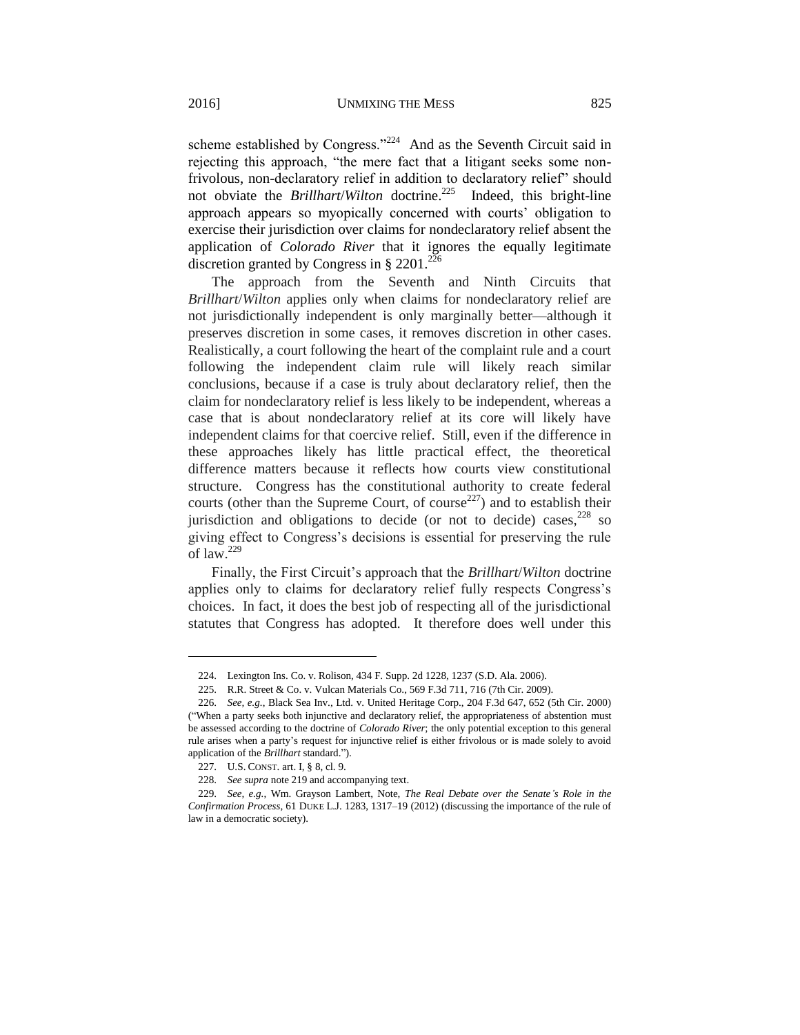scheme established by Congress."[224] And as the Seventh Circuit said in rejecting this approach, "the mere fact that a litigant seeks some non-frivolous, non-declaratory relief in addition to declaratory relief" should not obviate the *Brillhart*/*Wilton* doctrine.[225] Indeed, this bright-line approach appears so myopically concerned with courts' obligation to exercise their jurisdiction over claims for nondeclaratory relief absent the application of *Colorado River* that it ignores the equally legitimate discretion granted by Congress in § 2201.[226]

The approach from the Seventh and Ninth Circuits that *Brillhart*/*Wilton* applies only when claims for nondeclaratory relief are not jurisdictionally independent is only marginally better—although it preserves discretion in some cases, it removes discretion in other cases. Realistically, a court following the heart of the complaint rule and a court following the independent claim rule will likely reach similar conclusions, because if a case is truly about declaratory relief, then the claim for nondeclaratory relief is less likely to be independent, whereas a case that is about nondeclaratory relief at its core will likely have independent claims for that coercive relief. Still, even if the difference in these approaches likely has little practical effect, the theoretical difference matters because it reflects how courts view constitutional structure. Congress has the constitutional authority to create federal courts (other than the Supreme Court, of course[227]) and to establish their jurisdiction and obligations to decide (or not to decide) cases,[228] so giving effect to Congress's decisions is essential for preserving the rule of law.[229]

Finally, the First Circuit's approach that the *Brillhart*/*Wilton* doctrine applies only to claims for declaratory relief fully respects Congress's choices. In fact, it does the best job of respecting all of the jurisdictional statutes that Congress has adopted. It therefore does well under this

---

224. Lexington Ins. Co. v. Rolison, 434 F. Supp. 2d 1228, 1237 (S.D. Ala. 2006).

225. R.R. Street & Co. v. Vulcan Materials Co., 569 F.3d 711, 716 (7th Cir. 2009).

226. *See, e.g.*, Black Sea Inv., Ltd. v. United Heritage Corp., 204 F.3d 647, 652 (5th Cir. 2000) ("When a party seeks both injunctive and declaratory relief, the appropriateness of abstention must be assessed according to the doctrine of *Colorado River*; the only potential exception to this general rule arises when a party's request for injunctive relief is either frivolous or is made solely to avoid application of the *Brillhart* standard.").

227. U.S. CONST. art. I, § 8, cl. 9.

228. *See supra* note 219 and accompanying text.

229. *See, e.g.*, Wm. Grayson Lambert, Note, *The Real Debate over the Senate's Role in the Confirmation Process*, 61 DUKE L.J. 1283, 1317–19 (2012) (discussing the importance of the rule of law in a democratic society).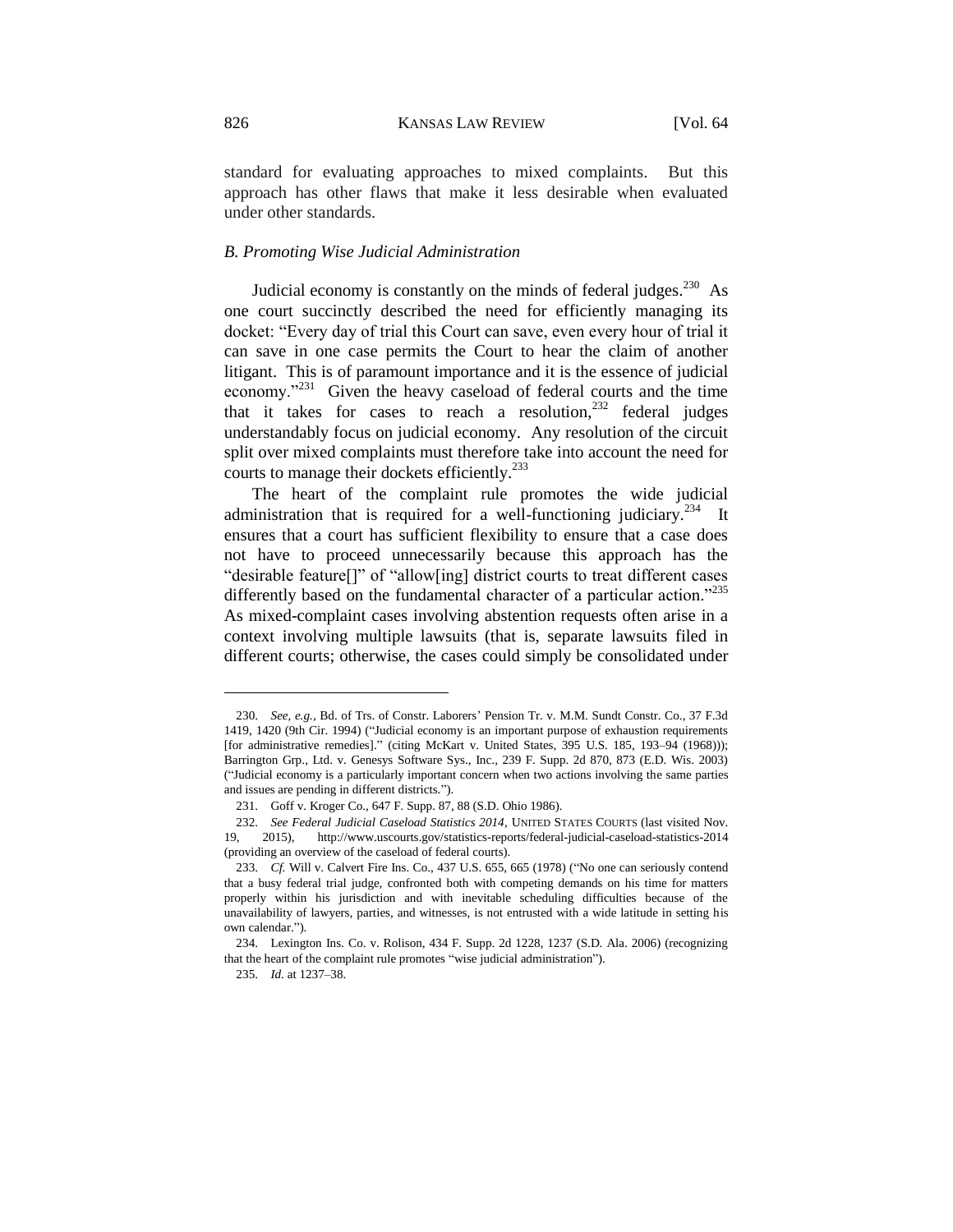standard for evaluating approaches to mixed complaints. But this approach has other flaws that make it less desirable when evaluated under other standards.

### *B. Promoting Wise Judicial Administration*

Judicial economy is constantly on the minds of federal judges.[230] As one court succinctly described the need for efficiently managing its docket: "Every day of trial this Court can save, even every hour of trial it can save in one case permits the Court to hear the claim of another litigant. This is of paramount importance and it is the essence of judicial economy."[231] Given the heavy caseload of federal courts and the time that it takes for cases to reach a resolution,[232] federal judges understandably focus on judicial economy. Any resolution of the circuit split over mixed complaints must therefore take into account the need for courts to manage their dockets efficiently.[233]

The heart of the complaint rule promotes the wide judicial administration that is required for a well-functioning judiciary.[234] It ensures that a court has sufficient flexibility to ensure that a case does not have to proceed unnecessarily because this approach has the "desirable feature[]" of "allow[ing] district courts to treat different cases differently based on the fundamental character of a particular action."[235] As mixed-complaint cases involving abstention requests often arise in a context involving multiple lawsuits (that is, separate lawsuits filed in different courts; otherwise, the cases could simply be consolidated under

---

230. *See, e.g.*, Bd. of Trs. of Constr. Laborers' Pension Tr. v. M.M. Sundt Constr. Co., 37 F.3d 1419, 1420 (9th Cir. 1994) ("Judicial economy is an important purpose of exhaustion requirements [for administrative remedies]." (citing McKart v. United States, 395 U.S. 185, 193–94 (1968))); Barrington Grp., Ltd. v. Genesys Software Sys., Inc., 239 F. Supp. 2d 870, 873 (E.D. Wis. 2003) ("Judicial economy is a particularly important concern when two actions involving the same parties and issues are pending in different districts.").

231. Goff v. Kroger Co., 647 F. Supp. 87, 88 (S.D. Ohio 1986).

232. *See Federal Judicial Caseload Statistics 2014*, UNITED STATES COURTS (last visited Nov. 19, 2015), http://www.uscourts.gov/statistics-reports/federal-judicial-caseload-statistics-2014 (providing an overview of the caseload of federal courts).

233. *Cf.* Will v. Calvert Fire Ins. Co., 437 U.S. 655, 665 (1978) ("No one can seriously contend that a busy federal trial judge, confronted both with competing demands on his time for matters properly within his jurisdiction and with inevitable scheduling difficulties because of the unavailability of lawyers, parties, and witnesses, is not entrusted with a wide latitude in setting his own calendar.").

234. Lexington Ins. Co. v. Rolison, 434 F. Supp. 2d 1228, 1237 (S.D. Ala. 2006) (recognizing that the heart of the complaint rule promotes "wise judicial administration").

235. *Id.* at 1237–38.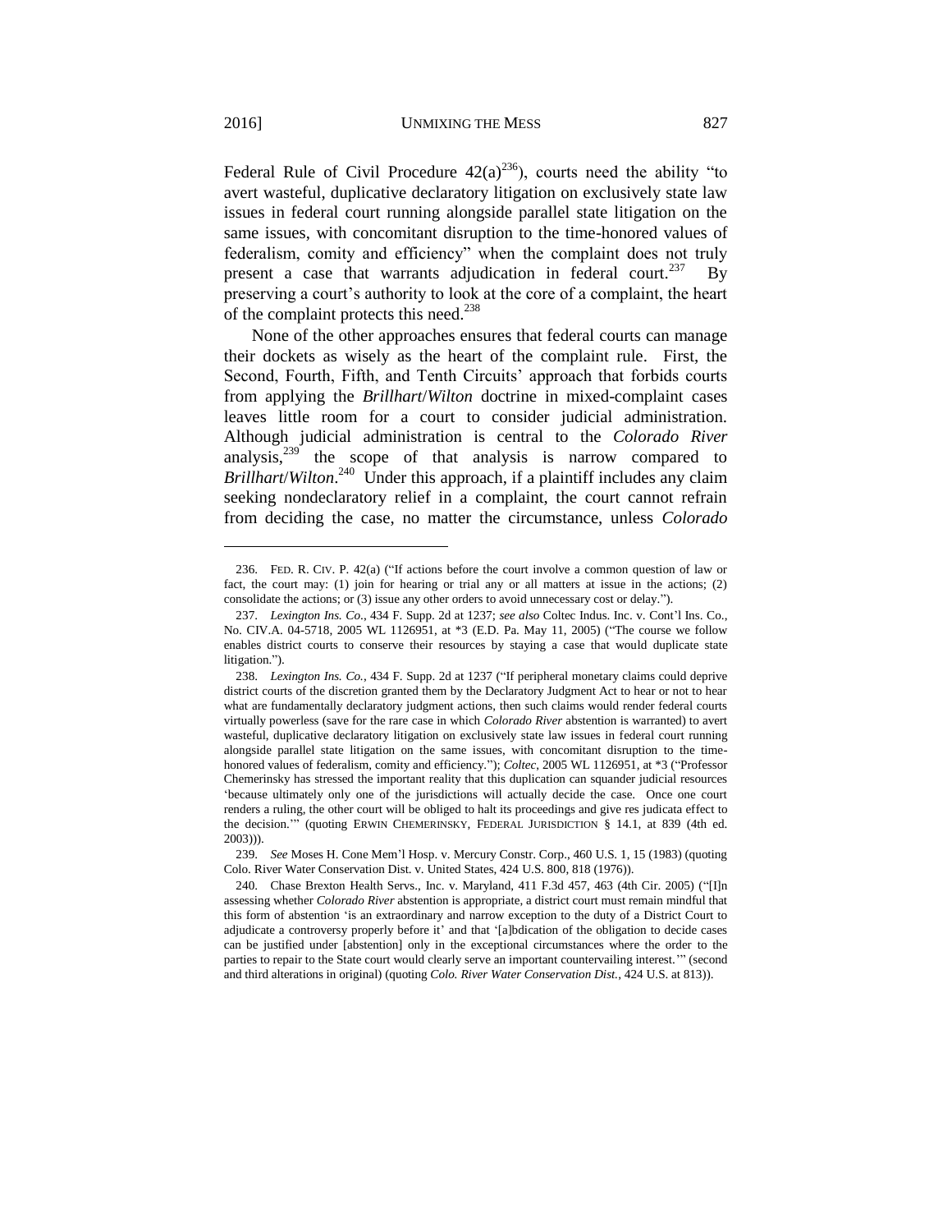Federal Rule of Civil Procedure 42(a)[236]), courts need the ability "to avert wasteful, duplicative declaratory litigation on exclusively state law issues in federal court running alongside parallel state litigation on the same issues, with concomitant disruption to the time-honored values of federalism, comity and efficiency" when the complaint does not truly present a case that warrants adjudication in federal court.[237] By preserving a court's authority to look at the core of a complaint, the heart of the complaint protects this need.[238]

None of the other approaches ensures that federal courts can manage their dockets as wisely as the heart of the complaint rule. First, the Second, Fourth, Fifth, and Tenth Circuits' approach that forbids courts from applying the *Brillhart*/*Wilton* doctrine in mixed-complaint cases leaves little room for a court to consider judicial administration. Although judicial administration is central to the *Colorado River* analysis,[239] the scope of that analysis is narrow compared to *Brillhart*/*Wilton*.[240] Under this approach, if a plaintiff includes any claim seeking nondeclaratory relief in a complaint, the court cannot refrain from deciding the case, no matter the circumstance, unless *Colorado*

---

236. FED. R. CIV. P. 42(a) ("If actions before the court involve a common question of law or fact, the court may: (1) join for hearing or trial any or all matters at issue in the actions; (2) consolidate the actions; or (3) issue any other orders to avoid unnecessary cost or delay.").

237. *Lexington Ins. Co.*, 434 F. Supp. 2d at 1237; *see also* Coltec Indus. Inc. v. Cont'l Ins. Co., No. CIV.A. 04-5718, 2005 WL 1126951, at *3 (E.D. Pa. May 11, 2005) ("The course we follow enables district courts to conserve their resources by staying a case that would duplicate state litigation.").

238. *Lexington Ins. Co.*, 434 F. Supp. 2d at 1237 ("If peripheral monetary claims could deprive district courts of the discretion granted them by the Declaratory Judgment Act to hear or not to hear what are fundamentally declaratory judgment actions, then such claims would render federal courts virtually powerless (save for the rare case in which *Colorado River* abstention is warranted) to avert wasteful, duplicative declaratory litigation on exclusively state law issues in federal court running alongside parallel state litigation on the same issues, with concomitant disruption to the time-honored values of federalism, comity and efficiency."); *Coltec*, 2005 WL 1126951, at *3 ("Professor Chemerinsky has stressed the important reality that this duplication can squander judicial resources 'because ultimately only one of the jurisdictions will actually decide the case. Once one court renders a ruling, the other court will be obliged to halt its proceedings and give res judicata effect to the decision.'" (quoting ERWIN CHEMERINSKY, FEDERAL JURISDICTION § 14.1, at 839 (4th ed. 2003))).

239. *See* Moses H. Cone Mem'l Hosp. v. Mercury Constr. Corp., 460 U.S. 1, 15 (1983) (quoting Colo. River Water Conservation Dist. v. United States, 424 U.S. 800, 818 (1976)).

240. Chase Brexton Health Servs., Inc. v. Maryland, 411 F.3d 457, 463 (4th Cir. 2005) ("[I]n assessing whether *Colorado River* abstention is appropriate, a district court must remain mindful that this form of abstention 'is an extraordinary and narrow exception to the duty of a District Court to adjudicate a controversy properly before it' and that '[a]bdication of the obligation to decide cases can be justified under [abstention] only in the exceptional circumstances where the order to the parties to repair to the State court would clearly serve an important countervailing interest.'" (second and third alterations in original) (quoting *Colo. River Water Conservation Dist.*, 424 U.S. at 813)).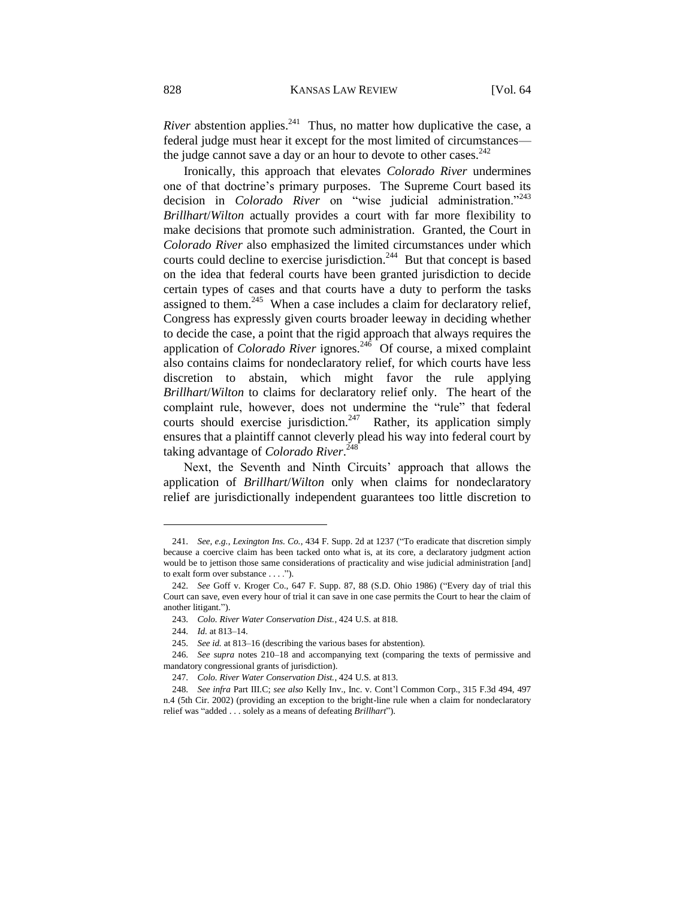*River* abstention applies.[241] Thus, no matter how duplicative the case, a federal judge must hear it except for the most limited of circumstances—the judge cannot save a day or an hour to devote to other cases.[242]

Ironically, this approach that elevates *Colorado River* undermines one of that doctrine's primary purposes. The Supreme Court based its decision in *Colorado River* on "wise judicial administration."[243] *Brillhart*/*Wilton* actually provides a court with far more flexibility to make decisions that promote such administration. Granted, the Court in *Colorado River* also emphasized the limited circumstances under which courts could decline to exercise jurisdiction.[244] But that concept is based on the idea that federal courts have been granted jurisdiction to decide certain types of cases and that courts have a duty to perform the tasks assigned to them.[245] When a case includes a claim for declaratory relief, Congress has expressly given courts broader leeway in deciding whether to decide the case, a point that the rigid approach that always requires the application of *Colorado River* ignores.[246] Of course, a mixed complaint also contains claims for nondeclaratory relief, for which courts have less discretion to abstain, which might favor the rule applying *Brillhart*/*Wilton* to claims for declaratory relief only. The heart of the complaint rule, however, does not undermine the "rule" that federal courts should exercise jurisdiction.[247] Rather, its application simply ensures that a plaintiff cannot cleverly plead his way into federal court by taking advantage of *Colorado River*.[248]

Next, the Seventh and Ninth Circuits' approach that allows the application of *Brillhart*/*Wilton* only when claims for nondeclaratory relief are jurisdictionally independent guarantees too little discretion to

---

241. *See, e.g.*, *Lexington Ins. Co.*, 434 F. Supp. 2d at 1237 ("To eradicate that discretion simply because a coercive claim has been tacked onto what is, at its core, a declaratory judgment action would be to jettison those same considerations of practicality and wise judicial administration [and] to exalt form over substance . . . .").

242. *See* Goff v. Kroger Co., 647 F. Supp. 87, 88 (S.D. Ohio 1986) ("Every day of trial this Court can save, even every hour of trial it can save in one case permits the Court to hear the claim of another litigant.").

243. *Colo. River Water Conservation Dist.*, 424 U.S. at 818.

244. *Id.* at 813–14.

245. *See id.* at 813–16 (describing the various bases for abstention).

246. *See supra* notes 210–18 and accompanying text (comparing the texts of permissive and mandatory congressional grants of jurisdiction).

247. *Colo. River Water Conservation Dist.*, 424 U.S. at 813.

248. *See infra* Part III.C; *see also* Kelly Inv., Inc. v. Cont'l Common Corp., 315 F.3d 494, 497 n.4 (5th Cir. 2002) (providing an exception to the bright-line rule when a claim for nondeclaratory relief was "added . . . solely as a means of defeating *Brillhart*").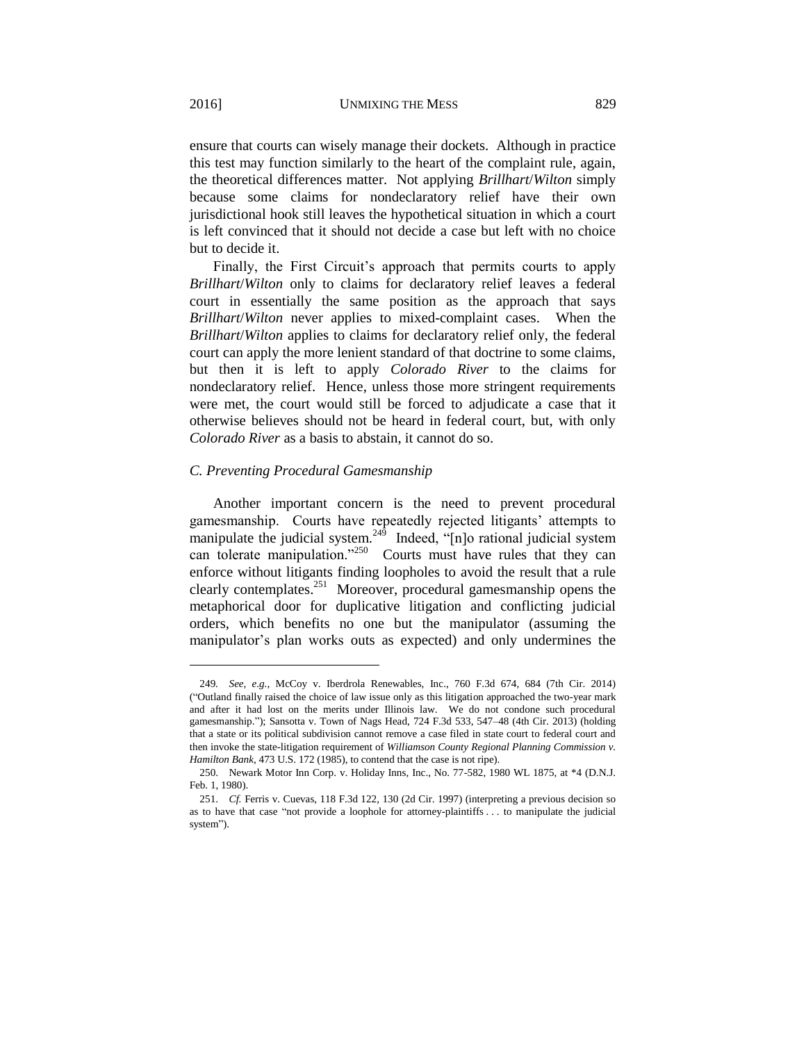ensure that courts can wisely manage their dockets. Although in practice this test may function similarly to the heart of the complaint rule, again, the theoretical differences matter. Not applying *Brillhart*/*Wilton* simply because some claims for nondeclaratory relief have their own jurisdictional hook still leaves the hypothetical situation in which a court is left convinced that it should not decide a case but left with no choice but to decide it.

Finally, the First Circuit's approach that permits courts to apply *Brillhart*/*Wilton* only to claims for declaratory relief leaves a federal court in essentially the same position as the approach that says *Brillhart*/*Wilton* never applies to mixed-complaint cases. When the *Brillhart*/*Wilton* applies to claims for declaratory relief only, the federal court can apply the more lenient standard of that doctrine to some claims, but then it is left to apply *Colorado River* to the claims for nondeclaratory relief. Hence, unless those more stringent requirements were met, the court would still be forced to adjudicate a case that it otherwise believes should not be heard in federal court, but, with only *Colorado River* as a basis to abstain, it cannot do so.

### *C. Preventing Procedural Gamesmanship*

Another important concern is the need to prevent procedural gamesmanship. Courts have repeatedly rejected litigants' attempts to manipulate the judicial system.[249] Indeed, "[n]o rational judicial system can tolerate manipulation."[250] Courts must have rules that they can enforce without litigants finding loopholes to avoid the result that a rule clearly contemplates.[251] Moreover, procedural gamesmanship opens the metaphorical door for duplicative litigation and conflicting judicial orders, which benefits no one but the manipulator (assuming the manipulator's plan works outs as expected) and only undermines the

---

249. *See, e.g.*, McCoy v. Iberdrola Renewables, Inc., 760 F.3d 674, 684 (7th Cir. 2014) ("Outland finally raised the choice of law issue only as this litigation approached the two-year mark and after it had lost on the merits under Illinois law. We do not condone such procedural gamesmanship."); Sansotta v. Town of Nags Head, 724 F.3d 533, 547–48 (4th Cir. 2013) (holding that a state or its political subdivision cannot remove a case filed in state court to federal court and then invoke the state-litigation requirement of *Williamson County Regional Planning Commission v. Hamilton Bank*, 473 U.S. 172 (1985), to contend that the case is not ripe).

250. Newark Motor Inn Corp. v. Holiday Inns, Inc., No. 77-582, 1980 WL 1875, at *4 (D.N.J. Feb. 1, 1980).

251. *Cf.* Ferris v. Cuevas, 118 F.3d 122, 130 (2d Cir. 1997) (interpreting a previous decision so as to have that case "not provide a loophole for attorney-plaintiffs . . . to manipulate the judicial system").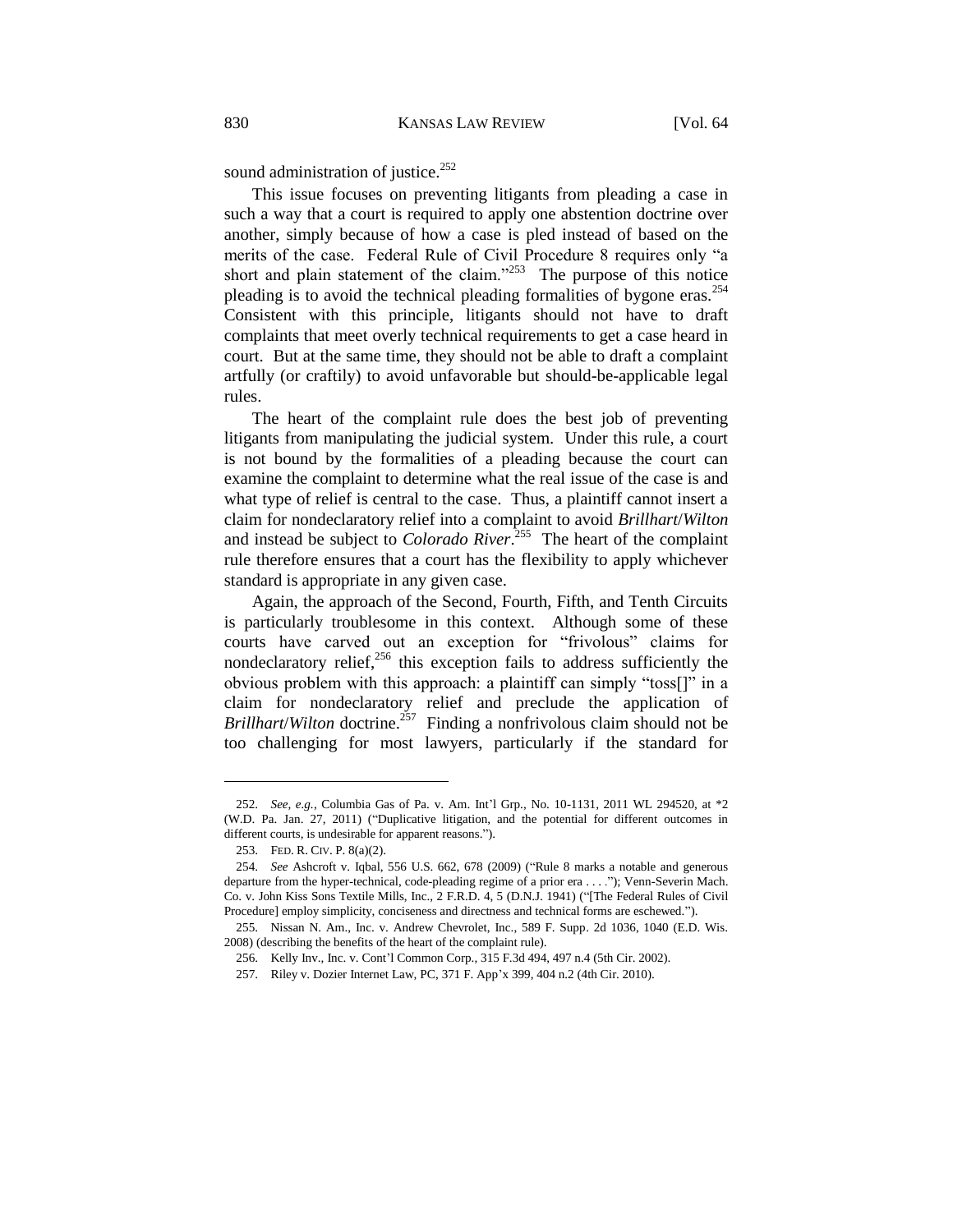sound administration of justice.[252]

This issue focuses on preventing litigants from pleading a case in such a way that a court is required to apply one abstention doctrine over another, simply because of how a case is pled instead of based on the merits of the case. Federal Rule of Civil Procedure 8 requires only "a short and plain statement of the claim."[253] The purpose of this notice pleading is to avoid the technical pleading formalities of bygone eras.[254] Consistent with this principle, litigants should not have to draft complaints that meet overly technical requirements to get a case heard in court. But at the same time, they should not be able to draft a complaint artfully (or craftily) to avoid unfavorable but should-be-applicable legal rules.

The heart of the complaint rule does the best job of preventing litigants from manipulating the judicial system. Under this rule, a court is not bound by the formalities of a pleading because the court can examine the complaint to determine what the real issue of the case is and what type of relief is central to the case. Thus, a plaintiff cannot insert a claim for nondeclaratory relief into a complaint to avoid *Brillhart*/*Wilton* and instead be subject to *Colorado River*.[255] The heart of the complaint rule therefore ensures that a court has the flexibility to apply whichever standard is appropriate in any given case.

Again, the approach of the Second, Fourth, Fifth, and Tenth Circuits is particularly troublesome in this context. Although some of these courts have carved out an exception for "frivolous" claims for nondeclaratory relief,[256] this exception fails to address sufficiently the obvious problem with this approach: a plaintiff can simply "toss[]" in a claim for nondeclaratory relief and preclude the application of *Brillhart*/*Wilton* doctrine.[257] Finding a nonfrivolous claim should not be too challenging for most lawyers, particularly if the standard for

---

252. *See, e.g.*, Columbia Gas of Pa. v. Am. Int'l Grp., No. 10-1131, 2011 WL 294520, at *2 (W.D. Pa. Jan. 27, 2011) ("Duplicative litigation, and the potential for different outcomes in different courts, is undesirable for apparent reasons.").

253. FED. R. CIV. P. 8(a)(2).

254. *See* Ashcroft v. Iqbal, 556 U.S. 662, 678 (2009) ("Rule 8 marks a notable and generous departure from the hyper-technical, code-pleading regime of a prior era . . . ."); Venn-Severin Mach. Co. v. John Kiss Sons Textile Mills, Inc., 2 F.R.D. 4, 5 (D.N.J. 1941) ("[The Federal Rules of Civil Procedure] employ simplicity, conciseness and directness and technical forms are eschewed.").

255. Nissan N. Am., Inc. v. Andrew Chevrolet, Inc., 589 F. Supp. 2d 1036, 1040 (E.D. Wis. 2008) (describing the benefits of the heart of the complaint rule).

256. Kelly Inv., Inc. v. Cont'l Common Corp., 315 F.3d 494, 497 n.4 (5th Cir. 2002).

257. Riley v. Dozier Internet Law, PC, 371 F. App'x 399, 404 n.2 (4th Cir. 2010).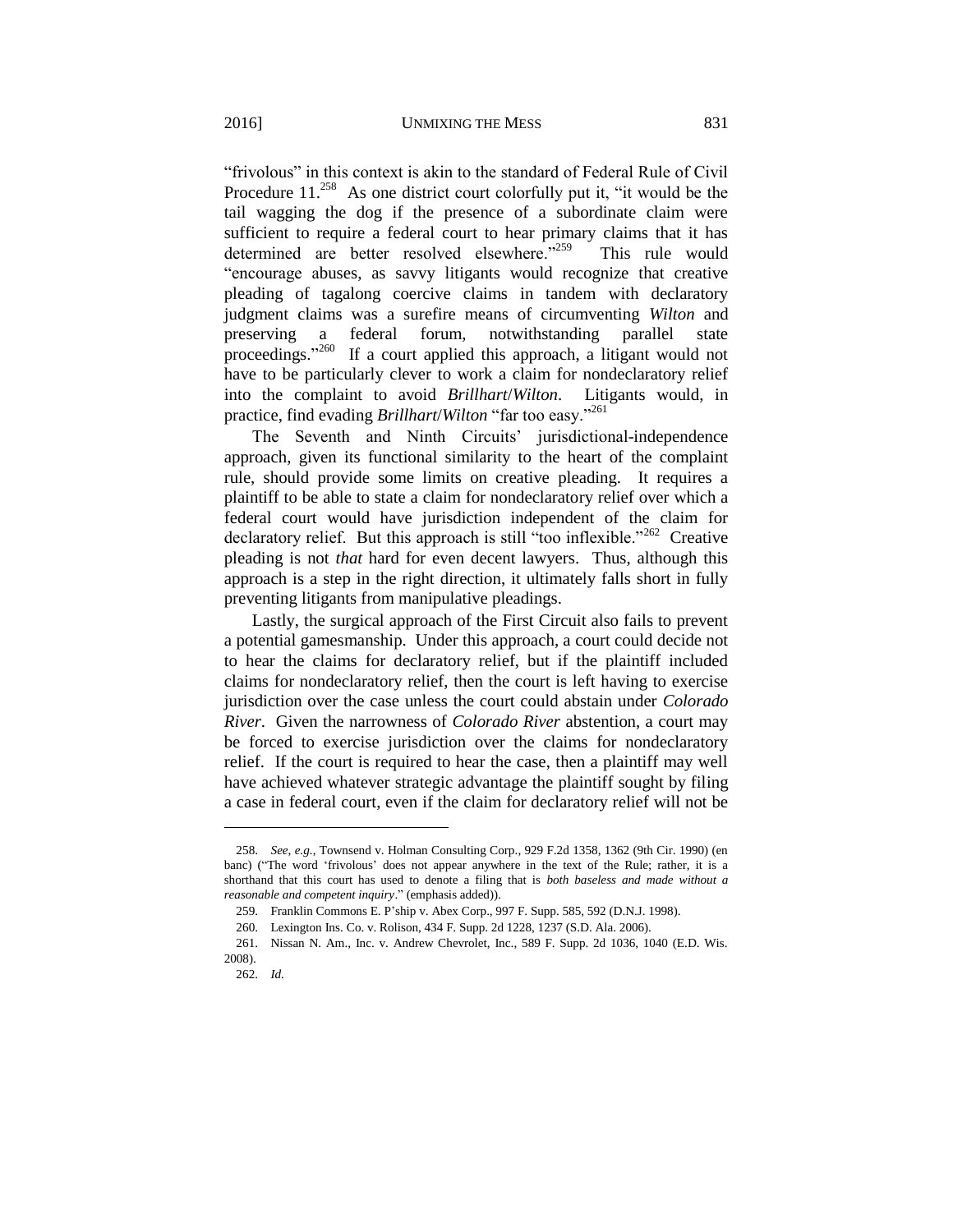"frivolous" in this context is akin to the standard of Federal Rule of Civil Procedure 11.[258] As one district court colorfully put it, "it would be the tail wagging the dog if the presence of a subordinate claim were sufficient to require a federal court to hear primary claims that it has determined are better resolved elsewhere."[259] This rule would "encourage abuses, as savvy litigants would recognize that creative pleading of tagalong coercive claims in tandem with declaratory judgment claims was a surefire means of circumventing *Wilton* and preserving a federal forum, notwithstanding parallel state proceedings."[260] If a court applied this approach, a litigant would not have to be particularly clever to work a claim for nondeclaratory relief into the complaint to avoid *Brillhart*/*Wilton*. Litigants would, in practice, find evading *Brillhart*/*Wilton* "far too easy."[261]

The Seventh and Ninth Circuits' jurisdictional-independence approach, given its functional similarity to the heart of the complaint rule, should provide some limits on creative pleading. It requires a plaintiff to be able to state a claim for nondeclaratory relief over which a federal court would have jurisdiction independent of the claim for declaratory relief. But this approach is still "too inflexible."[262] Creative pleading is not *that* hard for even decent lawyers. Thus, although this approach is a step in the right direction, it ultimately falls short in fully preventing litigants from manipulative pleadings.

Lastly, the surgical approach of the First Circuit also fails to prevent a potential gamesmanship. Under this approach, a court could decide not to hear the claims for declaratory relief, but if the plaintiff included claims for nondeclaratory relief, then the court is left having to exercise jurisdiction over the case unless the court could abstain under *Colorado River*. Given the narrowness of *Colorado River* abstention, a court may be forced to exercise jurisdiction over the claims for nondeclaratory relief. If the court is required to hear the case, then a plaintiff may well have achieved whatever strategic advantage the plaintiff sought by filing a case in federal court, even if the claim for declaratory relief will not be

---

258. *See, e.g.*, Townsend v. Holman Consulting Corp., 929 F.2d 1358, 1362 (9th Cir. 1990) (en banc) ("The word 'frivolous' does not appear anywhere in the text of the Rule; rather, it is a shorthand that this court has used to denote a filing that is *both baseless and made without a reasonable and competent inquiry*." (emphasis added)).

259. Franklin Commons E. P'ship v. Abex Corp., 997 F. Supp. 585, 592 (D.N.J. 1998).

260. Lexington Ins. Co. v. Rolison, 434 F. Supp. 2d 1228, 1237 (S.D. Ala. 2006).

261. Nissan N. Am., Inc. v. Andrew Chevrolet, Inc., 589 F. Supp. 2d 1036, 1040 (E.D. Wis. 2008).

262. *Id.*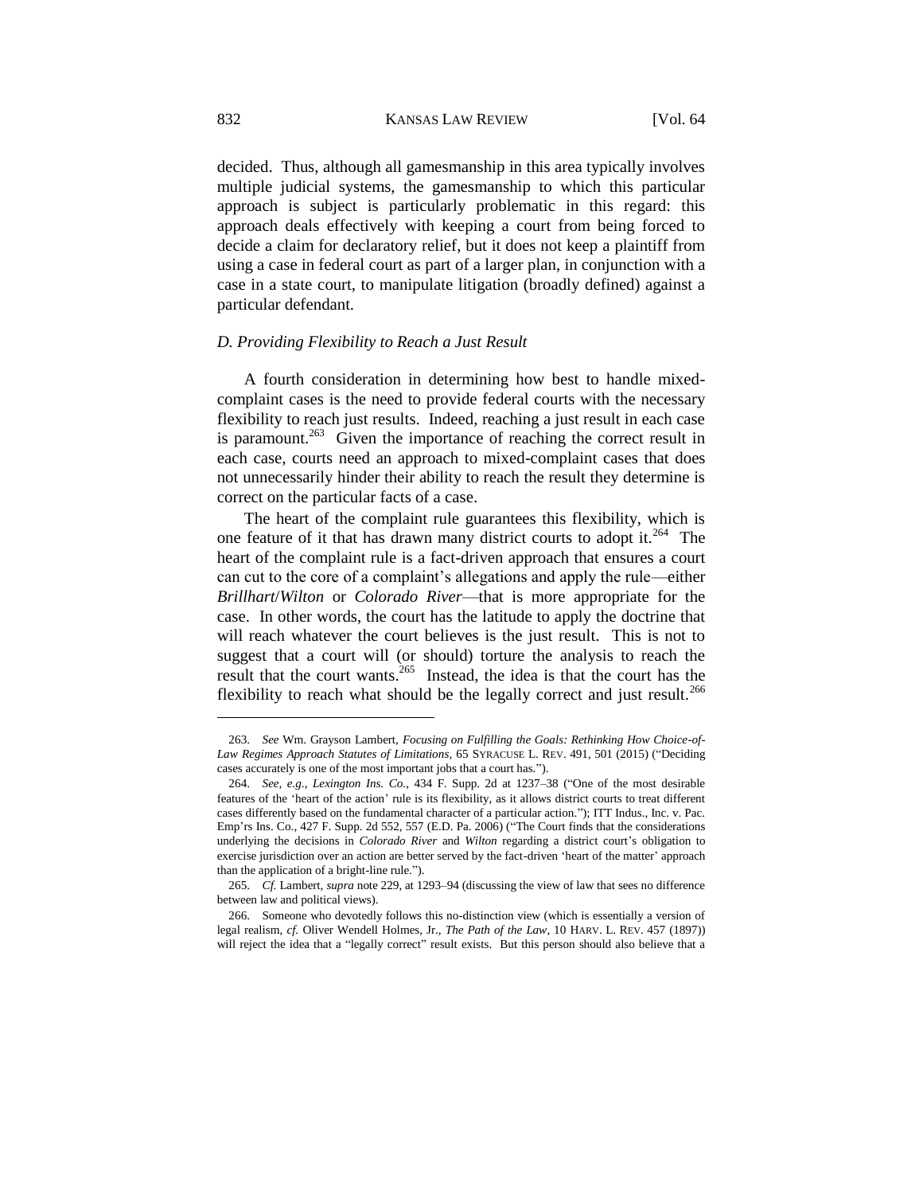decided. Thus, although all gamesmanship in this area typically involves multiple judicial systems, the gamesmanship to which this particular approach is subject is particularly problematic in this regard: this approach deals effectively with keeping a court from being forced to decide a claim for declaratory relief, but it does not keep a plaintiff from using a case in federal court as part of a larger plan, in conjunction with a case in a state court, to manipulate litigation (broadly defined) against a particular defendant.

### *D. Providing Flexibility to Reach a Just Result*

A fourth consideration in determining how best to handle mixed-complaint cases is the need to provide federal courts with the necessary flexibility to reach just results. Indeed, reaching a just result in each case is paramount.[263] Given the importance of reaching the correct result in each case, courts need an approach to mixed-complaint cases that does not unnecessarily hinder their ability to reach the result they determine is correct on the particular facts of a case.

The heart of the complaint rule guarantees this flexibility, which is one feature of it that has drawn many district courts to adopt it.[264] The heart of the complaint rule is a fact-driven approach that ensures a court can cut to the core of a complaint's allegations and apply the rule—either *Brillhart*/*Wilton* or *Colorado River*—that is more appropriate for the case. In other words, the court has the latitude to apply the doctrine that will reach whatever the court believes is the just result. This is not to suggest that a court will (or should) torture the analysis to reach the result that the court wants.[265] Instead, the idea is that the court has the flexibility to reach what should be the legally correct and just result.[266]

---

263. *See* Wm. Grayson Lambert, *Focusing on Fulfilling the Goals: Rethinking How Choice-of-Law Regimes Approach Statutes of Limitations*, 65 SYRACUSE L. REV. 491, 501 (2015) ("Deciding cases accurately is one of the most important jobs that a court has.").

264. *See, e.g.*, *Lexington Ins. Co.*, 434 F. Supp. 2d at 1237–38 ("One of the most desirable features of the 'heart of the action' rule is its flexibility, as it allows district courts to treat different cases differently based on the fundamental character of a particular action."); ITT Indus., Inc. v. Pac. Emp'rs Ins. Co., 427 F. Supp. 2d 552, 557 (E.D. Pa. 2006) ("The Court finds that the considerations underlying the decisions in *Colorado River* and *Wilton* regarding a district court's obligation to exercise jurisdiction over an action are better served by the fact-driven 'heart of the matter' approach than the application of a bright-line rule.").

265. *Cf.* Lambert, *supra* note 229, at 1293–94 (discussing the view of law that sees no difference between law and political views).

266. Someone who devotedly follows this no-distinction view (which is essentially a version of legal realism, *cf.* Oliver Wendell Holmes, Jr., *The Path of the Law*, 10 HARV. L. REV. 457 (1897)) will reject the idea that a "legally correct" result exists. But this person should also believe that a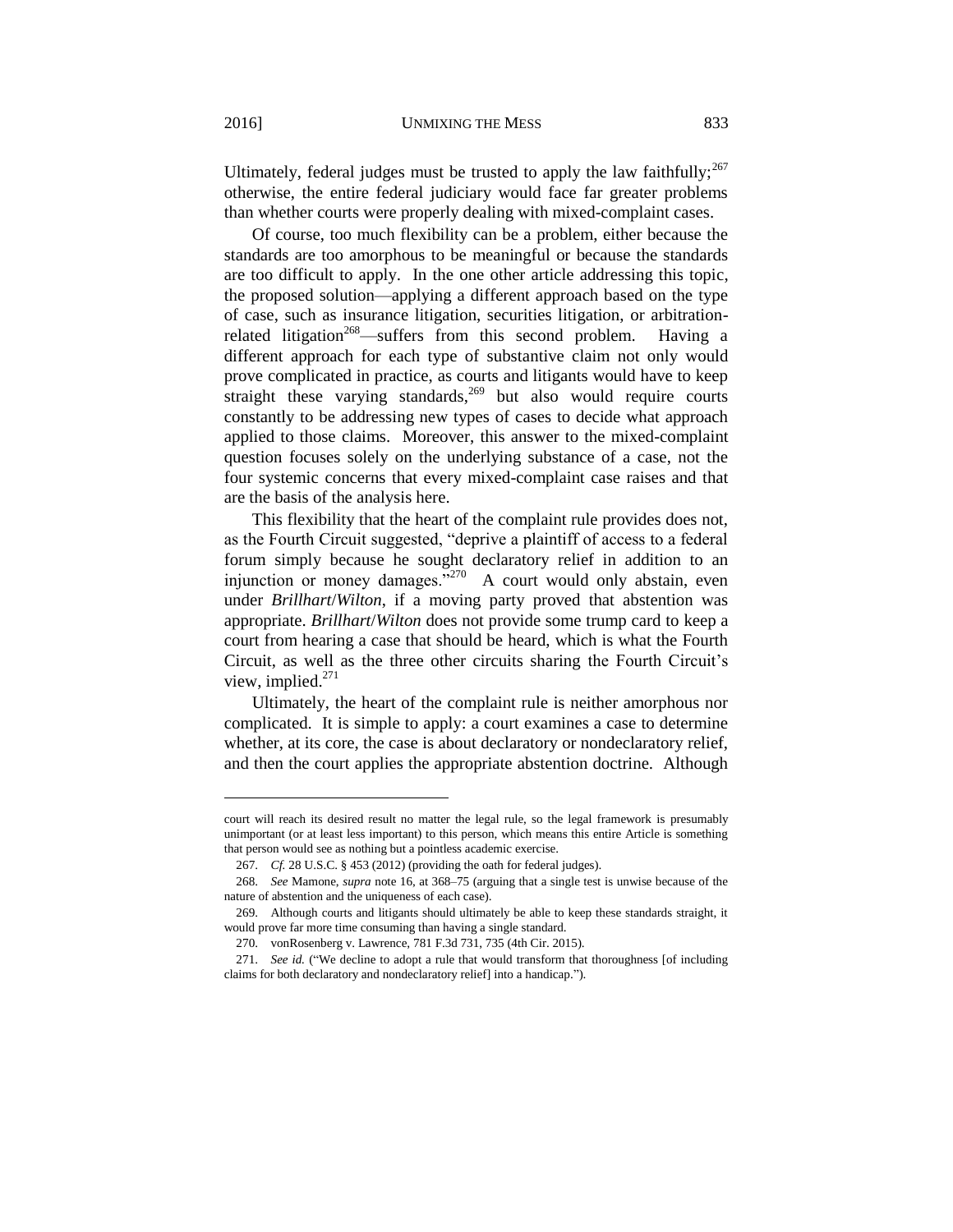Ultimately, federal judges must be trusted to apply the law faithfully;[267] otherwise, the entire federal judiciary would face far greater problems than whether courts were properly dealing with mixed-complaint cases.

Of course, too much flexibility can be a problem, either because the standards are too amorphous to be meaningful or because the standards are too difficult to apply. In the one other article addressing this topic, the proposed solution—applying a different approach based on the type of case, such as insurance litigation, securities litigation, or arbitration-related litigation[268]—suffers from this second problem. Having a different approach for each type of substantive claim not only would prove complicated in practice, as courts and litigants would have to keep straight these varying standards,[269] but also would require courts constantly to be addressing new types of cases to decide what approach applied to those claims. Moreover, this answer to the mixed-complaint question focuses solely on the underlying substance of a case, not the four systemic concerns that every mixed-complaint case raises and that are the basis of the analysis here.

This flexibility that the heart of the complaint rule provides does not, as the Fourth Circuit suggested, "deprive a plaintiff of access to a federal forum simply because he sought declaratory relief in addition to an injunction or money damages."[270] A court would only abstain, even under *Brillhart*/*Wilton*, if a moving party proved that abstention was appropriate. *Brillhart*/*Wilton* does not provide some trump card to keep a court from hearing a case that should be heard, which is what the Fourth Circuit, as well as the three other circuits sharing the Fourth Circuit's view, implied.[271]

Ultimately, the heart of the complaint rule is neither amorphous nor complicated. It is simple to apply: a court examines a case to determine whether, at its core, the case is about declaratory or nondeclaratory relief, and then the court applies the appropriate abstention doctrine. Although

---

court will reach its desired result no matter the legal rule, so the legal framework is presumably unimportant (or at least less important) to this person, which means this entire Article is something that person would see as nothing but a pointless academic exercise.

267. *Cf.* 28 U.S.C. § 453 (2012) (providing the oath for federal judges).

268. *See* Mamone, *supra* note 16, at 368–75 (arguing that a single test is unwise because of the nature of abstention and the uniqueness of each case).

269. Although courts and litigants should ultimately be able to keep these standards straight, it would prove far more time consuming than having a single standard.

270. vonRosenberg v. Lawrence, 781 F.3d 731, 735 (4th Cir. 2015).

271. *See id.* ("We decline to adopt a rule that would transform that thoroughness [of including claims for both declaratory and nondeclaratory relief] into a handicap.").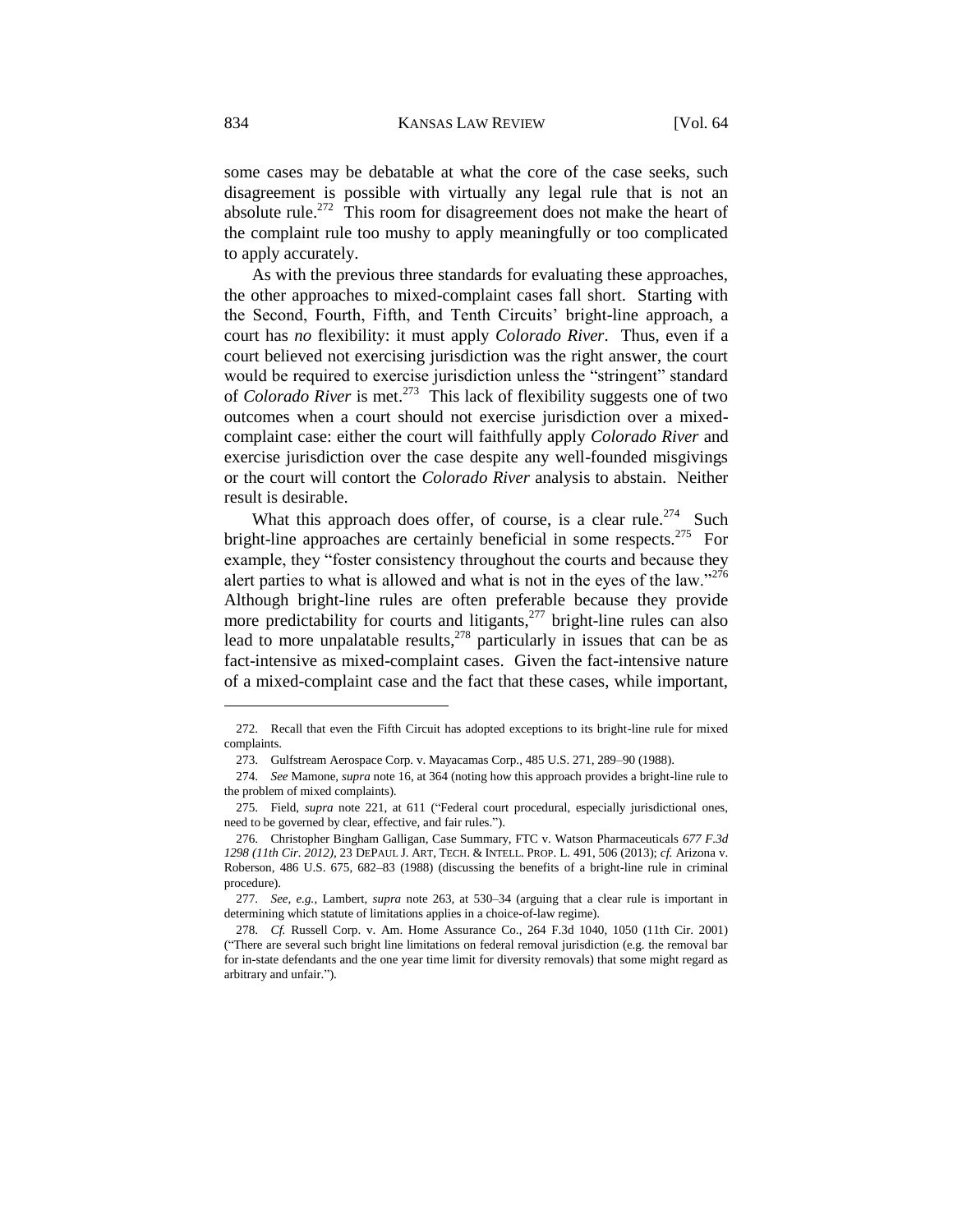some cases may be debatable at what the core of the case seeks, such disagreement is possible with virtually any legal rule that is not an absolute rule.[272] This room for disagreement does not make the heart of the complaint rule too mushy to apply meaningfully or too complicated to apply accurately.

As with the previous three standards for evaluating these approaches, the other approaches to mixed-complaint cases fall short. Starting with the Second, Fourth, Fifth, and Tenth Circuits' bright-line approach, a court has *no* flexibility: it must apply *Colorado River*. Thus, even if a court believed not exercising jurisdiction was the right answer, the court would be required to exercise jurisdiction unless the "stringent" standard of *Colorado River* is met.[273] This lack of flexibility suggests one of two outcomes when a court should not exercise jurisdiction over a mixed-complaint case: either the court will faithfully apply *Colorado River* and exercise jurisdiction over the case despite any well-founded misgivings or the court will contort the *Colorado River* analysis to abstain. Neither result is desirable.

What this approach does offer, of course, is a clear rule.[274] Such bright-line approaches are certainly beneficial in some respects.[275] For example, they "foster consistency throughout the courts and because they alert parties to what is allowed and what is not in the eyes of the law."[276] Although bright-line rules are often preferable because they provide more predictability for courts and litigants,[277] bright-line rules can also lead to more unpalatable results,[278] particularly in issues that can be as fact-intensive as mixed-complaint cases. Given the fact-intensive nature of a mixed-complaint case and the fact that these cases, while important,

---

272. Recall that even the Fifth Circuit has adopted exceptions to its bright-line rule for mixed complaints.

273. Gulfstream Aerospace Corp. v. Mayacamas Corp., 485 U.S. 271, 289–90 (1988).

274. *See* Mamone, *supra* note 16, at 364 (noting how this approach provides a bright-line rule to the problem of mixed complaints).

275. Field, *supra* note 221, at 611 ("Federal court procedural, especially jurisdictional ones, need to be governed by clear, effective, and fair rules.").

276. Christopher Bingham Galligan, Case Summary, FTC v. Watson Pharmaceuticals *677 F.3d 1298 (11th Cir. 2012)*, 23 DEPAUL J. ART, TECH. & INTELL. PROP. L. 491, 506 (2013); *cf.* Arizona v. Roberson, 486 U.S. 675, 682–83 (1988) (discussing the benefits of a bright-line rule in criminal procedure).

277. *See, e.g.*, Lambert, *supra* note 263, at 530–34 (arguing that a clear rule is important in determining which statute of limitations applies in a choice-of-law regime).

278. *Cf.* Russell Corp. v. Am. Home Assurance Co., 264 F.3d 1040, 1050 (11th Cir. 2001) ("There are several such bright line limitations on federal removal jurisdiction (e.g. the removal bar for in-state defendants and the one year time limit for diversity removals) that some might regard as arbitrary and unfair.").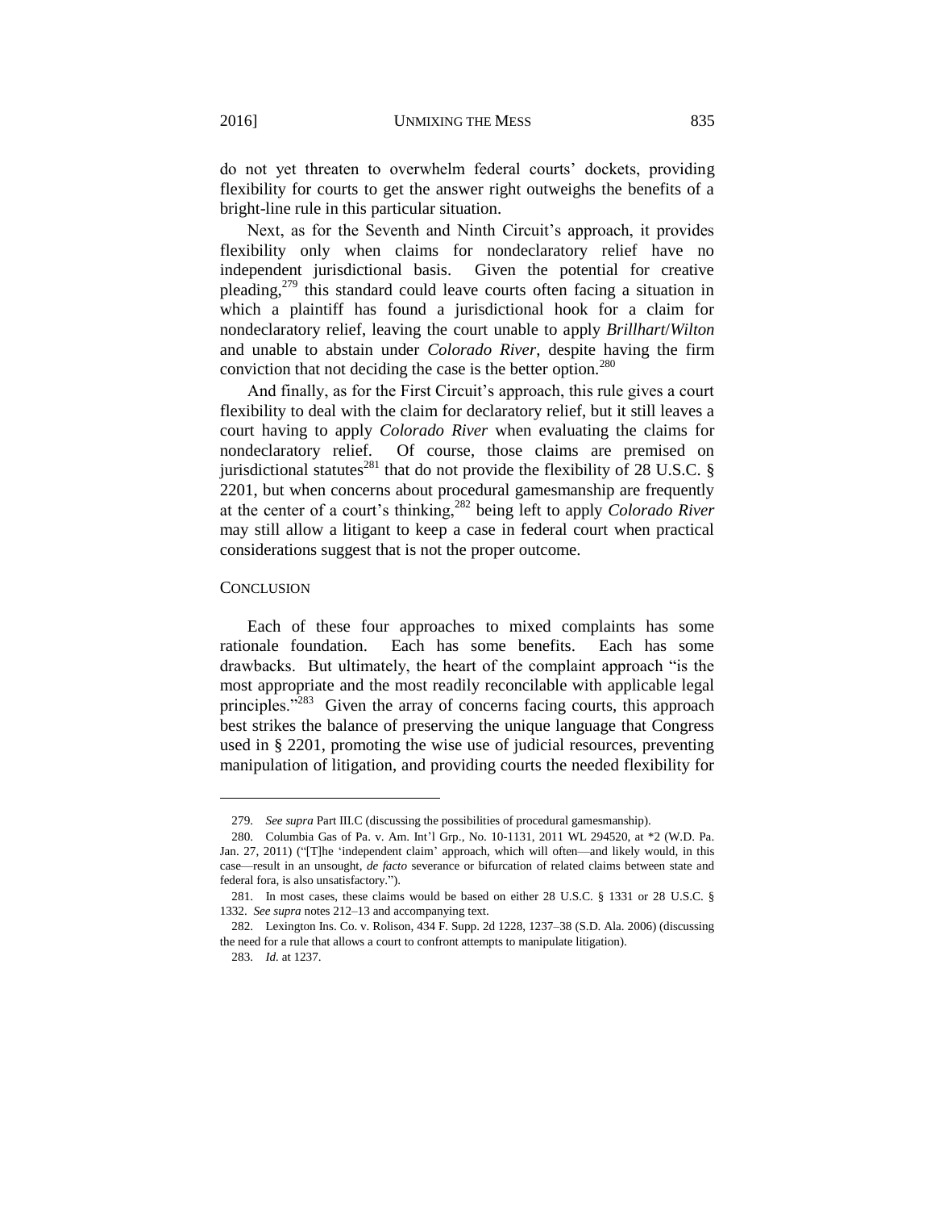do not yet threaten to overwhelm federal courts' dockets, providing flexibility for courts to get the answer right outweighs the benefits of a bright-line rule in this particular situation.

Next, as for the Seventh and Ninth Circuit's approach, it provides flexibility only when claims for nondeclaratory relief have no independent jurisdictional basis. Given the potential for creative pleading,[279] this standard could leave courts often facing a situation in which a plaintiff has found a jurisdictional hook for a claim for nondeclaratory relief, leaving the court unable to apply *Brillhart*/*Wilton* and unable to abstain under *Colorado River*, despite having the firm conviction that not deciding the case is the better option.[280]

And finally, as for the First Circuit's approach, this rule gives a court flexibility to deal with the claim for declaratory relief, but it still leaves a court having to apply *Colorado River* when evaluating the claims for nondeclaratory relief. Of course, those claims are premised on jurisdictional statutes[281] that do not provide the flexibility of 28 U.S.C. § 2201, but when concerns about procedural gamesmanship are frequently at the center of a court's thinking,[282] being left to apply *Colorado River* may still allow a litigant to keep a case in federal court when practical considerations suggest that is not the proper outcome.

## CONCLUSION

Each of these four approaches to mixed complaints has some rationale foundation. Each has some benefits. Each has some drawbacks. But ultimately, the heart of the complaint approach "is the most appropriate and the most readily reconcilable with applicable legal principles."[283] Given the array of concerns facing courts, this approach best strikes the balance of preserving the unique language that Congress used in § 2201, promoting the wise use of judicial resources, preventing manipulation of litigation, and providing courts the needed flexibility for

---

279. *See supra* Part III.C (discussing the possibilities of procedural gamesmanship).

280. Columbia Gas of Pa. v. Am. Int'l Grp., No. 10-1131, 2011 WL 294520, at *2 (W.D. Pa. Jan. 27, 2011) ("[T]he 'independent claim' approach, which will often—and likely would, in this case—result in an unsought, *de facto* severance or bifurcation of related claims between state and federal fora, is also unsatisfactory.").

281. In most cases, these claims would be based on either 28 U.S.C. § 1331 or 28 U.S.C. § 1332. *See supra* notes 212–13 and accompanying text.

282. Lexington Ins. Co. v. Rolison, 434 F. Supp. 2d 1228, 1237–38 (S.D. Ala. 2006) (discussing the need for a rule that allows a court to confront attempts to manipulate litigation).

283. *Id.* at 1237.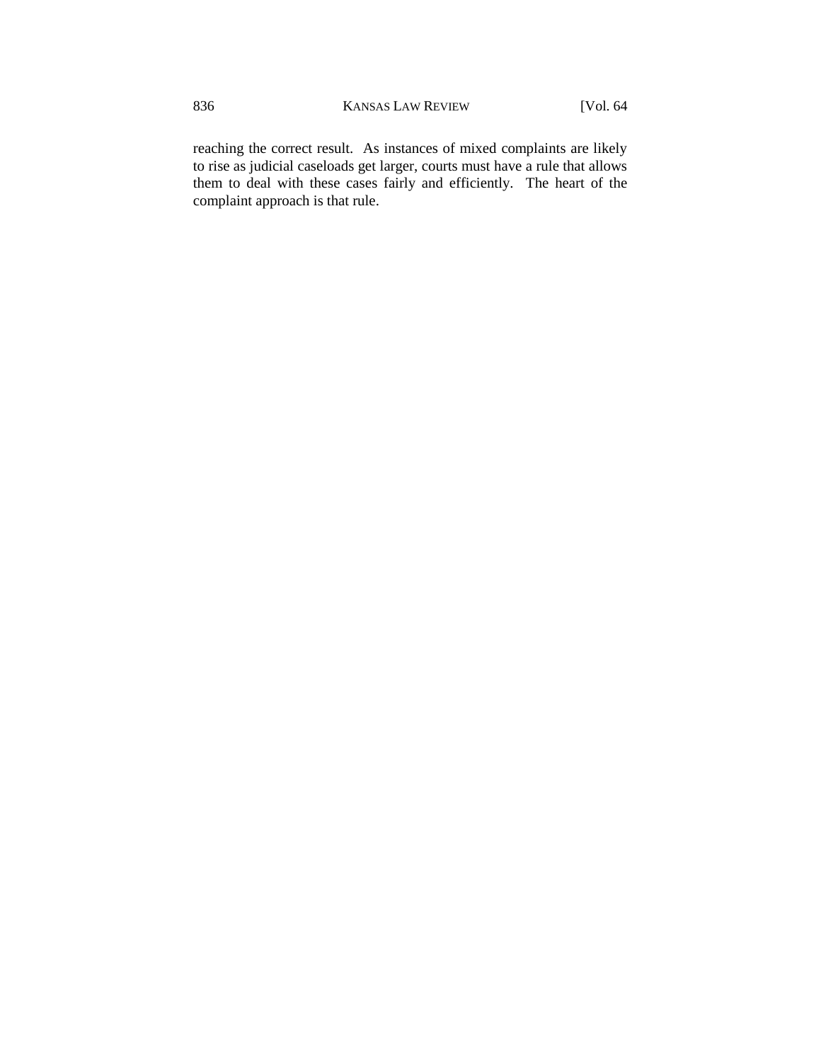reaching the correct result. As instances of mixed complaints are likely to rise as judicial caseloads get larger, courts must have a rule that allows them to deal with these cases fairly and efficiently. The heart of the complaint approach is that rule.